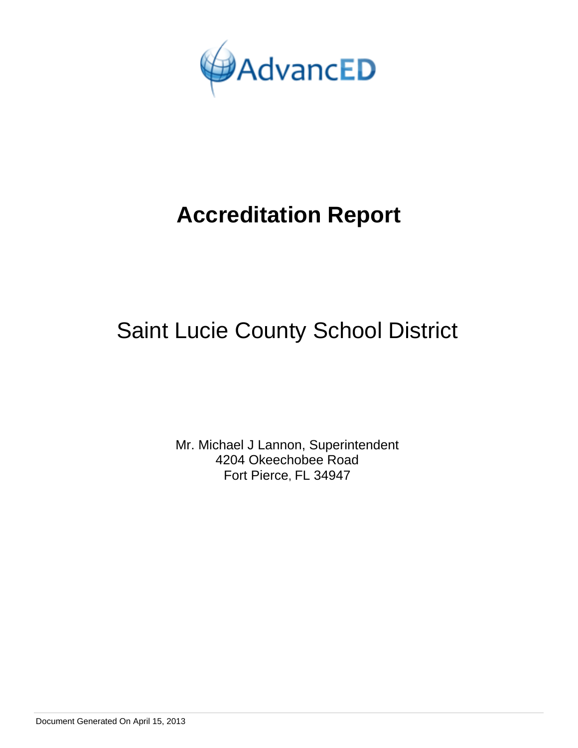AdvancED

# Accreditation Report

## Saint Lucie County School District

Mr. Michael J Lannon, Superintendent
4204 Okeechobee Road
Fort Pierce, FL 34947

Document Generated On April 15, 2013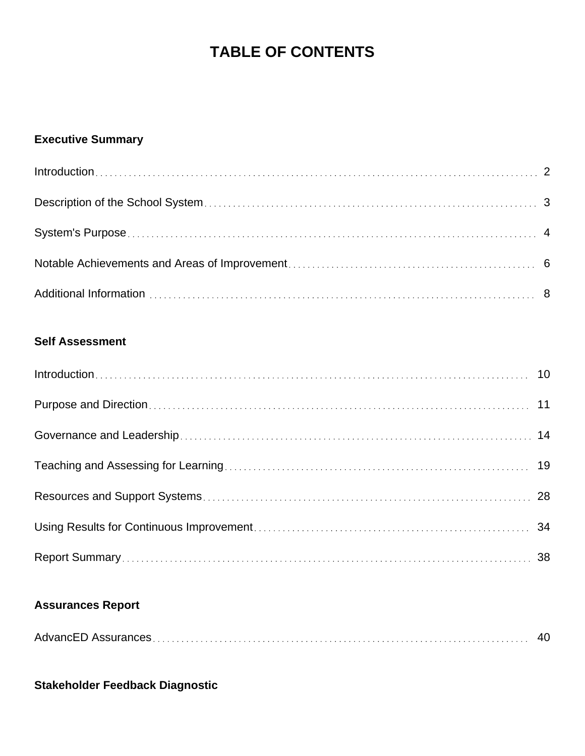# TABLE OF CONTENTS

**Executive Summary**

Introduction . . . . . 2

Description of the School System . . . . . 3

System's Purpose . . . . . 4

Notable Achievements and Areas of Improvement . . . . . 6

Additional Information . . . . . 8

**Self Assessment**

Introduction . . . . . 10

Purpose and Direction . . . . . 11

Governance and Leadership . . . . . 14

Teaching and Assessing for Learning . . . . . 19

Resources and Support Systems . . . . . 28

Using Results for Continuous Improvement . . . . . 34

Report Summary . . . . . 38

**Assurances Report**

AdvancED Assurances . . . . . 40

**Stakeholder Feedback Diagnostic**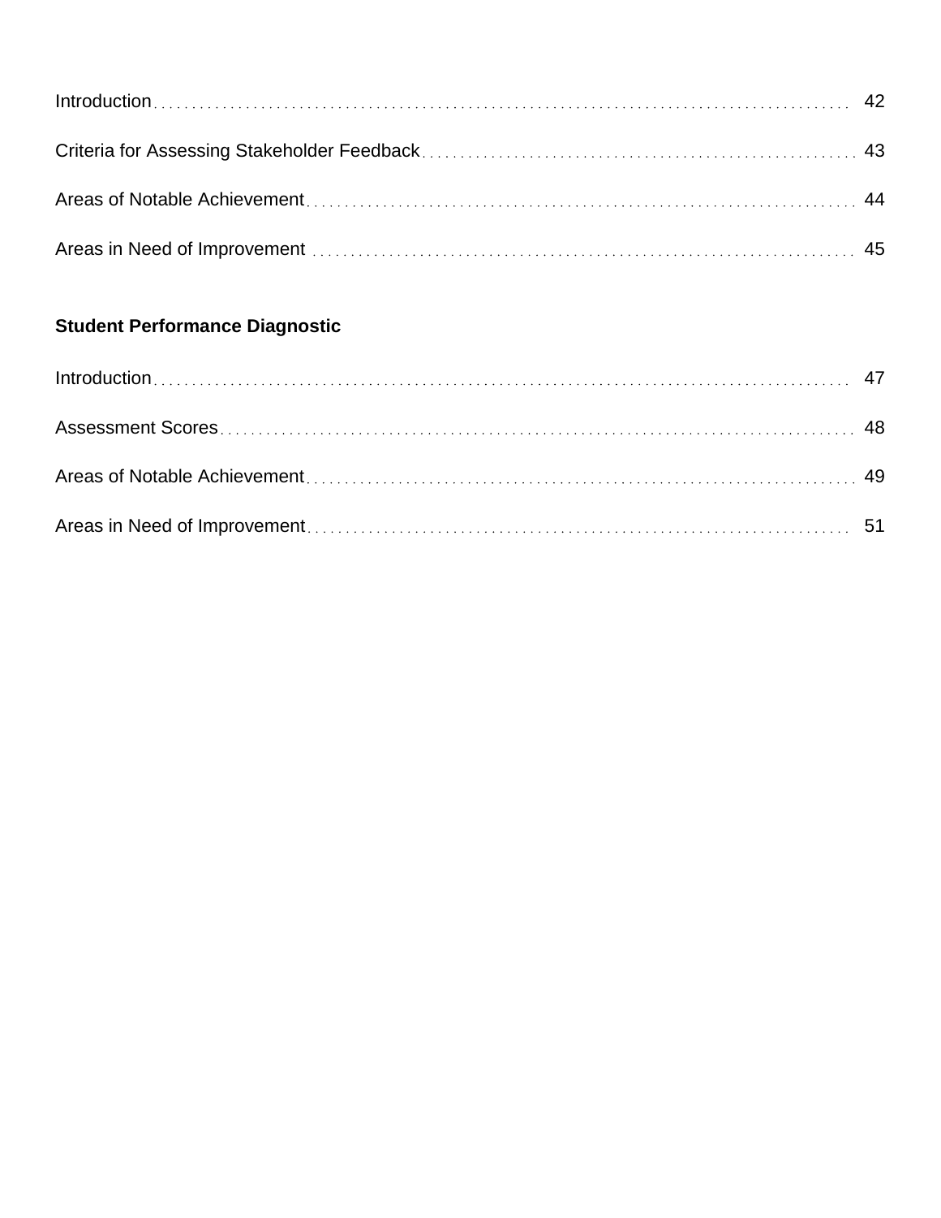Introduction ........ 42

Criteria for Assessing Stakeholder Feedback ........ 43

Areas of Notable Achievement ........ 44

Areas in Need of Improvement ........ 45

**Student Performance Diagnostic**

Introduction ........ 47

Assessment Scores ........ 48

Areas of Notable Achievement ........ 49

Areas in Need of Improvement ........ 51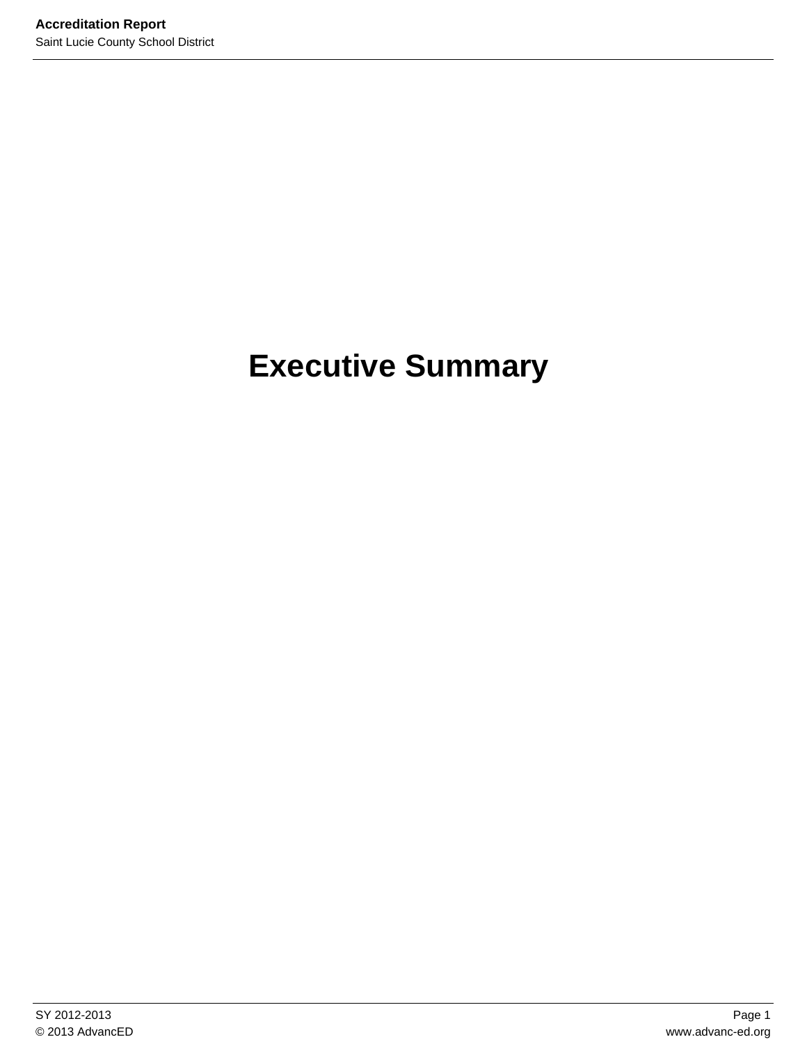# Executive Summary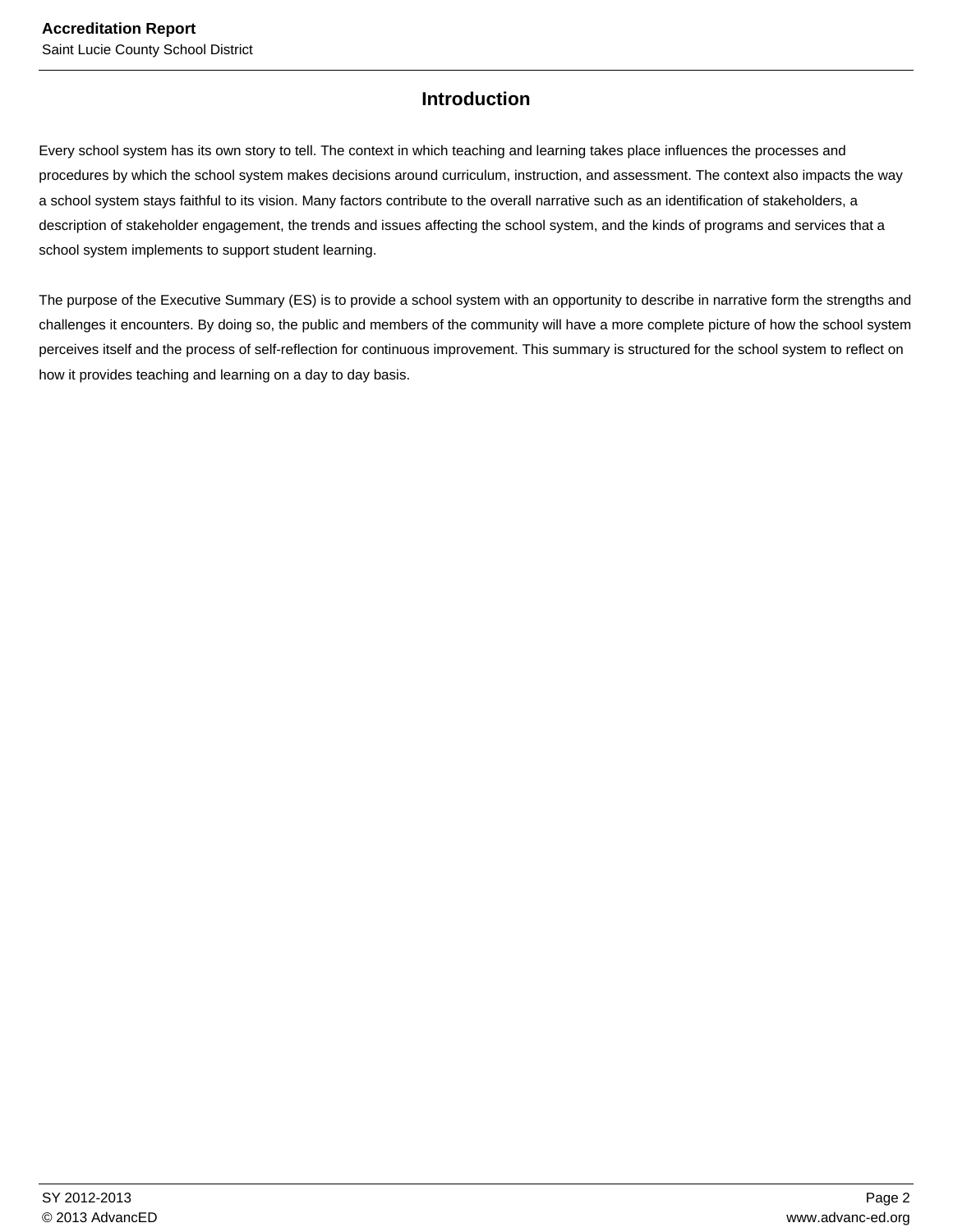## Introduction

Every school system has its own story to tell. The context in which teaching and learning takes place influences the processes and procedures by which the school system makes decisions around curriculum, instruction, and assessment. The context also impacts the way a school system stays faithful to its vision. Many factors contribute to the overall narrative such as an identification of stakeholders, a description of stakeholder engagement, the trends and issues affecting the school system, and the kinds of programs and services that a school system implements to support student learning.

The purpose of the Executive Summary (ES) is to provide a school system with an opportunity to describe in narrative form the strengths and challenges it encounters. By doing so, the public and members of the community will have a more complete picture of how the school system perceives itself and the process of self-reflection for continuous improvement. This summary is structured for the school system to reflect on how it provides teaching and learning on a day to day basis.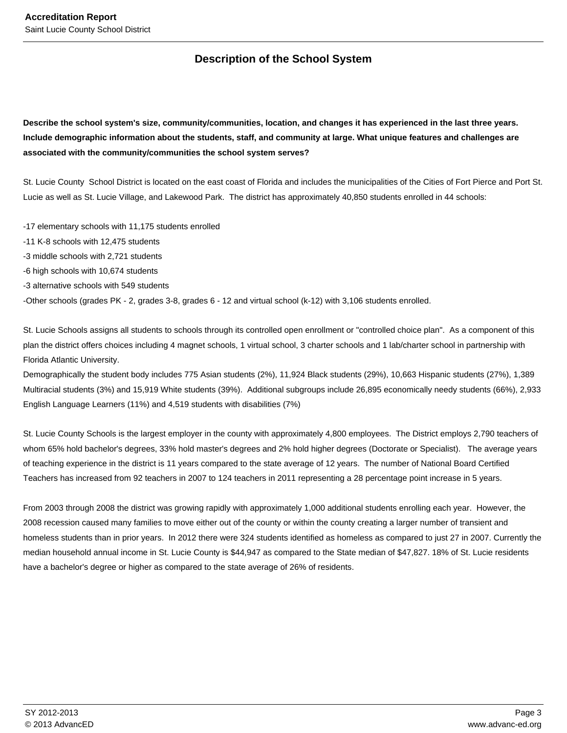## Description of the School System

**Describe the school system's size, community/communities, location, and changes it has experienced in the last three years. Include demographic information about the students, staff, and community at large. What unique features and challenges are associated with the community/communities the school system serves?**

St. Lucie County School District is located on the east coast of Florida and includes the municipalities of the Cities of Fort Pierce and Port St. Lucie as well as St. Lucie Village, and Lakewood Park. The district has approximately 40,850 students enrolled in 44 schools:

-17 elementary schools with 11,175 students enrolled
-11 K-8 schools with 12,475 students
-3 middle schools with 2,721 students
-6 high schools with 10,674 students
-3 alternative schools with 549 students
-Other schools (grades PK - 2, grades 3-8, grades 6 - 12 and virtual school (k-12) with 3,106 students enrolled.

St. Lucie Schools assigns all students to schools through its controlled open enrollment or "controlled choice plan". As a component of this plan the district offers choices including 4 magnet schools, 1 virtual school, 3 charter schools and 1 lab/charter school in partnership with Florida Atlantic University.
Demographically the student body includes 775 Asian students (2%), 11,924 Black students (29%), 10,663 Hispanic students (27%), 1,389 Multiracial students (3%) and 15,919 White students (39%). Additional subgroups include 26,895 economically needy students (66%), 2,933 English Language Learners (11%) and 4,519 students with disabilities (7%)

St. Lucie County Schools is the largest employer in the county with approximately 4,800 employees. The District employs 2,790 teachers of whom 65% hold bachelor's degrees, 33% hold master's degrees and 2% hold higher degrees (Doctorate or Specialist). The average years of teaching experience in the district is 11 years compared to the state average of 12 years. The number of National Board Certified Teachers has increased from 92 teachers in 2007 to 124 teachers in 2011 representing a 28 percentage point increase in 5 years.

From 2003 through 2008 the district was growing rapidly with approximately 1,000 additional students enrolling each year. However, the 2008 recession caused many families to move either out of the county or within the county creating a larger number of transient and homeless students than in prior years. In 2012 there were 324 students identified as homeless as compared to just 27 in 2007. Currently the median household annual income in St. Lucie County is $44,947 as compared to the State median of $47,827. 18% of St. Lucie residents have a bachelor's degree or higher as compared to the state average of 26% of residents.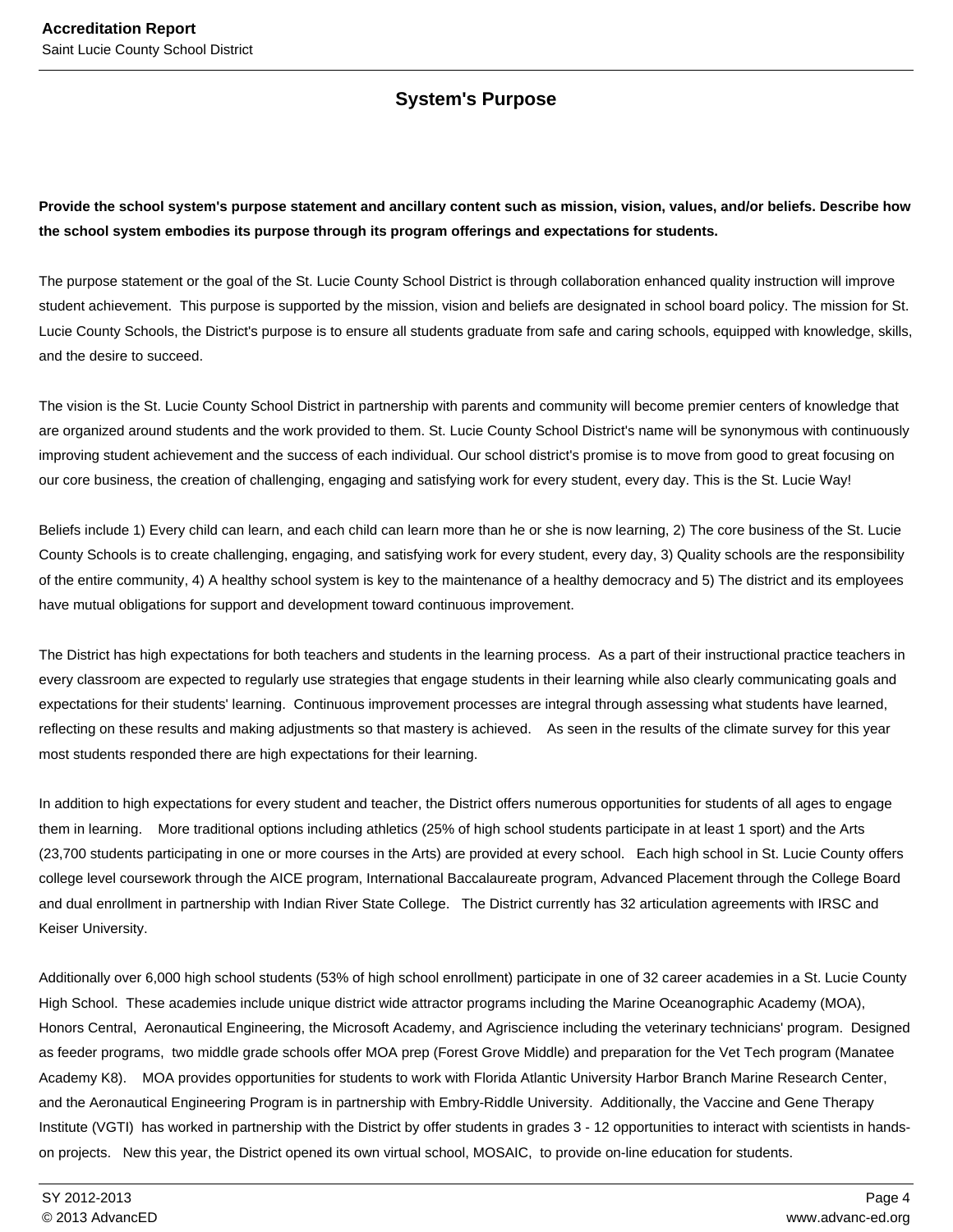## System's Purpose

**Provide the school system's purpose statement and ancillary content such as mission, vision, values, and/or beliefs. Describe how the school system embodies its purpose through its program offerings and expectations for students.**

The purpose statement or the goal of the St. Lucie County School District is through collaboration enhanced quality instruction will improve student achievement. This purpose is supported by the mission, vision and beliefs are designated in school board policy. The mission for St. Lucie County Schools, the District's purpose is to ensure all students graduate from safe and caring schools, equipped with knowledge, skills, and the desire to succeed.

The vision is the St. Lucie County School District in partnership with parents and community will become premier centers of knowledge that are organized around students and the work provided to them. St. Lucie County School District's name will be synonymous with continuously improving student achievement and the success of each individual. Our school district's promise is to move from good to great focusing on our core business, the creation of challenging, engaging and satisfying work for every student, every day. This is the St. Lucie Way!

Beliefs include 1) Every child can learn, and each child can learn more than he or she is now learning, 2) The core business of the St. Lucie County Schools is to create challenging, engaging, and satisfying work for every student, every day, 3) Quality schools are the responsibility of the entire community, 4) A healthy school system is key to the maintenance of a healthy democracy and 5) The district and its employees have mutual obligations for support and development toward continuous improvement.

The District has high expectations for both teachers and students in the learning process. As a part of their instructional practice teachers in every classroom are expected to regularly use strategies that engage students in their learning while also clearly communicating goals and expectations for their students' learning. Continuous improvement processes are integral through assessing what students have learned, reflecting on these results and making adjustments so that mastery is achieved. As seen in the results of the climate survey for this year most students responded there are high expectations for their learning.

In addition to high expectations for every student and teacher, the District offers numerous opportunities for students of all ages to engage them in learning. More traditional options including athletics (25% of high school students participate in at least 1 sport) and the Arts (23,700 students participating in one or more courses in the Arts) are provided at every school. Each high school in St. Lucie County offers college level coursework through the AICE program, International Baccalaureate program, Advanced Placement through the College Board and dual enrollment in partnership with Indian River State College. The District currently has 32 articulation agreements with IRSC and Keiser University.

Additionally over 6,000 high school students (53% of high school enrollment) participate in one of 32 career academies in a St. Lucie County High School. These academies include unique district wide attractor programs including the Marine Oceanographic Academy (MOA), Honors Central, Aeronautical Engineering, the Microsoft Academy, and Agriscience including the veterinary technicians' program. Designed as feeder programs, two middle grade schools offer MOA prep (Forest Grove Middle) and preparation for the Vet Tech program (Manatee Academy K8). MOA provides opportunities for students to work with Florida Atlantic University Harbor Branch Marine Research Center, and the Aeronautical Engineering Program is in partnership with Embry-Riddle University. Additionally, the Vaccine and Gene Therapy Institute (VGTI) has worked in partnership with the District by offer students in grades 3 - 12 opportunities to interact with scientists in hands-on projects. New this year, the District opened its own virtual school, MOSAIC, to provide on-line education for students.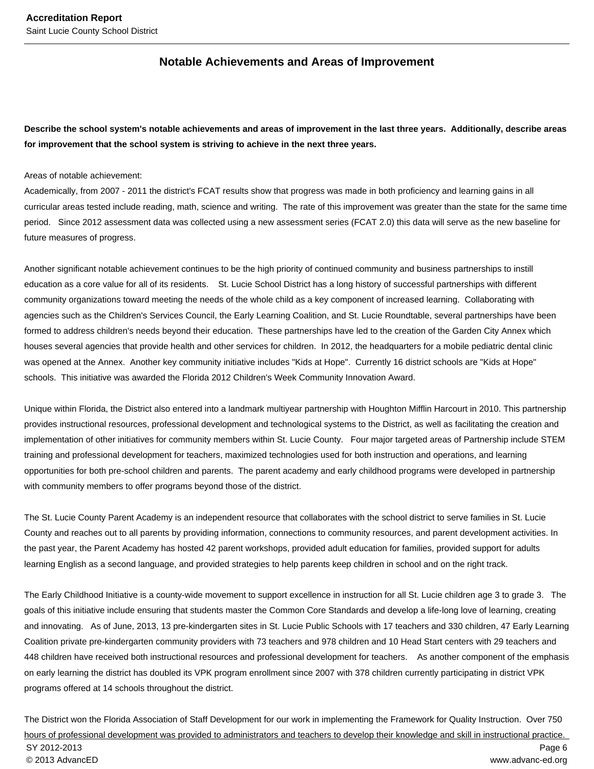## Notable Achievements and Areas of Improvement

**Describe the school system's notable achievements and areas of improvement in the last three years. Additionally, describe areas for improvement that the school system is striving to achieve in the next three years.**

Areas of notable achievement:
Academically, from 2007 - 2011 the district's FCAT results show that progress was made in both proficiency and learning gains in all curricular areas tested include reading, math, science and writing. The rate of this improvement was greater than the state for the same time period. Since 2012 assessment data was collected using a new assessment series (FCAT 2.0) this data will serve as the new baseline for future measures of progress.

Another significant notable achievement continues to be the high priority of continued community and business partnerships to instill education as a core value for all of its residents. St. Lucie School District has a long history of successful partnerships with different community organizations toward meeting the needs of the whole child as a key component of increased learning. Collaborating with agencies such as the Children's Services Council, the Early Learning Coalition, and St. Lucie Roundtable, several partnerships have been formed to address children's needs beyond their education. These partnerships have led to the creation of the Garden City Annex which houses several agencies that provide health and other services for children. In 2012, the headquarters for a mobile pediatric dental clinic was opened at the Annex. Another key community initiative includes "Kids at Hope". Currently 16 district schools are "Kids at Hope" schools. This initiative was awarded the Florida 2012 Children's Week Community Innovation Award.

Unique within Florida, the District also entered into a landmark multiyear partnership with Houghton Mifflin Harcourt in 2010. This partnership provides instructional resources, professional development and technological systems to the District, as well as facilitating the creation and implementation of other initiatives for community members within St. Lucie County. Four major targeted areas of Partnership include STEM training and professional development for teachers, maximized technologies used for both instruction and operations, and learning opportunities for both pre-school children and parents. The parent academy and early childhood programs were developed in partnership with community members to offer programs beyond those of the district.

The St. Lucie County Parent Academy is an independent resource that collaborates with the school district to serve families in St. Lucie County and reaches out to all parents by providing information, connections to community resources, and parent development activities. In the past year, the Parent Academy has hosted 42 parent workshops, provided adult education for families, provided support for adults learning English as a second language, and provided strategies to help parents keep children in school and on the right track.

The Early Childhood Initiative is a county-wide movement to support excellence in instruction for all St. Lucie children age 3 to grade 3. The goals of this initiative include ensuring that students master the Common Core Standards and develop a life-long love of learning, creating and innovating. As of June, 2013, 13 pre-kindergarten sites in St. Lucie Public Schools with 17 teachers and 330 children, 47 Early Learning Coalition private pre-kindergarten community providers with 73 teachers and 978 children and 10 Head Start centers with 29 teachers and 448 children have received both instructional resources and professional development for teachers. As another component of the emphasis on early learning the district has doubled its VPK program enrollment since 2007 with 378 children currently participating in district VPK programs offered at 14 schools throughout the district.

The District won the Florida Association of Staff Development for our work in implementing the Framework for Quality Instruction. Over 750 hours of professional development was provided to administrators and teachers to develop their knowledge and skill in instructional practice.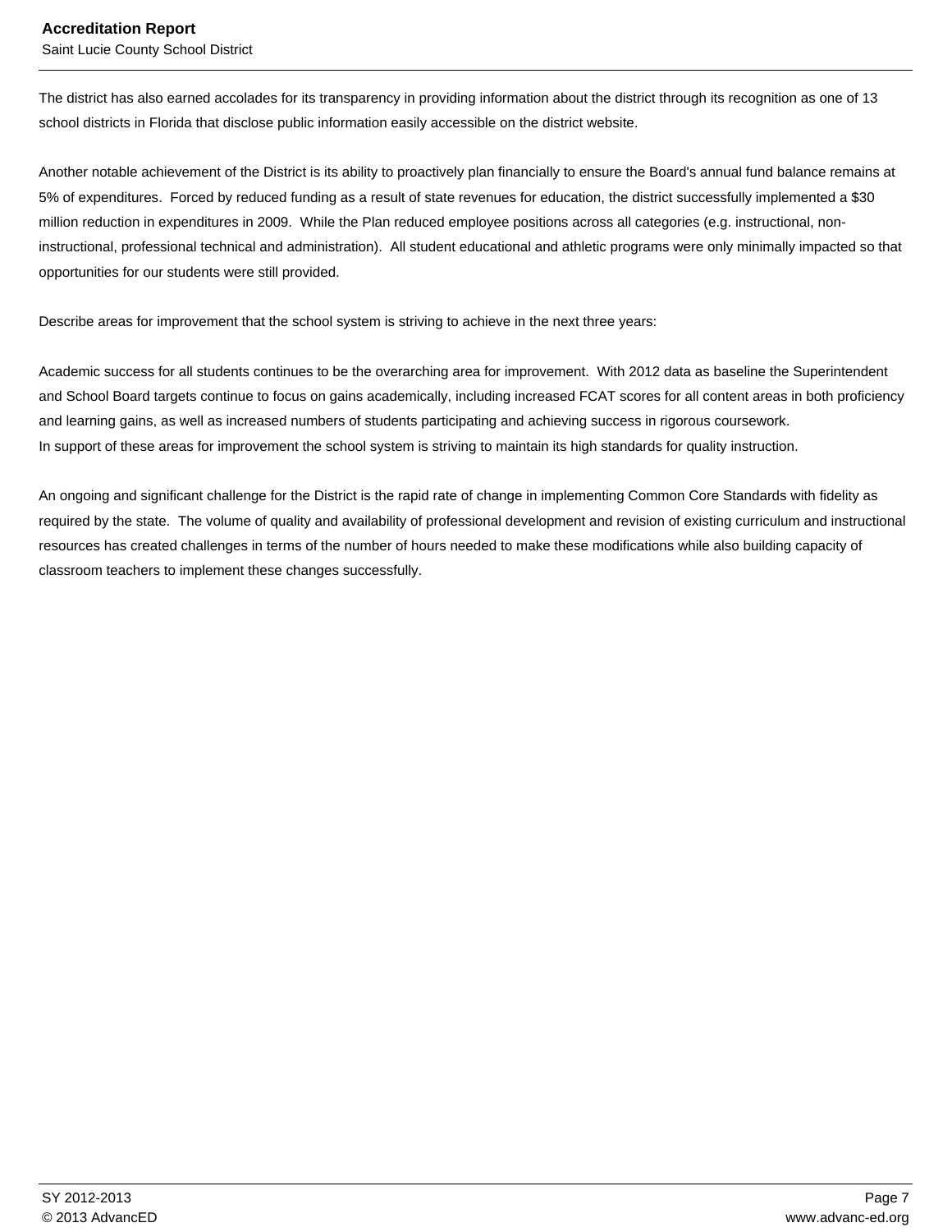The district has also earned accolades for its transparency in providing information about the district through its recognition as one of 13 school districts in Florida that disclose public information easily accessible on the district website.

Another notable achievement of the District is its ability to proactively plan financially to ensure the Board's annual fund balance remains at 5% of expenditures.  Forced by reduced funding as a result of state revenues for education, the district successfully implemented a $30 million reduction in expenditures in 2009.  While the Plan reduced employee positions across all categories (e.g. instructional, non-instructional, professional technical and administration).  All student educational and athletic programs were only minimally impacted so that opportunities for our students were still provided.

Describe areas for improvement that the school system is striving to achieve in the next three years:

Academic success for all students continues to be the overarching area for improvement.  With 2012 data as baseline the Superintendent and School Board targets continue to focus on gains academically, including increased FCAT scores for all content areas in both proficiency and learning gains, as well as increased numbers of students participating and achieving success in rigorous coursework.
In support of these areas for improvement the school system is striving to maintain its high standards for quality instruction.

An ongoing and significant challenge for the District is the rapid rate of change in implementing Common Core Standards with fidelity as required by the state.  The volume of quality and availability of professional development and revision of existing curriculum and instructional resources has created challenges in terms of the number of hours needed to make these modifications while also building capacity of classroom teachers to implement these changes successfully.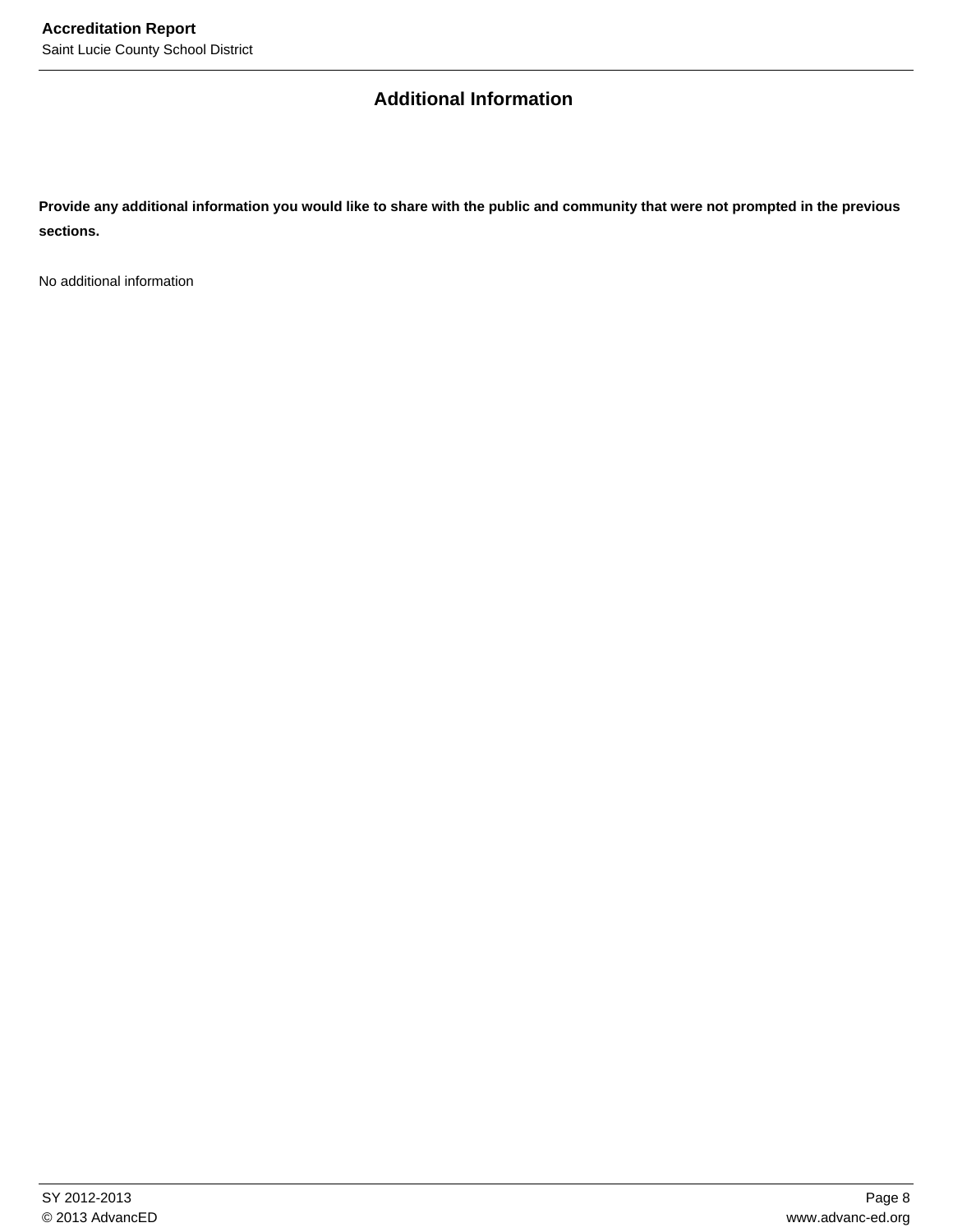## Additional Information

**Provide any additional information you would like to share with the public and community that were not prompted in the previous sections.**

No additional information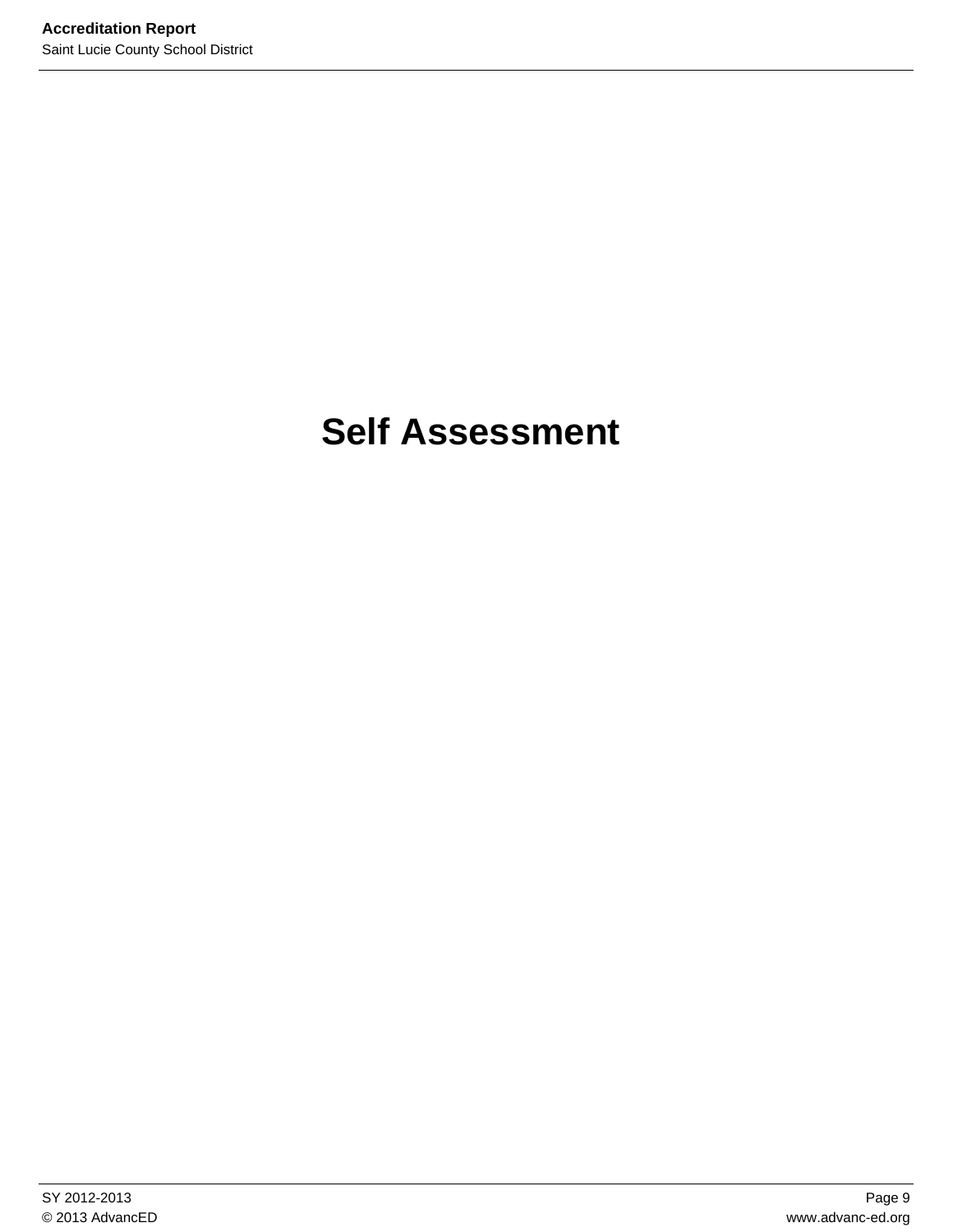# Self Assessment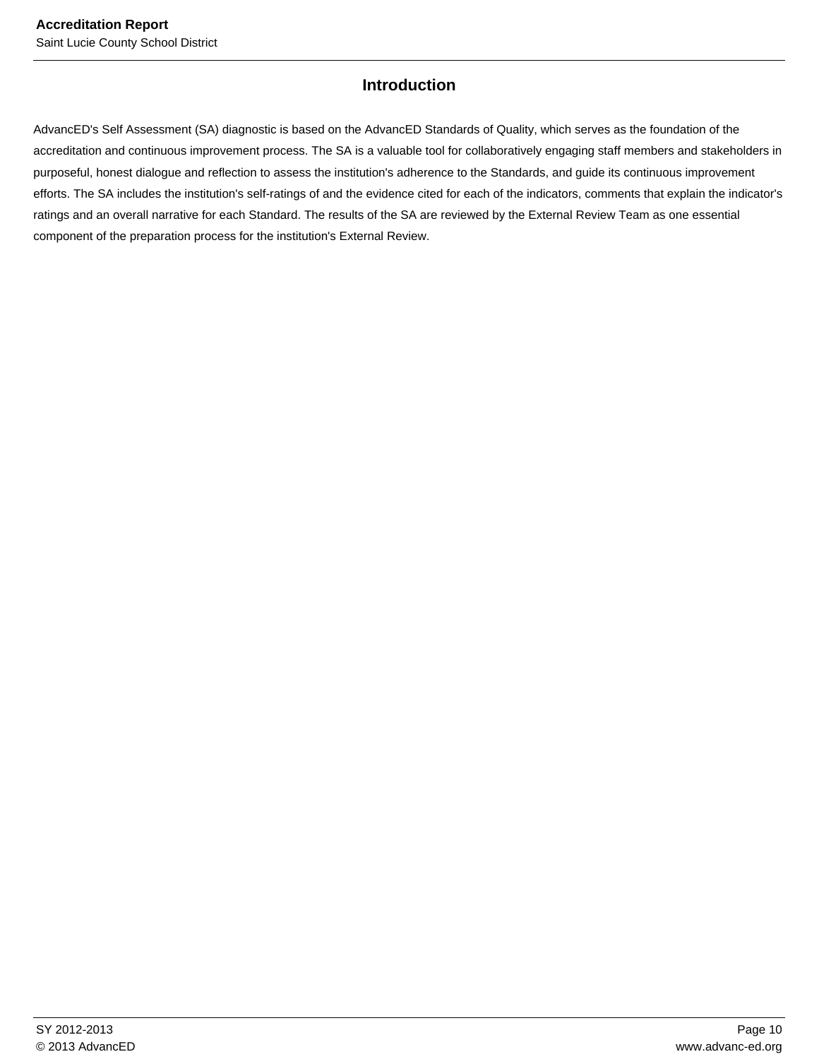## Introduction

AdvancED's Self Assessment (SA) diagnostic is based on the AdvancED Standards of Quality, which serves as the foundation of the accreditation and continuous improvement process. The SA is a valuable tool for collaboratively engaging staff members and stakeholders in purposeful, honest dialogue and reflection to assess the institution's adherence to the Standards, and guide its continuous improvement efforts. The SA includes the institution's self-ratings of and the evidence cited for each of the indicators, comments that explain the indicator's ratings and an overall narrative for each Standard. The results of the SA are reviewed by the External Review Team as one essential component of the preparation process for the institution's External Review.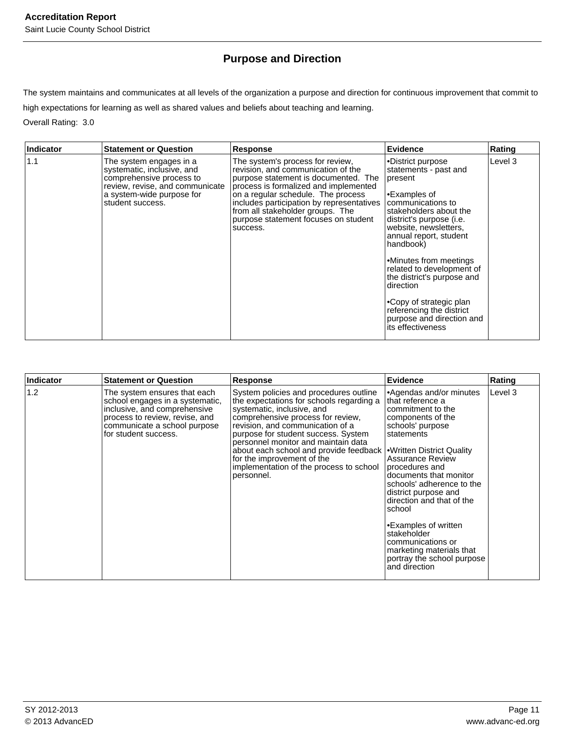## Purpose and Direction

The system maintains and communicates at all levels of the organization a purpose and direction for continuous improvement that commit to high expectations for learning as well as shared values and beliefs about teaching and learning.

Overall Rating: 3.0

| Indicator | Statement or Question | Response | Evidence | Rating |
|---|---|---|---|---|
| 1.1 | The system engages in a systematic, inclusive, and comprehensive process to review, revise, and communicate a system-wide purpose for student success. | The system's process for review, revision, and communication of the purpose statement is documented. The process is formalized and implemented on a regular schedule. The process includes participation by representatives from all stakeholder groups. The purpose statement focuses on student success. | •District purpose statements - past and present<br><br>•Examples of communications to stakeholders about the district's purpose (i.e. website, newsletters, annual report, student handbook)<br><br>•Minutes from meetings related to development of the district's purpose and direction<br><br>•Copy of strategic plan referencing the district purpose and direction and its effectiveness | Level 3 |

| Indicator | Statement or Question | Response | Evidence | Rating |
|---|---|---|---|---|
| 1.2 | The system ensures that each school engages in a systematic, inclusive, and comprehensive process to review, revise, and communicate a school purpose for student success. | System policies and procedures outline the expectations for schools regarding a systematic, inclusive, and comprehensive process for review, revision, and communication of a purpose for student success. System personnel monitor and maintain data about each school and provide feedback for the improvement of the implementation of the process to school personnel. | •Agendas and/or minutes that reference a commitment to the components of the schools' purpose statements<br><br>•Written District Quality Assurance Review procedures and documents that monitor schools' adherence to the district purpose and direction and that of the school<br><br>•Examples of written stakeholder communications or marketing materials that portray the school purpose and direction | Level 3 |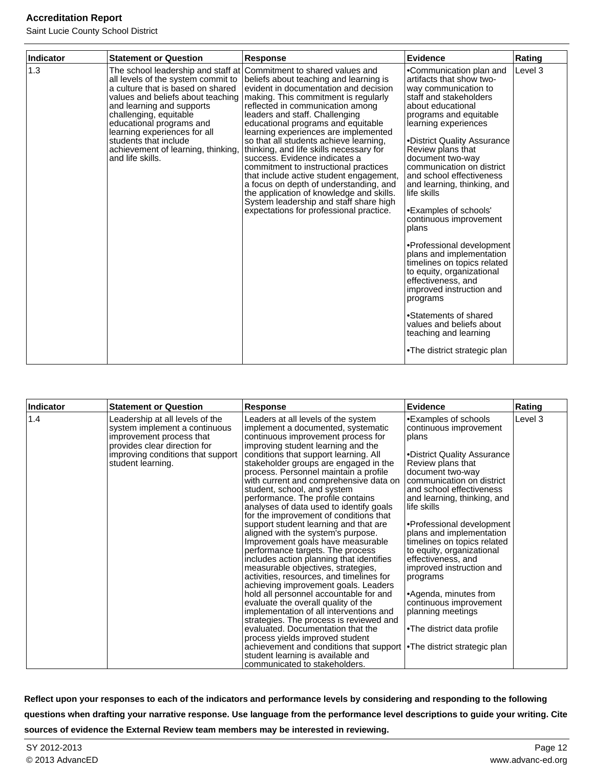| Indicator | Statement or Question | Response | Evidence | Rating |
|---|---|---|---|---|
| 1.3 | The school leadership and staff at all levels of the system commit to a culture that is based on shared values and beliefs about teaching and learning and supports challenging, equitable educational programs and learning experiences for all students that include achievement of learning, thinking, and life skills. | Commitment to shared values and beliefs about teaching and learning is evident in documentation and decision making. This commitment is regularly reflected in communication among leaders and staff. Challenging educational programs and equitable learning experiences are implemented so that all students achieve learning, thinking, and life skills necessary for success. Evidence indicates a commitment to instructional practices that include active student engagement, a focus on depth of understanding, and the application of knowledge and skills. System leadership and staff share high expectations for professional practice. | •Communication plan and artifacts that show two-way communication to staff and stakeholders about educational programs and equitable learning experiences<br><br>•District Quality Assurance Review plans that document two-way communication on district and school effectiveness and learning, thinking, and life skills<br><br>•Examples of schools' continuous improvement plans<br><br>•Professional development plans and implementation timelines on topics related to equity, organizational effectiveness, and improved instruction and programs<br><br>•Statements of shared values and beliefs about teaching and learning<br><br>•The district strategic plan | Level 3 |

| Indicator | Statement or Question | Response | Evidence | Rating |
|---|---|---|---|---|
| 1.4 | Leadership at all levels of the system implement a continuous improvement process that provides clear direction for improving conditions that support student learning. | Leaders at all levels of the system implement a documented, systematic continuous improvement process for improving student learning and the conditions that support learning. All stakeholder groups are engaged in the process. Personnel maintain a profile with current and comprehensive data on student, school, and system performance. The profile contains analyses of data used to identify goals for the improvement of conditions that support student learning and that are aligned with the system's purpose. Improvement goals have measurable performance targets. The process includes action planning that identifies measurable objectives, strategies, activities, resources, and timelines for achieving improvement goals. Leaders hold all personnel accountable for and evaluate the overall quality of the implementation of all interventions and strategies. The process is reviewed and evaluated. Documentation that the process yields improved student achievement and conditions that support student learning is available and communicated to stakeholders. | •Examples of schools continuous improvement plans<br><br>•District Quality Assurance Review plans that document two-way communication on district and school effectiveness and learning, thinking, and life skills<br><br>•Professional development plans and implementation timelines on topics related to equity, organizational effectiveness, and improved instruction and programs<br><br>•Agenda, minutes from continuous improvement planning meetings<br><br>•The district data profile<br><br>•The district strategic plan | Level 3 |

**Reflect upon your responses to each of the indicators and performance levels by considering and responding to the following questions when drafting your narrative response. Use language from the performance level descriptions to guide your writing. Cite sources of evidence the External Review team members may be interested in reviewing.**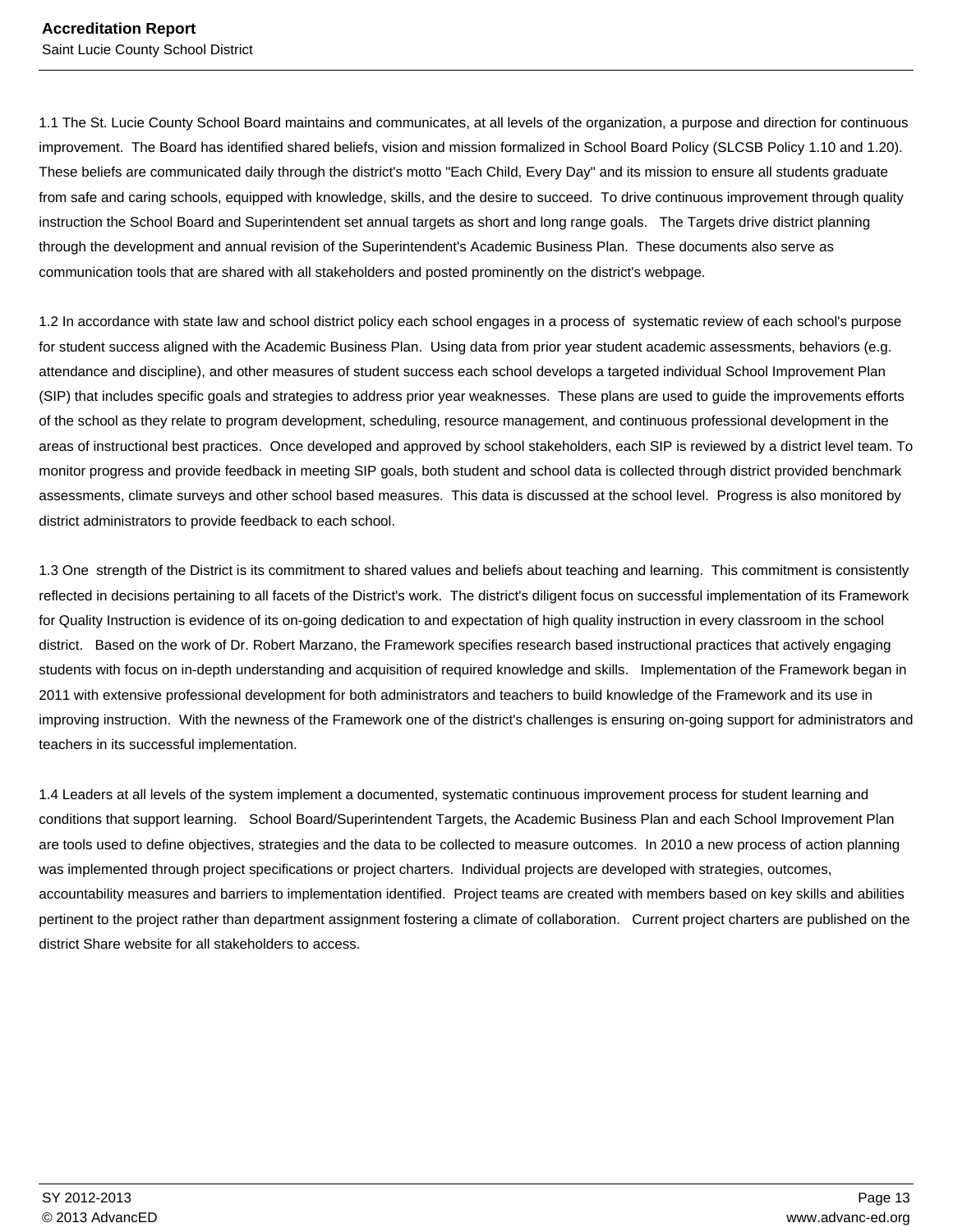1.1 The St. Lucie County School Board maintains and communicates, at all levels of the organization, a purpose and direction for continuous improvement. The Board has identified shared beliefs, vision and mission formalized in School Board Policy (SLCSB Policy 1.10 and 1.20). These beliefs are communicated daily through the district's motto "Each Child, Every Day" and its mission to ensure all students graduate from safe and caring schools, equipped with knowledge, skills, and the desire to succeed. To drive continuous improvement through quality instruction the School Board and Superintendent set annual targets as short and long range goals. The Targets drive district planning through the development and annual revision of the Superintendent's Academic Business Plan. These documents also serve as communication tools that are shared with all stakeholders and posted prominently on the district's webpage.

1.2 In accordance with state law and school district policy each school engages in a process of systematic review of each school's purpose for student success aligned with the Academic Business Plan. Using data from prior year student academic assessments, behaviors (e.g. attendance and discipline), and other measures of student success each school develops a targeted individual School Improvement Plan (SIP) that includes specific goals and strategies to address prior year weaknesses. These plans are used to guide the improvements efforts of the school as they relate to program development, scheduling, resource management, and continuous professional development in the areas of instructional best practices. Once developed and approved by school stakeholders, each SIP is reviewed by a district level team. To monitor progress and provide feedback in meeting SIP goals, both student and school data is collected through district provided benchmark assessments, climate surveys and other school based measures. This data is discussed at the school level. Progress is also monitored by district administrators to provide feedback to each school.

1.3 One strength of the District is its commitment to shared values and beliefs about teaching and learning. This commitment is consistently reflected in decisions pertaining to all facets of the District's work. The district's diligent focus on successful implementation of its Framework for Quality Instruction is evidence of its on-going dedication to and expectation of high quality instruction in every classroom in the school district. Based on the work of Dr. Robert Marzano, the Framework specifies research based instructional practices that actively engaging students with focus on in-depth understanding and acquisition of required knowledge and skills. Implementation of the Framework began in 2011 with extensive professional development for both administrators and teachers to build knowledge of the Framework and its use in improving instruction. With the newness of the Framework one of the district's challenges is ensuring on-going support for administrators and teachers in its successful implementation.

1.4 Leaders at all levels of the system implement a documented, systematic continuous improvement process for student learning and conditions that support learning. School Board/Superintendent Targets, the Academic Business Plan and each School Improvement Plan are tools used to define objectives, strategies and the data to be collected to measure outcomes. In 2010 a new process of action planning was implemented through project specifications or project charters. Individual projects are developed with strategies, outcomes, accountability measures and barriers to implementation identified. Project teams are created with members based on key skills and abilities pertinent to the project rather than department assignment fostering a climate of collaboration. Current project charters are published on the district Share website for all stakeholders to access.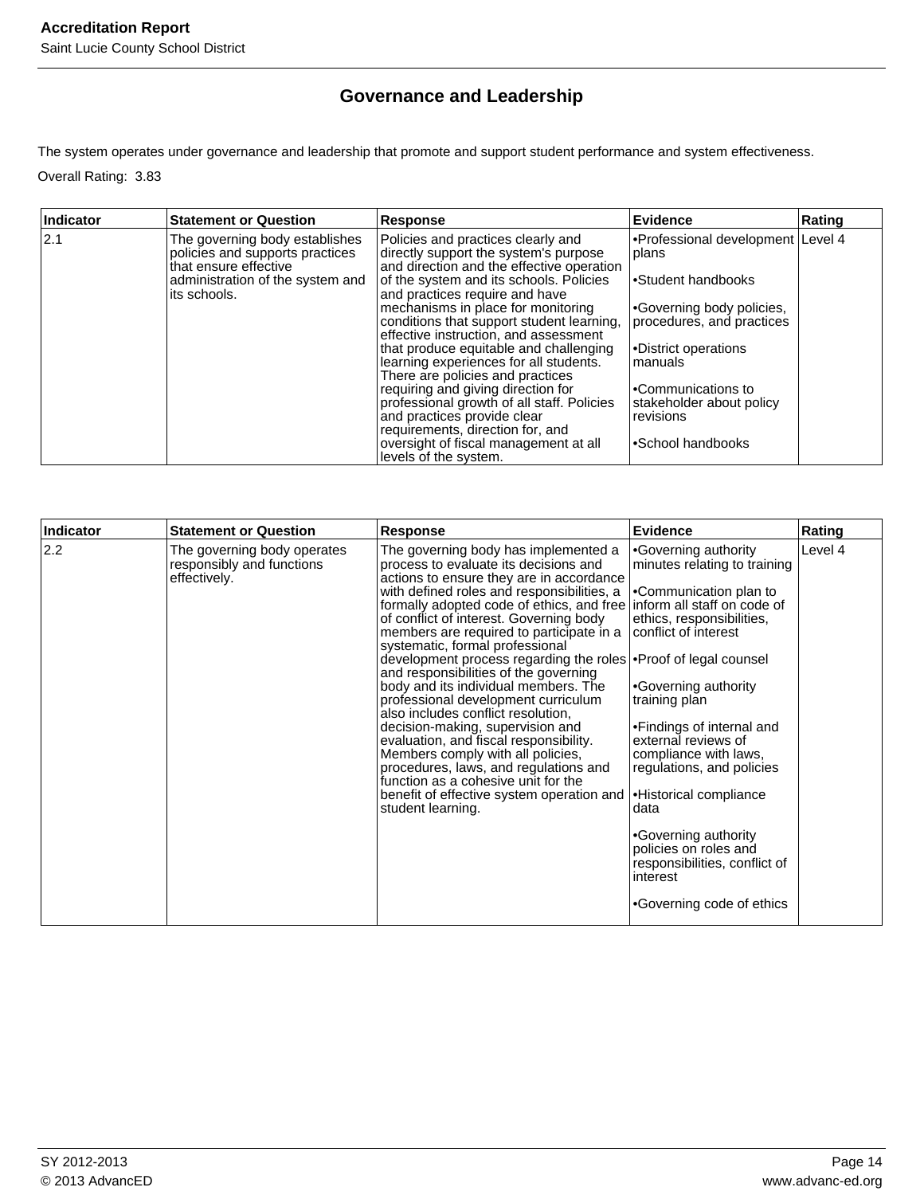## Governance and Leadership

The system operates under governance and leadership that promote and support student performance and system effectiveness.

Overall Rating: 3.83

| Indicator | Statement or Question | Response | Evidence | Rating |
|---|---|---|---|---|
| 2.1 | The governing body establishes policies and supports practices that ensure effective administration of the system and its schools. | Policies and practices clearly and directly support the system's purpose and direction and the effective operation of the system and its schools. Policies and practices require and have mechanisms in place for monitoring conditions that support student learning, effective instruction, and assessment that produce equitable and challenging learning experiences for all students. There are policies and practices requiring and giving direction for professional growth of all staff. Policies and practices provide clear requirements, direction for, and oversight of fiscal management at all levels of the system. | •Professional development plans<br><br>•Student handbooks<br><br>•Governing body policies, procedures, and practices<br><br>•District operations manuals<br><br>•Communications to stakeholder about policy revisions<br><br>•School handbooks | Level 4 |

| Indicator | Statement or Question | Response | Evidence | Rating |
|---|---|---|---|---|
| 2.2 | The governing body operates responsibly and functions effectively. | The governing body has implemented a process to evaluate its decisions and actions to ensure they are in accordance with defined roles and responsibilities, a formally adopted code of ethics, and free of conflict of interest. Governing body members are required to participate in a systematic, formal professional development process regarding the roles and responsibilities of the governing body and its individual members. The professional development curriculum also includes conflict resolution, decision-making, supervision and evaluation, and fiscal responsibility. Members comply with all policies, procedures, laws, and regulations and function as a cohesive unit for the benefit of effective system operation and student learning. | •Governing authority minutes relating to training<br><br>•Communication plan to inform all staff on code of ethics, responsibilities, conflict of interest<br><br>•Proof of legal counsel<br><br>•Governing authority training plan<br><br>•Findings of internal and external reviews of compliance with laws, regulations, and policies<br><br>•Historical compliance data<br><br>•Governing authority policies on roles and responsibilities, conflict of interest<br><br>•Governing code of ethics | Level 4 |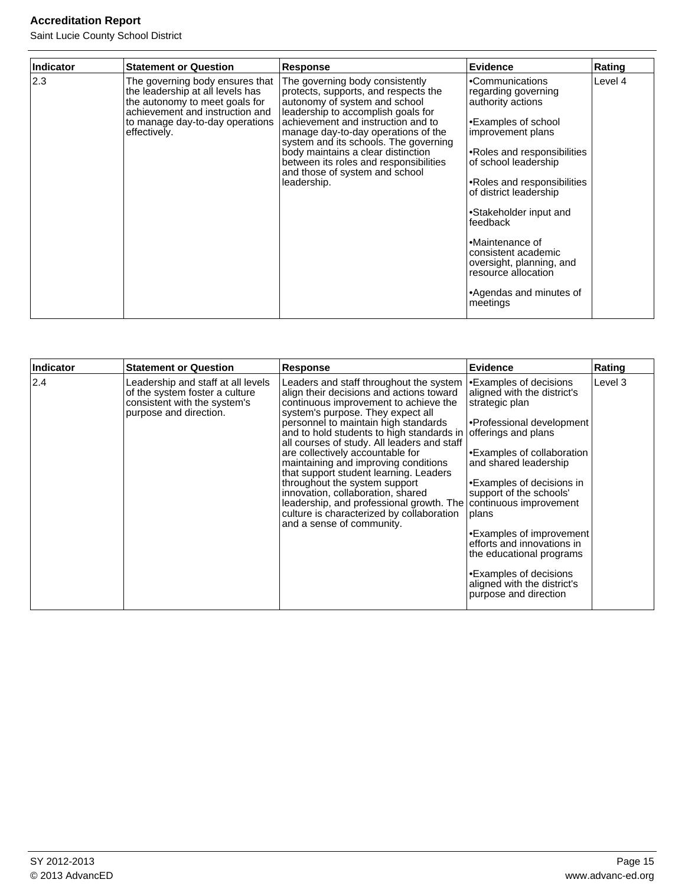| Indicator | Statement or Question | Response | Evidence | Rating |
| --- | --- | --- | --- | --- |
| 2.3 | The governing body ensures that the leadership at all levels has the autonomy to meet goals for achievement and instruction and to manage day-to-day operations effectively. | The governing body consistently protects, supports, and respects the autonomy of system and school leadership to accomplish goals for achievement and instruction and to manage day-to-day operations of the system and its schools. The governing body maintains a clear distinction between its roles and responsibilities and those of system and school leadership. | •Communications regarding governing authority actions<br><br>•Examples of school improvement plans<br><br>•Roles and responsibilities of school leadership<br><br>•Roles and responsibilities of district leadership<br><br>•Stakeholder input and feedback<br><br>•Maintenance of consistent academic oversight, planning, and resource allocation<br><br>•Agendas and minutes of meetings | Level 4 |

| Indicator | Statement or Question | Response | Evidence | Rating |
| --- | --- | --- | --- | --- |
| 2.4 | Leadership and staff at all levels of the system foster a culture consistent with the system's purpose and direction. | Leaders and staff throughout the system align their decisions and actions toward continuous improvement to achieve the system's purpose. They expect all personnel to maintain high standards and to hold students to high standards in all courses of study. All leaders and staff are collectively accountable for maintaining and improving conditions that support student learning. Leaders throughout the system support innovation, collaboration, shared leadership, and professional growth. The culture is characterized by collaboration and a sense of community. | •Examples of decisions aligned with the district's strategic plan<br><br>•Professional development offerings and plans<br><br>•Examples of collaboration and shared leadership<br><br>•Examples of decisions in support of the schools' continuous improvement plans<br><br>•Examples of improvement efforts and innovations in the educational programs<br><br>•Examples of decisions aligned with the district's purpose and direction | Level 3 |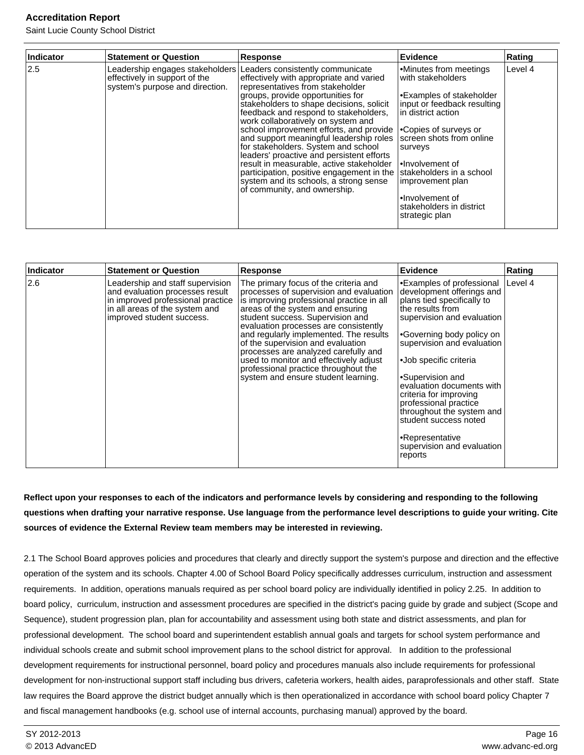| Indicator | Statement or Question | Response | Evidence | Rating |
|---|---|---|---|---|
| 2.5 | Leadership engages stakeholders effectively in support of the system's purpose and direction. | Leaders consistently communicate effectively with appropriate and varied representatives from stakeholder groups, provide opportunities for stakeholders to shape decisions, solicit feedback and respond to stakeholders, work collaboratively on system and school improvement efforts, and provide and support meaningful leadership roles for stakeholders. System and school leaders' proactive and persistent efforts result in measurable, active stakeholder participation, positive engagement in the system and its schools, a strong sense of community, and ownership. | •Minutes from meetings with stakeholders<br><br>•Examples of stakeholder input or feedback resulting in district action<br><br>•Copies of surveys or screen shots from online surveys<br><br>•Involvement of stakeholders in a school improvement plan<br><br>•Involvement of stakeholders in district strategic plan | Level 4 |

| Indicator | Statement or Question | Response | Evidence | Rating |
|---|---|---|---|---|
| 2.6 | Leadership and staff supervision and evaluation processes result in improved professional practice in all areas of the system and improved student success. | The primary focus of the criteria and processes of supervision and evaluation is improving professional practice in all areas of the system and ensuring student success. Supervision and evaluation processes are consistently and regularly implemented. The results of the supervision and evaluation processes are analyzed carefully and used to monitor and effectively adjust professional practice throughout the system and ensure student learning. | •Examples of professional development offerings and plans tied specifically to the results from supervision and evaluation<br><br>•Governing body policy on supervision and evaluation<br><br>•Job specific criteria<br><br>•Supervision and evaluation documents with criteria for improving professional practice throughout the system and student success noted<br><br>•Representative supervision and evaluation reports | Level 4 |

**Reflect upon your responses to each of the indicators and performance levels by considering and responding to the following questions when drafting your narrative response. Use language from the performance level descriptions to guide your writing. Cite sources of evidence the External Review team members may be interested in reviewing.**

2.1 The School Board approves policies and procedures that clearly and directly support the system's purpose and direction and the effective operation of the system and its schools. Chapter 4.00 of School Board Policy specifically addresses curriculum, instruction and assessment requirements. In addition, operations manuals required as per school board policy are individually identified in policy 2.25. In addition to board policy, curriculum, instruction and assessment procedures are specified in the district's pacing guide by grade and subject (Scope and Sequence), student progression plan, plan for accountability and assessment using both state and district assessments, and plan for professional development. The school board and superintendent establish annual goals and targets for school system performance and individual schools create and submit school improvement plans to the school district for approval. In addition to the professional development requirements for instructional personnel, board policy and procedures manuals also include requirements for professional development for non-instructional support staff including bus drivers, cafeteria workers, health aides, paraprofessionals and other staff. State law requires the Board approve the district budget annually which is then operationalized in accordance with school board policy Chapter 7 and fiscal management handbooks (e.g. school use of internal accounts, purchasing manual) approved by the board.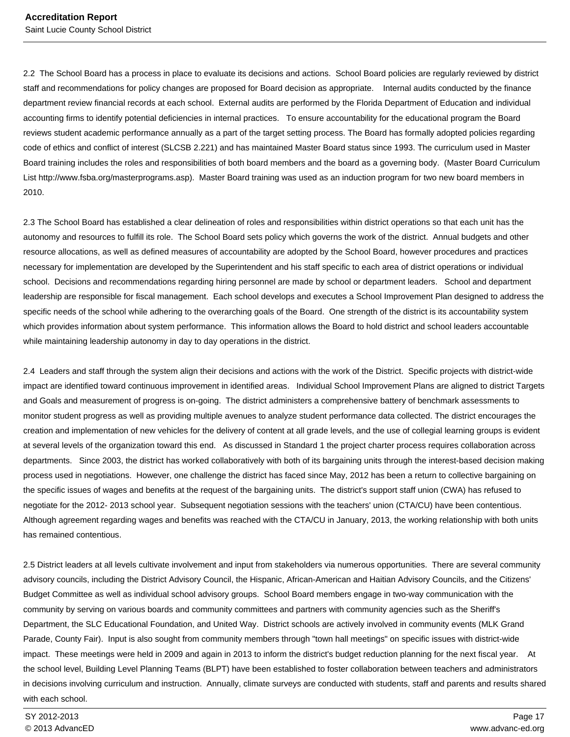2.2 The School Board has a process in place to evaluate its decisions and actions. School Board policies are regularly reviewed by district staff and recommendations for policy changes are proposed for Board decision as appropriate. Internal audits conducted by the finance department review financial records at each school. External audits are performed by the Florida Department of Education and individual accounting firms to identify potential deficiencies in internal practices. To ensure accountability for the educational program the Board reviews student academic performance annually as a part of the target setting process. The Board has formally adopted policies regarding code of ethics and conflict of interest (SLCSB 2.221) and has maintained Master Board status since 1993. The curriculum used in Master Board training includes the roles and responsibilities of both board members and the board as a governing body. (Master Board Curriculum List http://www.fsba.org/masterprograms.asp). Master Board training was used as an induction program for two new board members in 2010.

2.3 The School Board has established a clear delineation of roles and responsibilities within district operations so that each unit has the autonomy and resources to fulfill its role. The School Board sets policy which governs the work of the district. Annual budgets and other resource allocations, as well as defined measures of accountability are adopted by the School Board, however procedures and practices necessary for implementation are developed by the Superintendent and his staff specific to each area of district operations or individual school. Decisions and recommendations regarding hiring personnel are made by school or department leaders. School and department leadership are responsible for fiscal management. Each school develops and executes a School Improvement Plan designed to address the specific needs of the school while adhering to the overarching goals of the Board. One strength of the district is its accountability system which provides information about system performance. This information allows the Board to hold district and school leaders accountable while maintaining leadership autonomy in day to day operations in the district.

2.4 Leaders and staff through the system align their decisions and actions with the work of the District. Specific projects with district-wide impact are identified toward continuous improvement in identified areas. Individual School Improvement Plans are aligned to district Targets and Goals and measurement of progress is on-going. The district administers a comprehensive battery of benchmark assessments to monitor student progress as well as providing multiple avenues to analyze student performance data collected. The district encourages the creation and implementation of new vehicles for the delivery of content at all grade levels, and the use of collegial learning groups is evident at several levels of the organization toward this end. As discussed in Standard 1 the project charter process requires collaboration across departments. Since 2003, the district has worked collaboratively with both of its bargaining units through the interest-based decision making process used in negotiations. However, one challenge the district has faced since May, 2012 has been a return to collective bargaining on the specific issues of wages and benefits at the request of the bargaining units. The district's support staff union (CWA) has refused to negotiate for the 2012- 2013 school year. Subsequent negotiation sessions with the teachers' union (CTA/CU) have been contentious. Although agreement regarding wages and benefits was reached with the CTA/CU in January, 2013, the working relationship with both units has remained contentious.

2.5 District leaders at all levels cultivate involvement and input from stakeholders via numerous opportunities. There are several community advisory councils, including the District Advisory Council, the Hispanic, African-American and Haitian Advisory Councils, and the Citizens' Budget Committee as well as individual school advisory groups. School Board members engage in two-way communication with the community by serving on various boards and community committees and partners with community agencies such as the Sheriff's Department, the SLC Educational Foundation, and United Way. District schools are actively involved in community events (MLK Grand Parade, County Fair). Input is also sought from community members through "town hall meetings" on specific issues with district-wide impact. These meetings were held in 2009 and again in 2013 to inform the district's budget reduction planning for the next fiscal year. At the school level, Building Level Planning Teams (BLPT) have been established to foster collaboration between teachers and administrators in decisions involving curriculum and instruction. Annually, climate surveys are conducted with students, staff and parents and results shared with each school.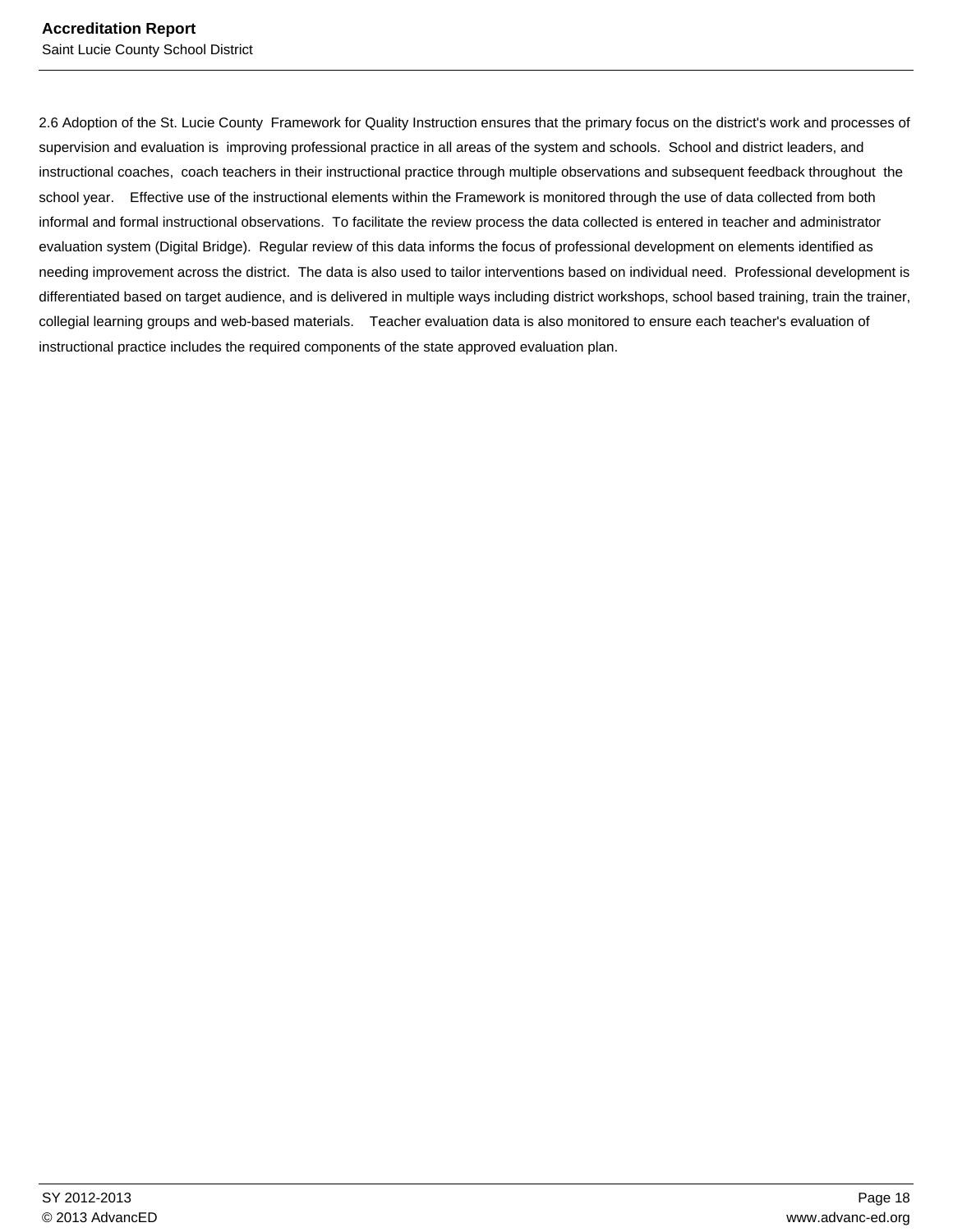2.6 Adoption of the St. Lucie County Framework for Quality Instruction ensures that the primary focus on the district's work and processes of supervision and evaluation is improving professional practice in all areas of the system and schools. School and district leaders, and instructional coaches, coach teachers in their instructional practice through multiple observations and subsequent feedback throughout the school year. Effective use of the instructional elements within the Framework is monitored through the use of data collected from both informal and formal instructional observations. To facilitate the review process the data collected is entered in teacher and administrator evaluation system (Digital Bridge). Regular review of this data informs the focus of professional development on elements identified as needing improvement across the district. The data is also used to tailor interventions based on individual need. Professional development is differentiated based on target audience, and is delivered in multiple ways including district workshops, school based training, train the trainer, collegial learning groups and web-based materials. Teacher evaluation data is also monitored to ensure each teacher's evaluation of instructional practice includes the required components of the state approved evaluation plan.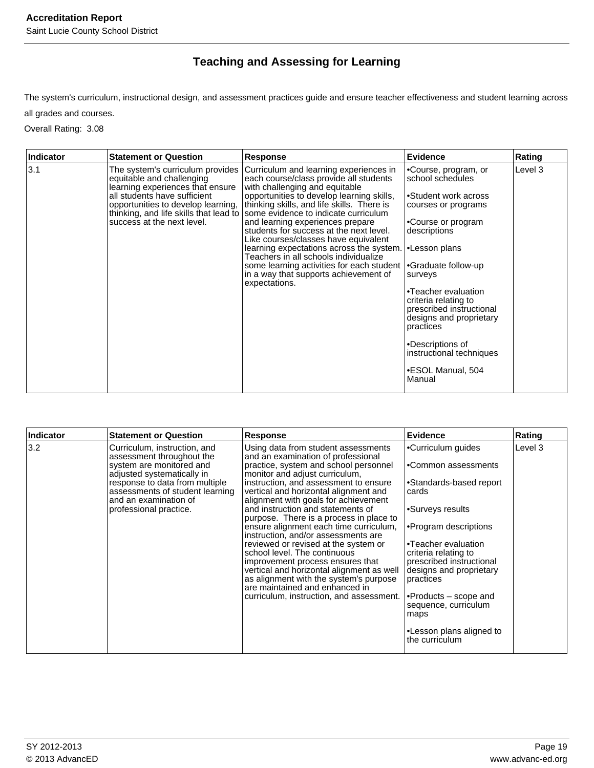## Teaching and Assessing for Learning

The system's curriculum, instructional design, and assessment practices guide and ensure teacher effectiveness and student learning across all grades and courses.

Overall Rating: 3.08

| Indicator | Statement or Question | Response | Evidence | Rating |
|---|---|---|---|---|
| 3.1 | The system's curriculum provides equitable and challenging learning experiences that ensure all students have sufficient opportunities to develop learning, thinking, and life skills that lead to success at the next level. | Curriculum and learning experiences in each course/class provide all students with challenging and equitable opportunities to develop learning skills, thinking skills, and life skills. There is some evidence to indicate curriculum and learning experiences prepare students for success at the next level. Like courses/classes have equivalent learning expectations across the system. Teachers in all schools individualize some learning activities for each student in a way that supports achievement of expectations. | •Course, program, or school schedules<br><br>•Student work across courses or programs<br><br>•Course or program descriptions<br><br>•Lesson plans<br><br>•Graduate follow-up surveys<br><br>•Teacher evaluation criteria relating to prescribed instructional designs and proprietary practices<br><br>•Descriptions of instructional techniques<br><br>•ESOL Manual, 504 Manual | Level 3 |

| Indicator | Statement or Question | Response | Evidence | Rating |
|---|---|---|---|---|
| 3.2 | Curriculum, instruction, and assessment throughout the system are monitored and adjusted systematically in response to data from multiple assessments of student learning and an examination of professional practice. | Using data from student assessments and an examination of professional practice, system and school personnel monitor and adjust curriculum, instruction, and assessment to ensure vertical and horizontal alignment and alignment with goals for achievement and instruction and statements of purpose. There is a process in place to ensure alignment each time curriculum, instruction, and/or assessments are reviewed or revised at the system or school level. The continuous improvement process ensures that vertical and horizontal alignment as well as alignment with the system's purpose are maintained and enhanced in curriculum, instruction, and assessment. | •Curriculum guides<br><br>•Common assessments<br><br>•Standards-based report cards<br><br>•Surveys results<br><br>•Program descriptions<br><br>•Teacher evaluation criteria relating to prescribed instructional designs and proprietary practices<br><br>•Products – scope and sequence, curriculum maps<br><br>•Lesson plans aligned to the curriculum | Level 3 |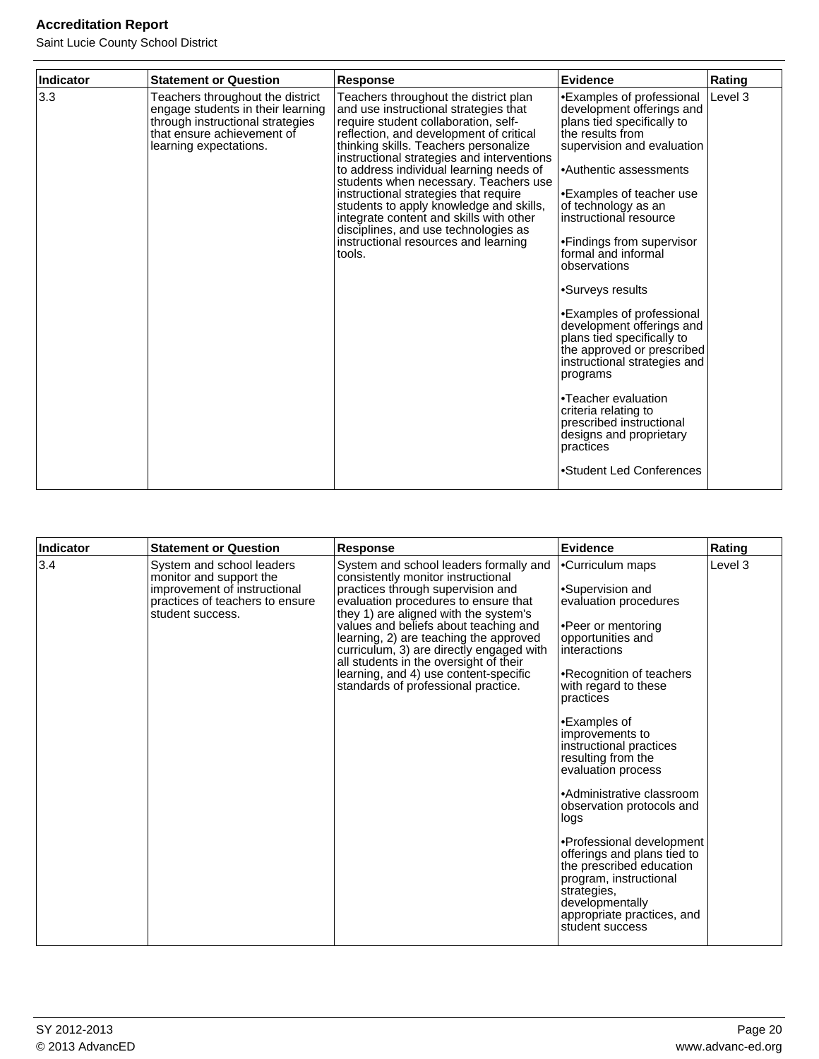| Indicator | Statement or Question | Response | Evidence | Rating |
| --- | --- | --- | --- | --- |
| 3.3 | Teachers throughout the district engage students in their learning through instructional strategies that ensure achievement of learning expectations. | Teachers throughout the district plan and use instructional strategies that require student collaboration, self-reflection, and development of critical thinking skills. Teachers personalize instructional strategies and interventions to address individual learning needs of students when necessary. Teachers use instructional strategies that require students to apply knowledge and skills, integrate content and skills with other disciplines, and use technologies as instructional resources and learning tools. | •Examples of professional development offerings and plans tied specifically to the results from supervision and evaluation<br><br>•Authentic assessments<br><br>•Examples of teacher use of technology as an instructional resource<br><br>•Findings from supervisor formal and informal observations<br><br>•Surveys results<br><br>•Examples of professional development offerings and plans tied specifically to the approved or prescribed instructional strategies and programs<br><br>•Teacher evaluation criteria relating to prescribed instructional designs and proprietary practices<br><br>•Student Led Conferences | Level 3 |

| Indicator | Statement or Question | Response | Evidence | Rating |
| --- | --- | --- | --- | --- |
| 3.4 | System and school leaders monitor and support the improvement of instructional practices of teachers to ensure student success. | System and school leaders formally and consistently monitor instructional practices through supervision and evaluation procedures to ensure that they 1) are aligned with the system's values and beliefs about teaching and learning, 2) are teaching the approved curriculum, 3) are directly engaged with all students in the oversight of their learning, and 4) use content-specific standards of professional practice. | •Curriculum maps<br><br>•Supervision and evaluation procedures<br><br>•Peer or mentoring opportunities and interactions<br><br>•Recognition of teachers with regard to these practices<br><br>•Examples of improvements to instructional practices resulting from the evaluation process<br><br>•Administrative classroom observation protocols and logs<br><br>•Professional development offerings and plans tied to the prescribed education program, instructional strategies, developmentally appropriate practices, and student success | Level 3 |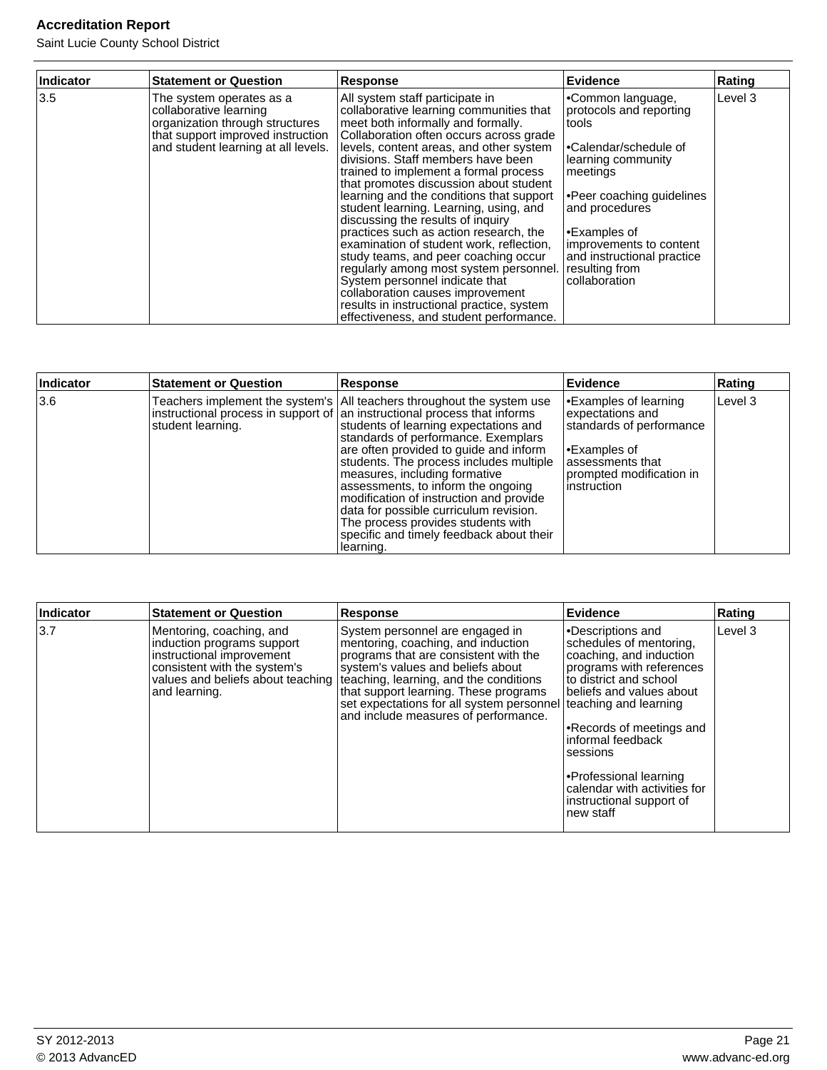| Indicator | Statement or Question | Response | Evidence | Rating |
|---|---|---|---|---|
| 3.5 | The system operates as a collaborative learning organization through structures that support improved instruction and student learning at all levels. | All system staff participate in collaborative learning communities that meet both informally and formally. Collaboration often occurs across grade levels, content areas, and other system divisions. Staff members have been trained to implement a formal process that promotes discussion about student learning and the conditions that support student learning. Learning, using, and discussing the results of inquiry practices such as action research, the examination of student work, reflection, study teams, and peer coaching occur regularly among most system personnel. System personnel indicate that collaboration causes improvement results in instructional practice, system effectiveness, and student performance. | •Common language, protocols and reporting tools<br><br>•Calendar/schedule of learning community meetings<br><br>•Peer coaching guidelines and procedures<br><br>•Examples of improvements to content and instructional practice resulting from collaboration | Level 3 |

| Indicator | Statement or Question | Response | Evidence | Rating |
|---|---|---|---|---|
| 3.6 | Teachers implement the system's instructional process in support of student learning. | All teachers throughout the system use an instructional process that informs students of learning expectations and standards of performance. Exemplars are often provided to guide and inform students. The process includes multiple measures, including formative assessments, to inform the ongoing modification of instruction and provide data for possible curriculum revision. The process provides students with specific and timely feedback about their learning. | •Examples of learning expectations and standards of performance<br><br>•Examples of assessments that prompted modification in instruction | Level 3 |

| Indicator | Statement or Question | Response | Evidence | Rating |
|---|---|---|---|---|
| 3.7 | Mentoring, coaching, and induction programs support instructional improvement consistent with the system's values and beliefs about teaching and learning. | System personnel are engaged in mentoring, coaching, and induction programs that are consistent with the system's values and beliefs about teaching, learning, and the conditions that support learning. These programs set expectations for all system personnel and include measures of performance. | •Descriptions and schedules of mentoring, coaching, and induction programs with references to district and school beliefs and values about teaching and learning<br><br>•Records of meetings and informal feedback sessions<br><br>•Professional learning calendar with activities for instructional support of new staff | Level 3 |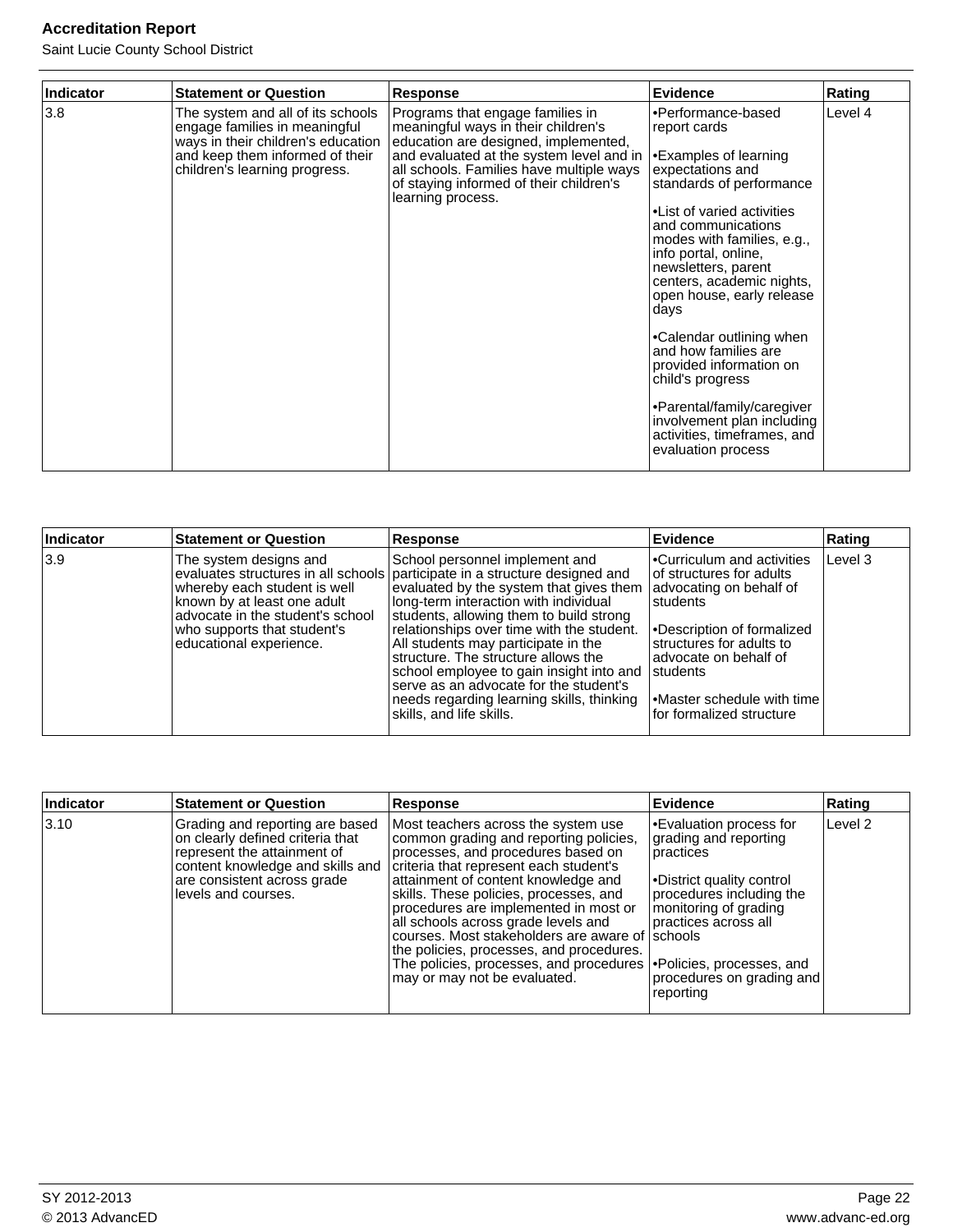| Indicator | Statement or Question | Response | Evidence | Rating |
|---|---|---|---|---|
| 3.8 | The system and all of its schools engage families in meaningful ways in their children's education and keep them informed of their children's learning progress. | Programs that engage families in meaningful ways in their children's education are designed, implemented, and evaluated at the system level and in all schools. Families have multiple ways of staying informed of their children's learning process. | •Performance-based report cards<br><br>•Examples of learning expectations and standards of performance<br><br>•List of varied activities and communications modes with families, e.g., info portal, online, newsletters, parent centers, academic nights, open house, early release days<br><br>•Calendar outlining when and how families are provided information on child's progress<br><br>•Parental/family/caregiver involvement plan including activities, timeframes, and evaluation process | Level 4 |

| Indicator | Statement or Question | Response | Evidence | Rating |
|---|---|---|---|---|
| 3.9 | The system designs and evaluates structures in all schools whereby each student is well known by at least one adult advocate in the student's school who supports that student's educational experience. | School personnel implement and participate in a structure designed and evaluated by the system that gives them long-term interaction with individual students, allowing them to build strong relationships over time with the student. All students may participate in the structure. The structure allows the school employee to gain insight into and serve as an advocate for the student's needs regarding learning skills, thinking skills, and life skills. | •Curriculum and activities of structures for adults advocating on behalf of students<br><br>•Description of formalized structures for adults to advocate on behalf of students<br><br>•Master schedule with time for formalized structure | Level 3 |

| Indicator | Statement or Question | Response | Evidence | Rating |
|---|---|---|---|---|
| 3.10 | Grading and reporting are based on clearly defined criteria that represent the attainment of content knowledge and skills and are consistent across grade levels and courses. | Most teachers across the system use common grading and reporting policies, processes, and procedures based on criteria that represent each student's attainment of content knowledge and skills. These policies, processes, and procedures are implemented in most or all schools across grade levels and courses. Most stakeholders are aware of the policies, processes, and procedures. The policies, processes, and procedures may or may not be evaluated. | •Evaluation process for grading and reporting practices<br><br>•District quality control procedures including the monitoring of grading practices across all schools<br><br>•Policies, processes, and procedures on grading and reporting | Level 2 |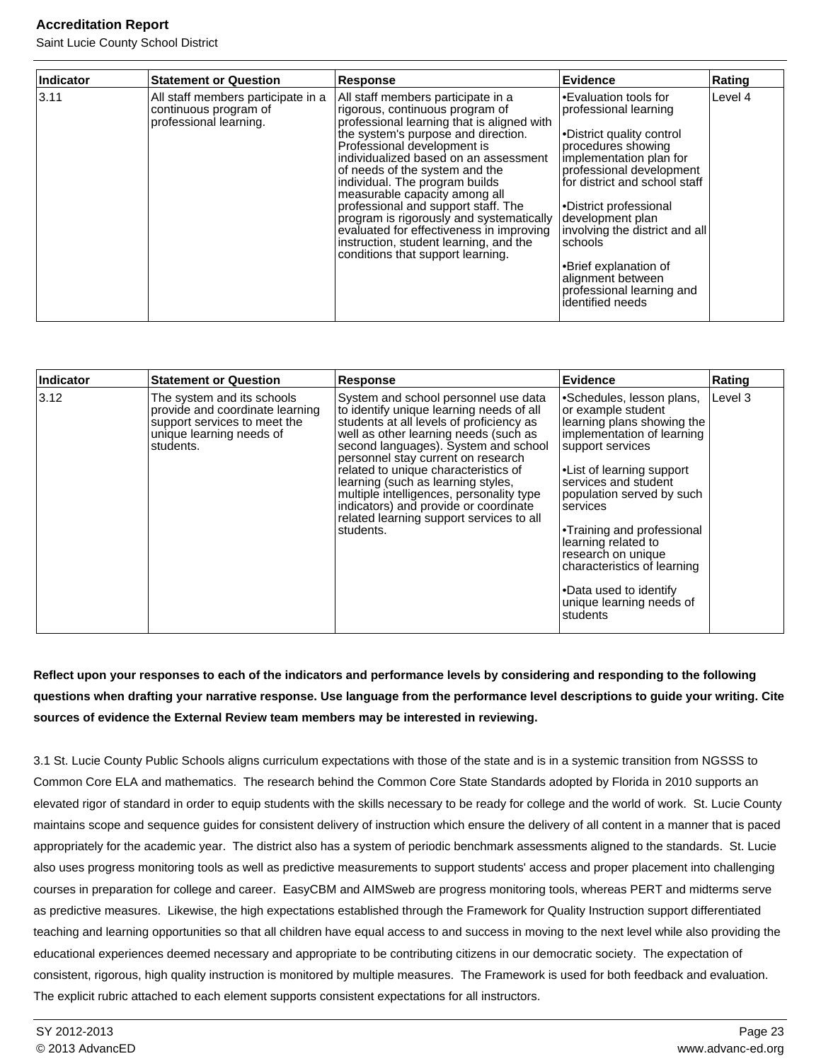| Indicator | Statement or Question | Response | Evidence | Rating |
|---|---|---|---|---|
| 3.11 | All staff members participate in a continuous program of professional learning. | All staff members participate in a rigorous, continuous program of professional learning that is aligned with the system's purpose and direction. Professional development is individualized based on an assessment of needs of the system and the individual. The program builds measurable capacity among all professional and support staff. The program is rigorously and systematically evaluated for effectiveness in improving instruction, student learning, and the conditions that support learning. | •Evaluation tools for professional learning<br><br>•District quality control procedures showing implementation plan for professional development for district and school staff<br><br>•District professional development plan involving the district and all schools<br><br>•Brief explanation of alignment between professional learning and identified needs | Level 4 |

| Indicator | Statement or Question | Response | Evidence | Rating |
|---|---|---|---|---|
| 3.12 | The system and its schools provide and coordinate learning support services to meet the unique learning needs of students. | System and school personnel use data to identify unique learning needs of all students at all levels of proficiency as well as other learning needs (such as second languages). System and school personnel stay current on research related to unique characteristics of learning (such as learning styles, multiple intelligences, personality type indicators) and provide or coordinate related learning support services to all students. | •Schedules, lesson plans, or example student learning plans showing the implementation of learning support services<br><br>•List of learning support services and student population served by such services<br><br>•Training and professional learning related to research on unique characteristics of learning<br><br>•Data used to identify unique learning needs of students | Level 3 |

**Reflect upon your responses to each of the indicators and performance levels by considering and responding to the following questions when drafting your narrative response. Use language from the performance level descriptions to guide your writing. Cite sources of evidence the External Review team members may be interested in reviewing.**

3.1 St. Lucie County Public Schools aligns curriculum expectations with those of the state and is in a systemic transition from NGSSS to Common Core ELA and mathematics. The research behind the Common Core State Standards adopted by Florida in 2010 supports an elevated rigor of standard in order to equip students with the skills necessary to be ready for college and the world of work. St. Lucie County maintains scope and sequence guides for consistent delivery of instruction which ensure the delivery of all content in a manner that is paced appropriately for the academic year. The district also has a system of periodic benchmark assessments aligned to the standards. St. Lucie also uses progress monitoring tools as well as predictive measurements to support students' access and proper placement into challenging courses in preparation for college and career. EasyCBM and AIMSweb are progress monitoring tools, whereas PERT and midterms serve as predictive measures. Likewise, the high expectations established through the Framework for Quality Instruction support differentiated teaching and learning opportunities so that all children have equal access to and success in moving to the next level while also providing the educational experiences deemed necessary and appropriate to be contributing citizens in our democratic society. The expectation of consistent, rigorous, high quality instruction is monitored by multiple measures. The Framework is used for both feedback and evaluation. The explicit rubric attached to each element supports consistent expectations for all instructors.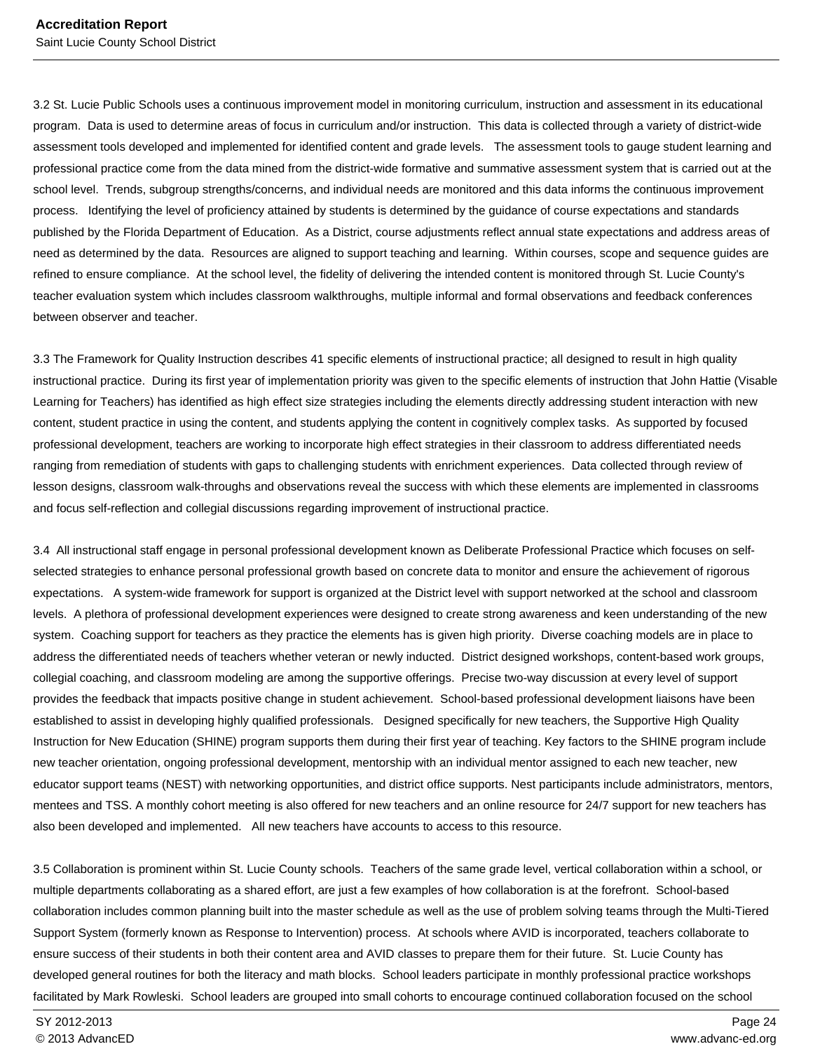3.2 St. Lucie Public Schools uses a continuous improvement model in monitoring curriculum, instruction and assessment in its educational program. Data is used to determine areas of focus in curriculum and/or instruction. This data is collected through a variety of district-wide assessment tools developed and implemented for identified content and grade levels. The assessment tools to gauge student learning and professional practice come from the data mined from the district-wide formative and summative assessment system that is carried out at the school level. Trends, subgroup strengths/concerns, and individual needs are monitored and this data informs the continuous improvement process. Identifying the level of proficiency attained by students is determined by the guidance of course expectations and standards published by the Florida Department of Education. As a District, course adjustments reflect annual state expectations and address areas of need as determined by the data. Resources are aligned to support teaching and learning. Within courses, scope and sequence guides are refined to ensure compliance. At the school level, the fidelity of delivering the intended content is monitored through St. Lucie County's teacher evaluation system which includes classroom walkthroughs, multiple informal and formal observations and feedback conferences between observer and teacher.

3.3 The Framework for Quality Instruction describes 41 specific elements of instructional practice; all designed to result in high quality instructional practice. During its first year of implementation priority was given to the specific elements of instruction that John Hattie (Visable Learning for Teachers) has identified as high effect size strategies including the elements directly addressing student interaction with new content, student practice in using the content, and students applying the content in cognitively complex tasks. As supported by focused professional development, teachers are working to incorporate high effect strategies in their classroom to address differentiated needs ranging from remediation of students with gaps to challenging students with enrichment experiences. Data collected through review of lesson designs, classroom walk-throughs and observations reveal the success with which these elements are implemented in classrooms and focus self-reflection and collegial discussions regarding improvement of instructional practice.

3.4 All instructional staff engage in personal professional development known as Deliberate Professional Practice which focuses on self-selected strategies to enhance personal professional growth based on concrete data to monitor and ensure the achievement of rigorous expectations. A system-wide framework for support is organized at the District level with support networked at the school and classroom levels. A plethora of professional development experiences were designed to create strong awareness and keen understanding of the new system. Coaching support for teachers as they practice the elements has is given high priority. Diverse coaching models are in place to address the differentiated needs of teachers whether veteran or newly inducted. District designed workshops, content-based work groups, collegial coaching, and classroom modeling are among the supportive offerings. Precise two-way discussion at every level of support provides the feedback that impacts positive change in student achievement. School-based professional development liaisons have been established to assist in developing highly qualified professionals. Designed specifically for new teachers, the Supportive High Quality Instruction for New Education (SHINE) program supports them during their first year of teaching. Key factors to the SHINE program include new teacher orientation, ongoing professional development, mentorship with an individual mentor assigned to each new teacher, new educator support teams (NEST) with networking opportunities, and district office supports. Nest participants include administrators, mentors, mentees and TSS. A monthly cohort meeting is also offered for new teachers and an online resource for 24/7 support for new teachers has also been developed and implemented. All new teachers have accounts to access to this resource.

3.5 Collaboration is prominent within St. Lucie County schools. Teachers of the same grade level, vertical collaboration within a school, or multiple departments collaborating as a shared effort, are just a few examples of how collaboration is at the forefront. School-based collaboration includes common planning built into the master schedule as well as the use of problem solving teams through the Multi-Tiered Support System (formerly known as Response to Intervention) process. At schools where AVID is incorporated, teachers collaborate to ensure success of their students in both their content area and AVID classes to prepare them for their future. St. Lucie County has developed general routines for both the literacy and math blocks. School leaders participate in monthly professional practice workshops facilitated by Mark Rowleski. School leaders are grouped into small cohorts to encourage continued collaboration focused on the school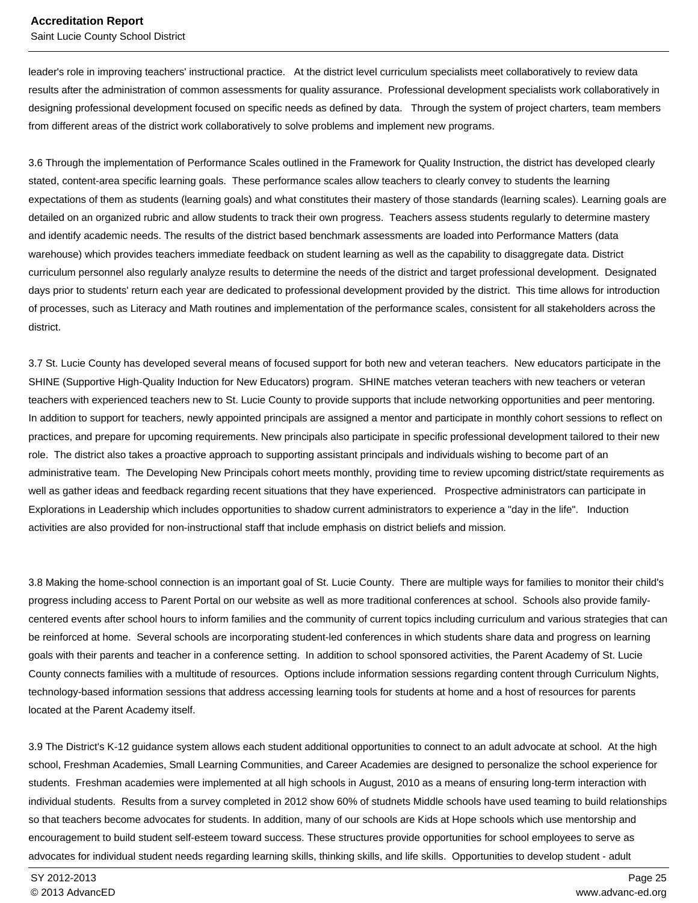leader's role in improving teachers' instructional practice.   At the district level curriculum specialists meet collaboratively to review data results after the administration of common assessments for quality assurance.  Professional development specialists work collaboratively in designing professional development focused on specific needs as defined by data.   Through the system of project charters, team members from different areas of the district work collaboratively to solve problems and implement new programs.

3.6 Through the implementation of Performance Scales outlined in the Framework for Quality Instruction, the district has developed clearly stated, content-area specific learning goals.  These performance scales allow teachers to clearly convey to students the learning expectations of them as students (learning goals) and what constitutes their mastery of those standards (learning scales). Learning goals are detailed on an organized rubric and allow students to track their own progress.  Teachers assess students regularly to determine mastery and identify academic needs. The results of the district based benchmark assessments are loaded into Performance Matters (data warehouse) which provides teachers immediate feedback on student learning as well as the capability to disaggregate data. District curriculum personnel also regularly analyze results to determine the needs of the district and target professional development.  Designated days prior to students' return each year are dedicated to professional development provided by the district.  This time allows for introduction of processes, such as Literacy and Math routines and implementation of the performance scales, consistent for all stakeholders across the district.

3.7 St. Lucie County has developed several means of focused support for both new and veteran teachers.  New educators participate in the SHINE (Supportive High-Quality Induction for New Educators) program.  SHINE matches veteran teachers with new teachers or veteran teachers with experienced teachers new to St. Lucie County to provide supports that include networking opportunities and peer mentoring. In addition to support for teachers, newly appointed principals are assigned a mentor and participate in monthly cohort sessions to reflect on practices, and prepare for upcoming requirements. New principals also participate in specific professional development tailored to their new role.  The district also takes a proactive approach to supporting assistant principals and individuals wishing to become part of an administrative team.  The Developing New Principals cohort meets monthly, providing time to review upcoming district/state requirements as well as gather ideas and feedback regarding recent situations that they have experienced.   Prospective administrators can participate in Explorations in Leadership which includes opportunities to shadow current administrators to experience a "day in the life".   Induction activities are also provided for non-instructional staff that include emphasis on district beliefs and mission.

3.8 Making the home-school connection is an important goal of St. Lucie County.  There are multiple ways for families to monitor their child's progress including access to Parent Portal on our website as well as more traditional conferences at school.  Schools also provide family-centered events after school hours to inform families and the community of current topics including curriculum and various strategies that can be reinforced at home.  Several schools are incorporating student-led conferences in which students share data and progress on learning goals with their parents and teacher in a conference setting.  In addition to school sponsored activities, the Parent Academy of St. Lucie County connects families with a multitude of resources.  Options include information sessions regarding content through Curriculum Nights, technology-based information sessions that address accessing learning tools for students at home and a host of resources for parents located at the Parent Academy itself.

3.9 The District's K-12 guidance system allows each student additional opportunities to connect to an adult advocate at school.  At the high school, Freshman Academies, Small Learning Communities, and Career Academies are designed to personalize the school experience for students.  Freshman academies were implemented at all high schools in August, 2010 as a means of ensuring long-term interaction with individual students.  Results from a survey completed in 2012 show 60% of studnets Middle schools have used teaming to build relationships so that teachers become advocates for students. In addition, many of our schools are Kids at Hope schools which use mentorship and encouragement to build student self-esteem toward success. These structures provide opportunities for school employees to serve as advocates for individual student needs regarding learning skills, thinking skills, and life skills.  Opportunities to develop student - adult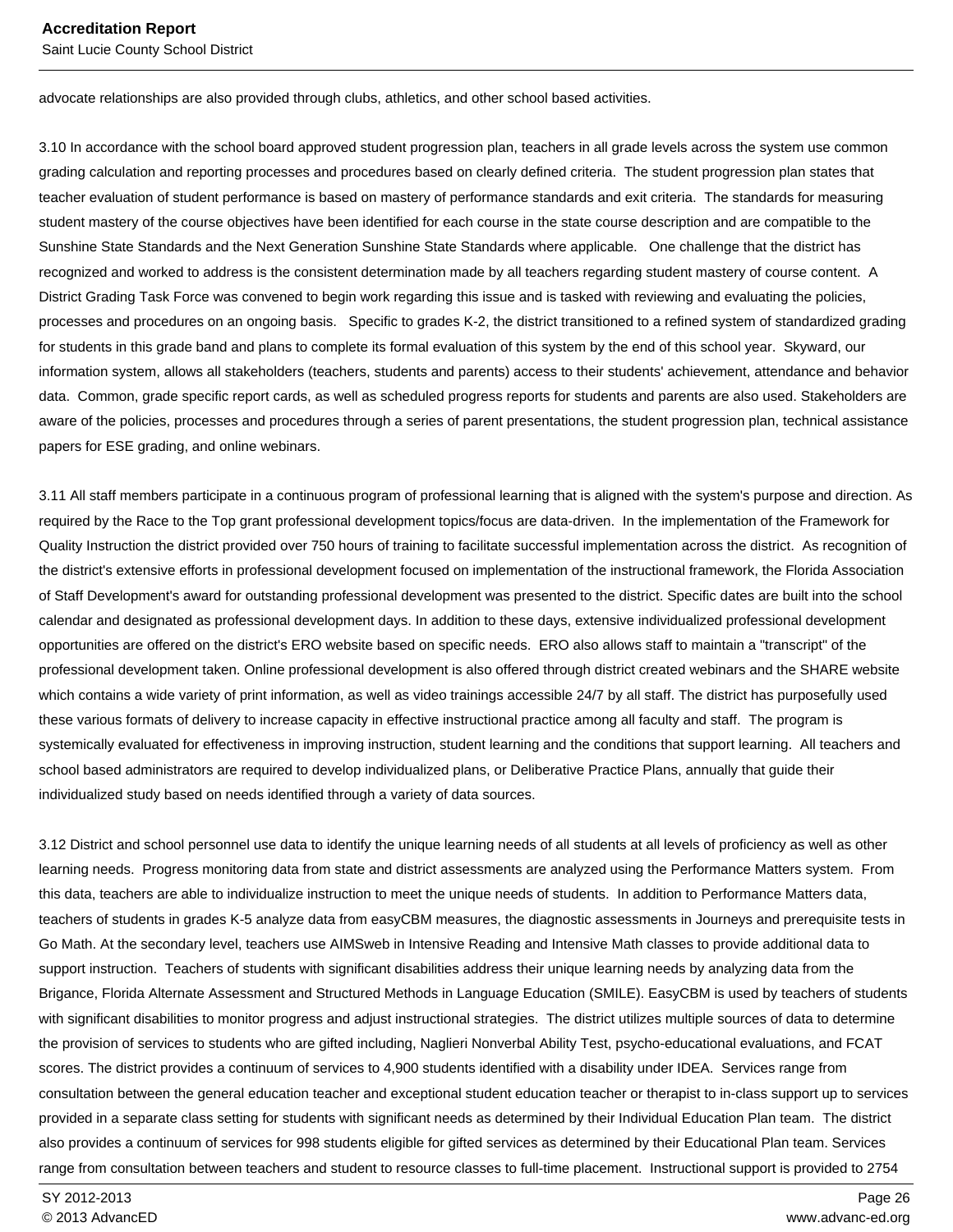advocate relationships are also provided through clubs, athletics, and other school based activities.

3.10 In accordance with the school board approved student progression plan, teachers in all grade levels across the system use common grading calculation and reporting processes and procedures based on clearly defined criteria. The student progression plan states that teacher evaluation of student performance is based on mastery of performance standards and exit criteria. The standards for measuring student mastery of the course objectives have been identified for each course in the state course description and are compatible to the Sunshine State Standards and the Next Generation Sunshine State Standards where applicable. One challenge that the district has recognized and worked to address is the consistent determination made by all teachers regarding student mastery of course content. A District Grading Task Force was convened to begin work regarding this issue and is tasked with reviewing and evaluating the policies, processes and procedures on an ongoing basis. Specific to grades K-2, the district transitioned to a refined system of standardized grading for students in this grade band and plans to complete its formal evaluation of this system by the end of this school year. Skyward, our information system, allows all stakeholders (teachers, students and parents) access to their students' achievement, attendance and behavior data. Common, grade specific report cards, as well as scheduled progress reports for students and parents are also used. Stakeholders are aware of the policies, processes and procedures through a series of parent presentations, the student progression plan, technical assistance papers for ESE grading, and online webinars.

3.11 All staff members participate in a continuous program of professional learning that is aligned with the system's purpose and direction. As required by the Race to the Top grant professional development topics/focus are data-driven. In the implementation of the Framework for Quality Instruction the district provided over 750 hours of training to facilitate successful implementation across the district. As recognition of the district's extensive efforts in professional development focused on implementation of the instructional framework, the Florida Association of Staff Development's award for outstanding professional development was presented to the district. Specific dates are built into the school calendar and designated as professional development days. In addition to these days, extensive individualized professional development opportunities are offered on the district's ERO website based on specific needs. ERO also allows staff to maintain a "transcript" of the professional development taken. Online professional development is also offered through district created webinars and the SHARE website which contains a wide variety of print information, as well as video trainings accessible 24/7 by all staff. The district has purposefully used these various formats of delivery to increase capacity in effective instructional practice among all faculty and staff. The program is systemically evaluated for effectiveness in improving instruction, student learning and the conditions that support learning. All teachers and school based administrators are required to develop individualized plans, or Deliberative Practice Plans, annually that guide their individualized study based on needs identified through a variety of data sources.

3.12 District and school personnel use data to identify the unique learning needs of all students at all levels of proficiency as well as other learning needs. Progress monitoring data from state and district assessments are analyzed using the Performance Matters system. From this data, teachers are able to individualize instruction to meet the unique needs of students. In addition to Performance Matters data, teachers of students in grades K-5 analyze data from easyCBM measures, the diagnostic assessments in Journeys and prerequisite tests in Go Math. At the secondary level, teachers use AIMSweb in Intensive Reading and Intensive Math classes to provide additional data to support instruction. Teachers of students with significant disabilities address their unique learning needs by analyzing data from the Brigance, Florida Alternate Assessment and Structured Methods in Language Education (SMILE). EasyCBM is used by teachers of students with significant disabilities to monitor progress and adjust instructional strategies. The district utilizes multiple sources of data to determine the provision of services to students who are gifted including, Naglieri Nonverbal Ability Test, psycho-educational evaluations, and FCAT scores. The district provides a continuum of services to 4,900 students identified with a disability under IDEA. Services range from consultation between the general education teacher and exceptional student education teacher or therapist to in-class support up to services provided in a separate class setting for students with significant needs as determined by their Individual Education Plan team. The district also provides a continuum of services for 998 students eligible for gifted services as determined by their Educational Plan team. Services range from consultation between teachers and student to resource classes to full-time placement. Instructional support is provided to 2754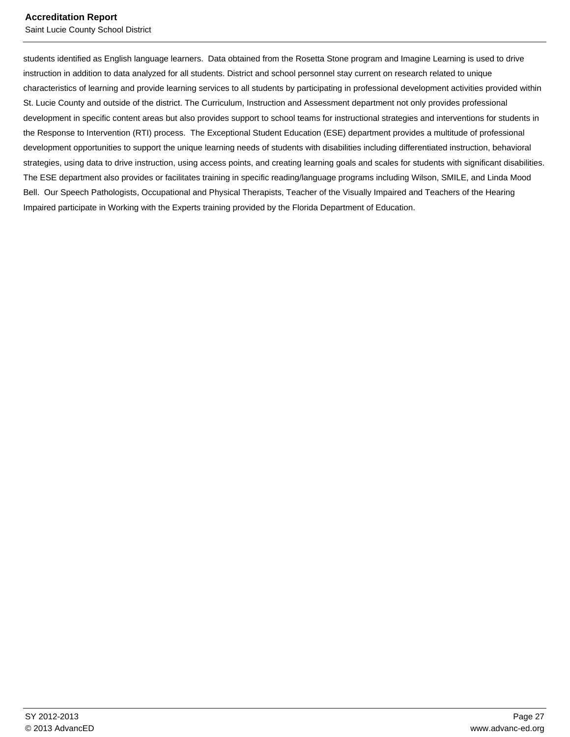students identified as English language learners. Data obtained from the Rosetta Stone program and Imagine Learning is used to drive instruction in addition to data analyzed for all students. District and school personnel stay current on research related to unique characteristics of learning and provide learning services to all students by participating in professional development activities provided within St. Lucie County and outside of the district. The Curriculum, Instruction and Assessment department not only provides professional development in specific content areas but also provides support to school teams for instructional strategies and interventions for students in the Response to Intervention (RTI) process. The Exceptional Student Education (ESE) department provides a multitude of professional development opportunities to support the unique learning needs of students with disabilities including differentiated instruction, behavioral strategies, using data to drive instruction, using access points, and creating learning goals and scales for students with significant disabilities. The ESE department also provides or facilitates training in specific reading/language programs including Wilson, SMILE, and Linda Mood Bell. Our Speech Pathologists, Occupational and Physical Therapists, Teacher of the Visually Impaired and Teachers of the Hearing Impaired participate in Working with the Experts training provided by the Florida Department of Education.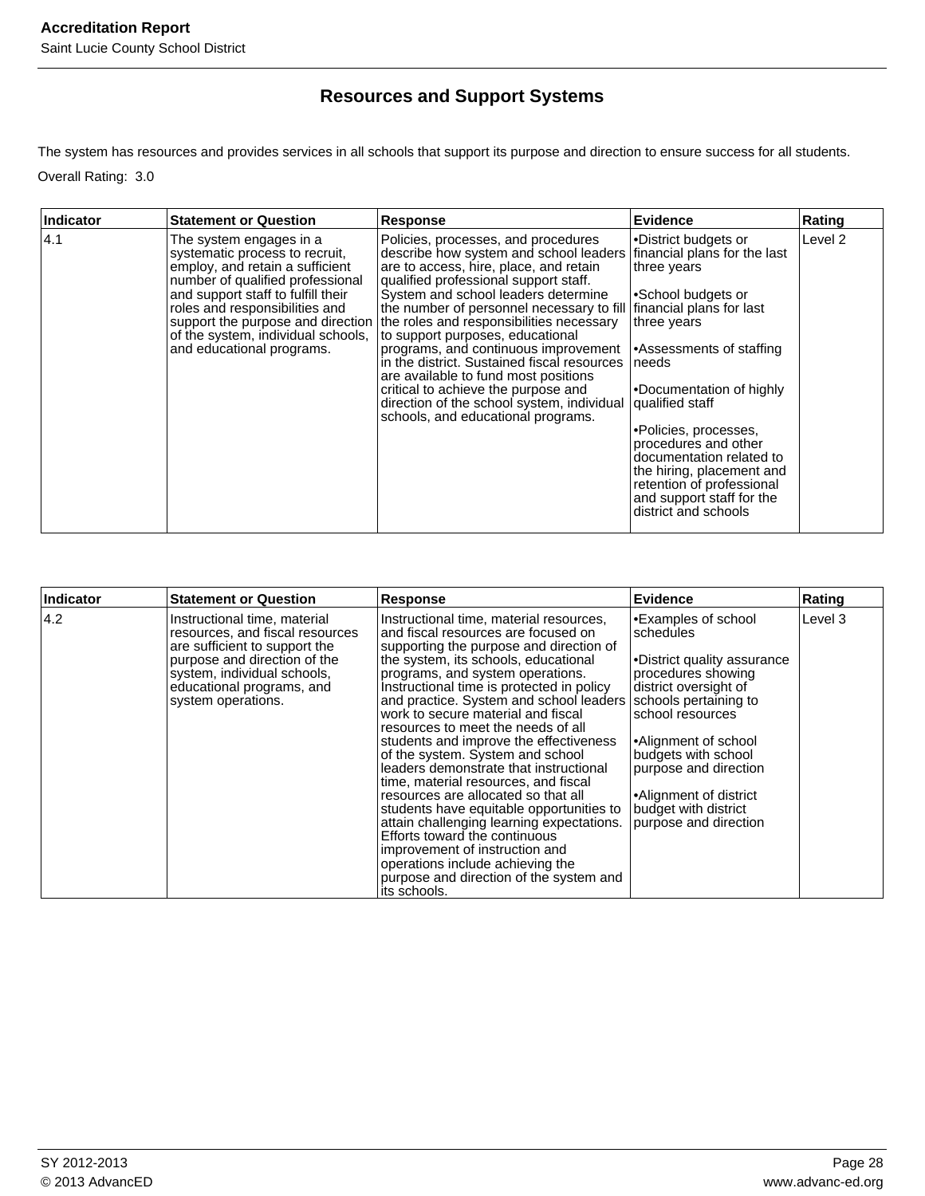## Resources and Support Systems

The system has resources and provides services in all schools that support its purpose and direction to ensure success for all students.

Overall Rating: 3.0

| Indicator | Statement or Question | Response | Evidence | Rating |
|---|---|---|---|---|
| 4.1 | The system engages in a systematic process to recruit, employ, and retain a sufficient number of qualified professional and support staff to fulfill their roles and responsibilities and support the purpose and direction of the system, individual schools, and educational programs. | Policies, processes, and procedures describe how system and school leaders are to access, hire, place, and retain qualified professional support staff. System and school leaders determine the number of personnel necessary to fill the roles and responsibilities necessary to support purposes, educational programs, and continuous improvement in the district. Sustained fiscal resources are available to fund most positions critical to achieve the purpose and direction of the school system, individual schools, and educational programs. | •District budgets or financial plans for the last three years<br><br>•School budgets or financial plans for last three years<br><br>•Assessments of staffing needs<br><br>•Documentation of highly qualified staff<br><br>•Policies, processes, procedures and other documentation related to the hiring, placement and retention of professional and support staff for the district and schools | Level 2 |

| Indicator | Statement or Question | Response | Evidence | Rating |
|---|---|---|---|---|
| 4.2 | Instructional time, material resources, and fiscal resources are sufficient to support the purpose and direction of the system, individual schools, educational programs, and system operations. | Instructional time, material resources, and fiscal resources are focused on supporting the purpose and direction of the system, its schools, educational programs, and system operations. Instructional time is protected in policy and practice. System and school leaders work to secure material and fiscal resources to meet the needs of all students and improve the effectiveness of the system. System and school leaders demonstrate that instructional time, material resources, and fiscal resources are allocated so that all students have equitable opportunities to attain challenging learning expectations. Efforts toward the continuous improvement of instruction and operations include achieving the purpose and direction of the system and its schools. | •Examples of school schedules<br><br>•District quality assurance procedures showing district oversight of schools pertaining to school resources<br><br>•Alignment of school budgets with school purpose and direction<br><br>•Alignment of district budget with district purpose and direction | Level 3 |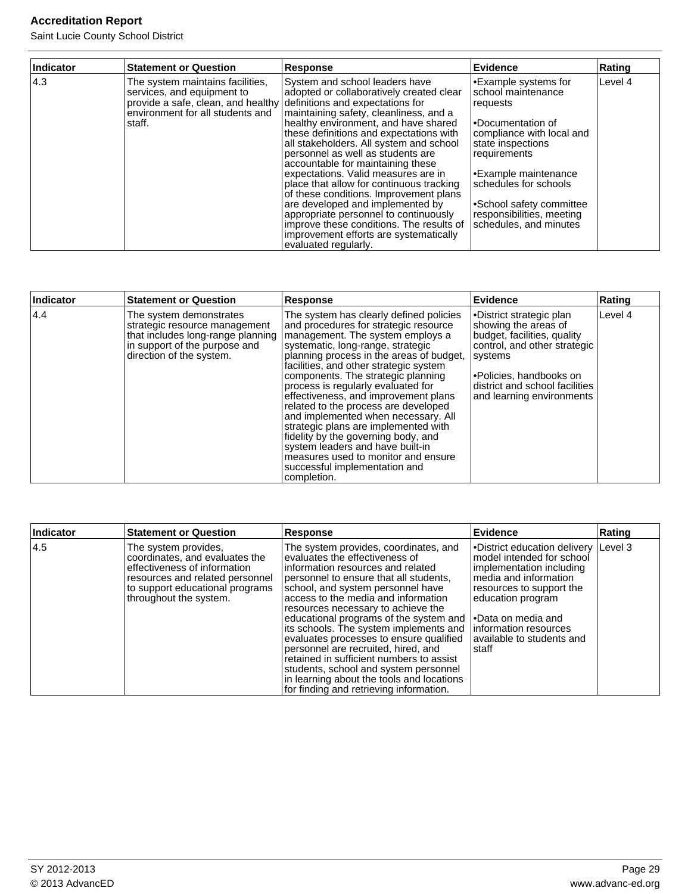| Indicator | Statement or Question | Response | Evidence | Rating |
|---|---|---|---|---|
| 4.3 | The system maintains facilities, services, and equipment to provide a safe, clean, and healthy environment for all students and staff. | System and school leaders have adopted or collaboratively created clear definitions and expectations for maintaining safety, cleanliness, and a healthy environment, and have shared these definitions and expectations with all stakeholders. All system and school personnel as well as students are accountable for maintaining these expectations. Valid measures are in place that allow for continuous tracking of these conditions. Improvement plans are developed and implemented by appropriate personnel to continuously improve these conditions. The results of improvement efforts are systematically evaluated regularly. | •Example systems for school maintenance requests<br><br>•Documentation of compliance with local and state inspections requirements<br><br>•Example maintenance schedules for schools<br><br>•School safety committee responsibilities, meeting schedules, and minutes | Level 4 |

| Indicator | Statement or Question | Response | Evidence | Rating |
|---|---|---|---|---|
| 4.4 | The system demonstrates strategic resource management that includes long-range planning in support of the purpose and direction of the system. | The system has clearly defined policies and procedures for strategic resource management. The system employs a systematic, long-range, strategic planning process in the areas of budget, facilities, and other strategic system components. The strategic planning process is regularly evaluated for effectiveness, and improvement plans related to the process are developed and implemented when necessary. All strategic plans are implemented with fidelity by the governing body, and system leaders and have built-in measures used to monitor and ensure successful implementation and completion. | •District strategic plan showing the areas of budget, facilities, quality control, and other strategic systems<br><br>•Policies, handbooks on district and school facilities and learning environments | Level 4 |

| Indicator | Statement or Question | Response | Evidence | Rating |
|---|---|---|---|---|
| 4.5 | The system provides, coordinates, and evaluates the effectiveness of information resources and related personnel to support educational programs throughout the system. | The system provides, coordinates, and evaluates the effectiveness of information resources and related personnel to ensure that all students, school, and system personnel have access to the media and information resources necessary to achieve the educational programs of the system and its schools. The system implements and evaluates processes to ensure qualified personnel are recruited, hired, and retained in sufficient numbers to assist students, school and system personnel in learning about the tools and locations for finding and retrieving information. | •District education delivery model intended for school implementation including media and information resources to support the education program<br><br>•Data on media and information resources available to students and staff | Level 3 |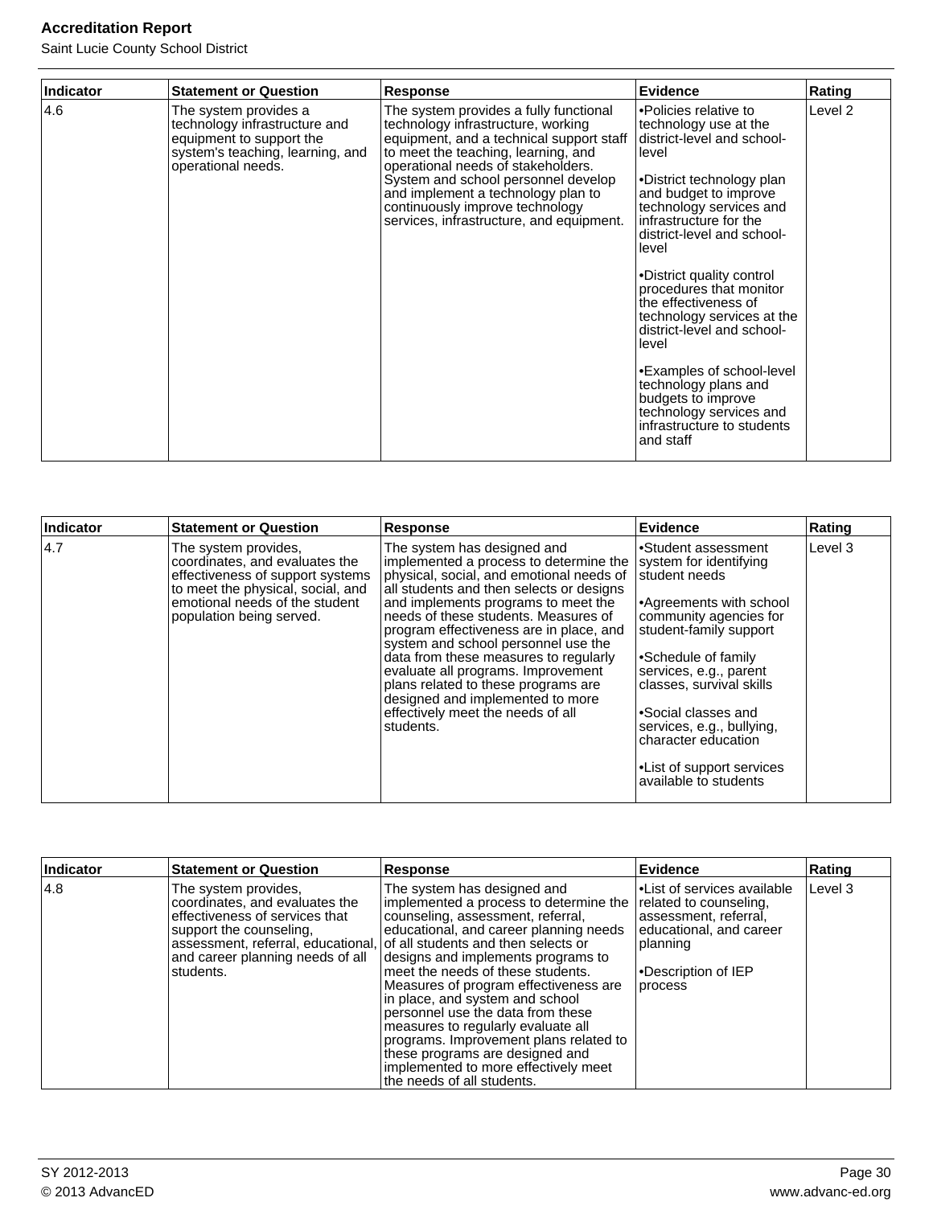| Indicator | Statement or Question | Response | Evidence | Rating |
|---|---|---|---|---|
| 4.6 | The system provides a technology infrastructure and equipment to support the system's teaching, learning, and operational needs. | The system provides a fully functional technology infrastructure, working equipment, and a technical support staff to meet the teaching, learning, and operational needs of stakeholders. System and school personnel develop and implement a technology plan to continuously improve technology services, infrastructure, and equipment. | •Policies relative to technology use at the district-level and school-level<br><br>•District technology plan and budget to improve technology services and infrastructure for the district-level and school-level<br><br>•District quality control procedures that monitor the effectiveness of technology services at the district-level and school-level<br><br>•Examples of school-level technology plans and budgets to improve technology services and infrastructure to students and staff | Level 2 |

| Indicator | Statement or Question | Response | Evidence | Rating |
|---|---|---|---|---|
| 4.7 | The system provides, coordinates, and evaluates the effectiveness of support systems to meet the physical, social, and emotional needs of the student population being served. | The system has designed and implemented a process to determine the physical, social, and emotional needs of all students and then selects or designs and implements programs to meet the needs of these students. Measures of program effectiveness are in place, and system and school personnel use the data from these measures to regularly evaluate all programs. Improvement plans related to these programs are designed and implemented to more effectively meet the needs of all students. | •Student assessment system for identifying student needs<br><br>•Agreements with school community agencies for student-family support<br><br>•Schedule of family services, e.g., parent classes, survival skills<br><br>•Social classes and services, e.g., bullying, character education<br><br>•List of support services available to students | Level 3 |

| Indicator | Statement or Question | Response | Evidence | Rating |
|---|---|---|---|---|
| 4.8 | The system provides, coordinates, and evaluates the effectiveness of services that support the counseling, assessment, referral, educational, and career planning needs of all students. | The system has designed and implemented a process to determine the counseling, assessment, referral, educational, and career planning needs of all students and then selects or designs and implements programs to meet the needs of these students. Measures of program effectiveness are in place, and system and school personnel use the data from these measures to regularly evaluate all programs. Improvement plans related to these programs are designed and implemented to more effectively meet the needs of all students. | •List of services available related to counseling, assessment, referral, educational, and career planning<br><br>•Description of IEP process | Level 3 |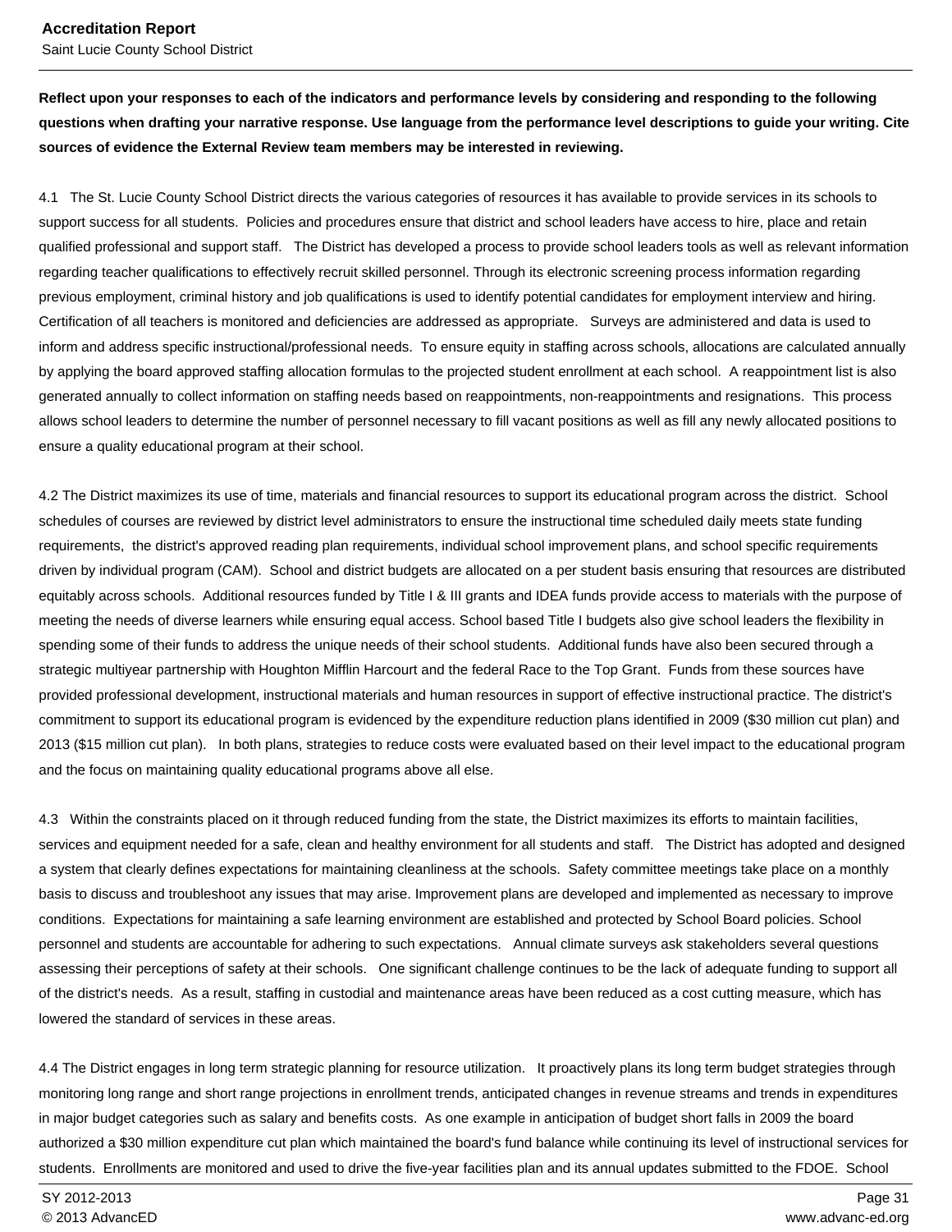**Reflect upon your responses to each of the indicators and performance levels by considering and responding to the following questions when drafting your narrative response. Use language from the performance level descriptions to guide your writing. Cite sources of evidence the External Review team members may be interested in reviewing.**

4.1 The St. Lucie County School District directs the various categories of resources it has available to provide services in its schools to support success for all students. Policies and procedures ensure that district and school leaders have access to hire, place and retain qualified professional and support staff. The District has developed a process to provide school leaders tools as well as relevant information regarding teacher qualifications to effectively recruit skilled personnel. Through its electronic screening process information regarding previous employment, criminal history and job qualifications is used to identify potential candidates for employment interview and hiring. Certification of all teachers is monitored and deficiencies are addressed as appropriate. Surveys are administered and data is used to inform and address specific instructional/professional needs. To ensure equity in staffing across schools, allocations are calculated annually by applying the board approved staffing allocation formulas to the projected student enrollment at each school. A reappointment list is also generated annually to collect information on staffing needs based on reappointments, non-reappointments and resignations. This process allows school leaders to determine the number of personnel necessary to fill vacant positions as well as fill any newly allocated positions to ensure a quality educational program at their school.

4.2 The District maximizes its use of time, materials and financial resources to support its educational program across the district. School schedules of courses are reviewed by district level administrators to ensure the instructional time scheduled daily meets state funding requirements, the district's approved reading plan requirements, individual school improvement plans, and school specific requirements driven by individual program (CAM). School and district budgets are allocated on a per student basis ensuring that resources are distributed equitably across schools. Additional resources funded by Title I & III grants and IDEA funds provide access to materials with the purpose of meeting the needs of diverse learners while ensuring equal access. School based Title I budgets also give school leaders the flexibility in spending some of their funds to address the unique needs of their school students. Additional funds have also been secured through a strategic multiyear partnership with Houghton Mifflin Harcourt and the federal Race to the Top Grant. Funds from these sources have provided professional development, instructional materials and human resources in support of effective instructional practice. The district's commitment to support its educational program is evidenced by the expenditure reduction plans identified in 2009 ($30 million cut plan) and 2013 ($15 million cut plan). In both plans, strategies to reduce costs were evaluated based on their level impact to the educational program and the focus on maintaining quality educational programs above all else.

4.3 Within the constraints placed on it through reduced funding from the state, the District maximizes its efforts to maintain facilities, services and equipment needed for a safe, clean and healthy environment for all students and staff. The District has adopted and designed a system that clearly defines expectations for maintaining cleanliness at the schools. Safety committee meetings take place on a monthly basis to discuss and troubleshoot any issues that may arise. Improvement plans are developed and implemented as necessary to improve conditions. Expectations for maintaining a safe learning environment are established and protected by School Board policies. School personnel and students are accountable for adhering to such expectations. Annual climate surveys ask stakeholders several questions assessing their perceptions of safety at their schools. One significant challenge continues to be the lack of adequate funding to support all of the district's needs. As a result, staffing in custodial and maintenance areas have been reduced as a cost cutting measure, which has lowered the standard of services in these areas.

4.4 The District engages in long term strategic planning for resource utilization. It proactively plans its long term budget strategies through monitoring long range and short range projections in enrollment trends, anticipated changes in revenue streams and trends in expenditures in major budget categories such as salary and benefits costs. As one example in anticipation of budget short falls in 2009 the board authorized a $30 million expenditure cut plan which maintained the board's fund balance while continuing its level of instructional services for students. Enrollments are monitored and used to drive the five-year facilities plan and its annual updates submitted to the FDOE. School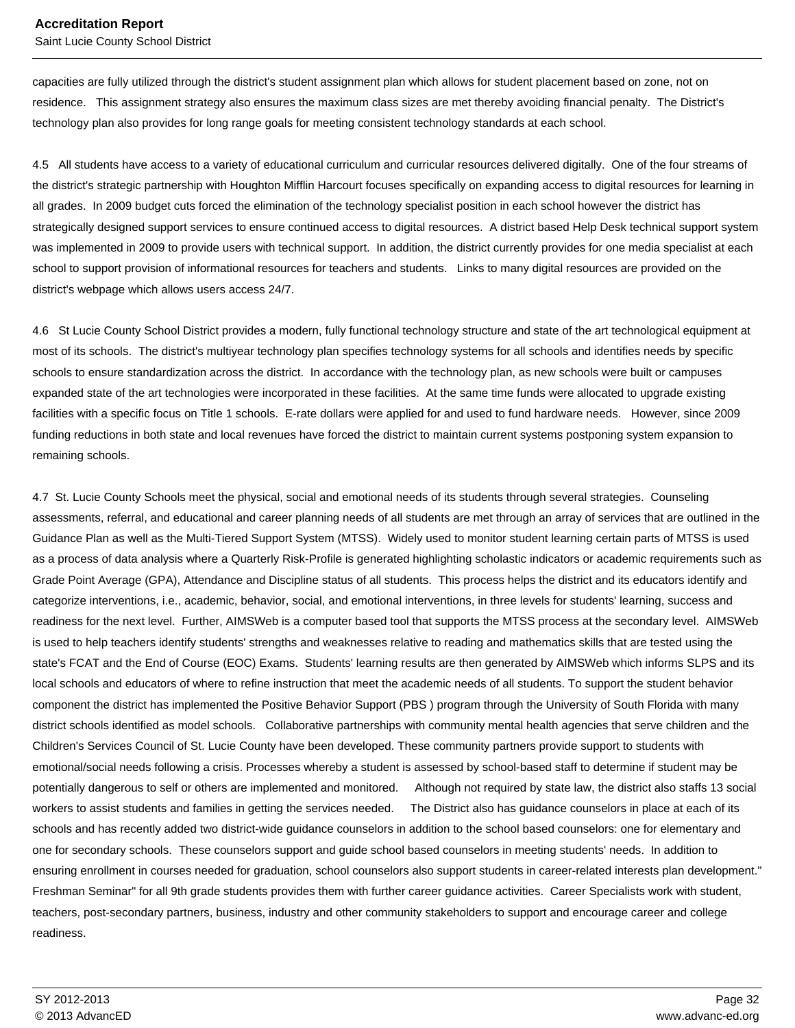capacities are fully utilized through the district's student assignment plan which allows for student placement based on zone, not on residence.   This assignment strategy also ensures the maximum class sizes are met thereby avoiding financial penalty.  The District's technology plan also provides for long range goals for meeting consistent technology standards at each school.

4.5   All students have access to a variety of educational curriculum and curricular resources delivered digitally.  One of the four streams of the district's strategic partnership with Houghton Mifflin Harcourt focuses specifically on expanding access to digital resources for learning in all grades.  In 2009 budget cuts forced the elimination of the technology specialist position in each school however the district has strategically designed support services to ensure continued access to digital resources.  A district based Help Desk technical support system was implemented in 2009 to provide users with technical support.  In addition, the district currently provides for one media specialist at each school to support provision of informational resources for teachers and students.   Links to many digital resources are provided on the district's webpage which allows users access 24/7.

4.6   St Lucie County School District provides a modern, fully functional technology structure and state of the art technological equipment at most of its schools.  The district's multiyear technology plan specifies technology systems for all schools and identifies needs by specific schools to ensure standardization across the district.  In accordance with the technology plan, as new schools were built or campuses expanded state of the art technologies were incorporated in these facilities.  At the same time funds were allocated to upgrade existing facilities with a specific focus on Title 1 schools.  E-rate dollars were applied for and used to fund hardware needs.   However, since 2009 funding reductions in both state and local revenues have forced the district to maintain current systems postponing system expansion to remaining schools.

4.7  St. Lucie County Schools meet the physical, social and emotional needs of its students through several strategies.  Counseling assessments, referral, and educational and career planning needs of all students are met through an array of services that are outlined in the Guidance Plan as well as the Multi-Tiered Support System (MTSS).  Widely used to monitor student learning certain parts of MTSS is used as a process of data analysis where a Quarterly Risk-Profile is generated highlighting scholastic indicators or academic requirements such as Grade Point Average (GPA), Attendance and Discipline status of all students.  This process helps the district and its educators identify and categorize interventions, i.e., academic, behavior, social, and emotional interventions, in three levels for students' learning, success and readiness for the next level.  Further, AIMSWeb is a computer based tool that supports the MTSS process at the secondary level.  AIMSWeb is used to help teachers identify students' strengths and weaknesses relative to reading and mathematics skills that are tested using the state's FCAT and the End of Course (EOC) Exams.  Students' learning results are then generated by AIMSWeb which informs SLPS and its local schools and educators of where to refine instruction that meet the academic needs of all students. To support the student behavior component the district has implemented the Positive Behavior Support (PBS ) program through the University of South Florida with many district schools identified as model schools.   Collaborative partnerships with community mental health agencies that serve children and the Children's Services Council of St. Lucie County have been developed. These community partners provide support to students with emotional/social needs following a crisis. Processes whereby a student is assessed by school-based staff to determine if student may be potentially dangerous to self or others are implemented and monitored.     Although not required by state law, the district also staffs 13 social workers to assist students and families in getting the services needed.     The District also has guidance counselors in place at each of its schools and has recently added two district-wide guidance counselors in addition to the school based counselors: one for elementary and one for secondary schools.  These counselors support and guide school based counselors in meeting students' needs.  In addition to ensuring enrollment in courses needed for graduation, school counselors also support students in career-related interests plan development." Freshman Seminar" for all 9th grade students provides them with further career guidance activities.  Career Specialists work with student, teachers, post-secondary partners, business, industry and other community stakeholders to support and encourage career and college readiness.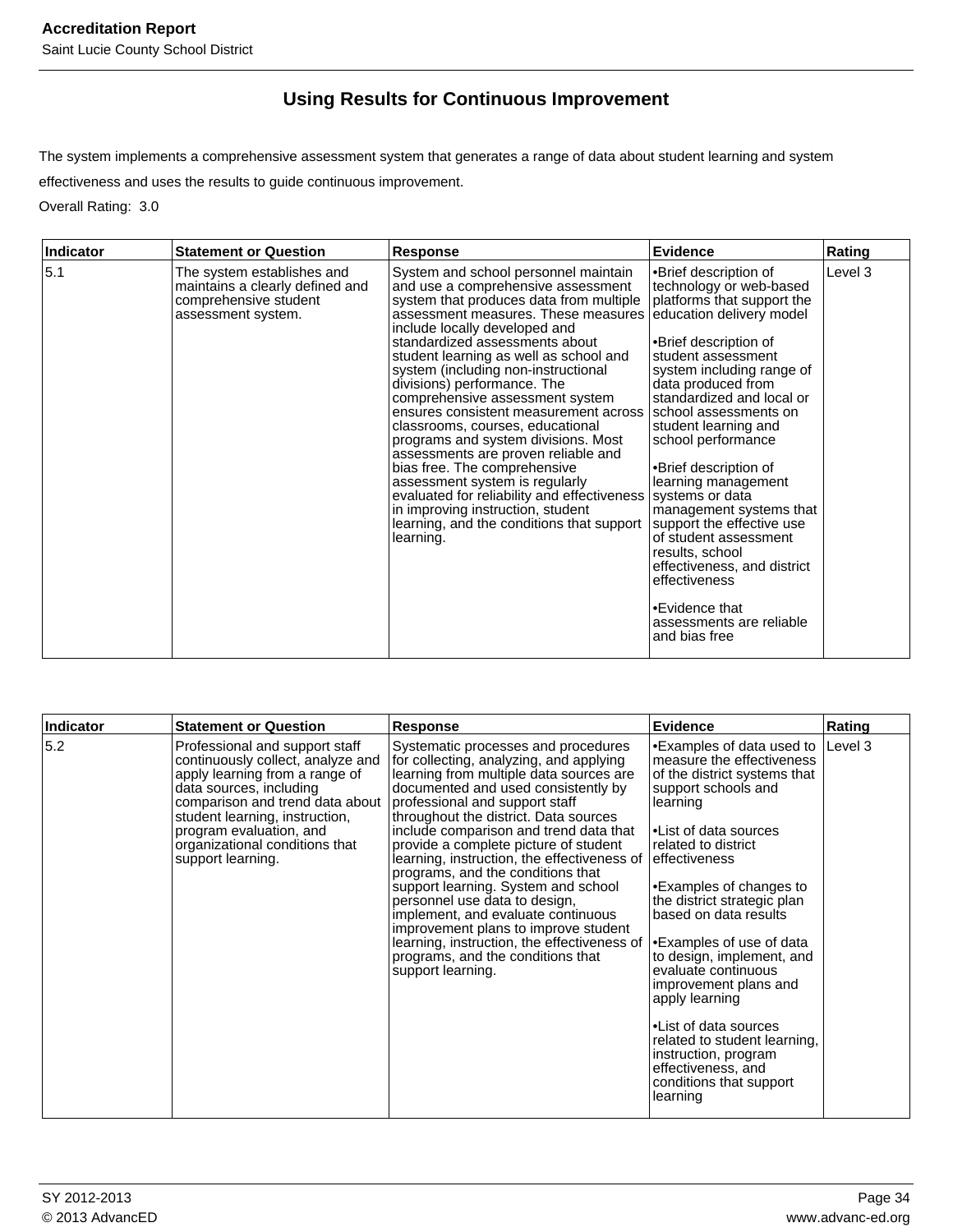## Using Results for Continuous Improvement

The system implements a comprehensive assessment system that generates a range of data about student learning and system effectiveness and uses the results to guide continuous improvement.

Overall Rating: 3.0

| Indicator | Statement or Question | Response | Evidence | Rating |
|---|---|---|---|---|
| 5.1 | The system establishes and maintains a clearly defined and comprehensive student assessment system. | System and school personnel maintain and use a comprehensive assessment system that produces data from multiple assessment measures. These measures include locally developed and standardized assessments about student learning as well as school and system (including non-instructional divisions) performance. The comprehensive assessment system ensures consistent measurement across classrooms, courses, educational programs and system divisions. Most assessments are proven reliable and bias free. The comprehensive assessment system is regularly evaluated for reliability and effectiveness in improving instruction, student learning, and the conditions that support learning. | •Brief description of technology or web-based platforms that support the education delivery model<br><br>•Brief description of student assessment system including range of data produced from standardized and local or school assessments on student learning and school performance<br><br>•Brief description of learning management systems or data management systems that support the effective use of student assessment results, school effectiveness, and district effectiveness<br><br>•Evidence that assessments are reliable and bias free | Level 3 |

| Indicator | Statement or Question | Response | Evidence | Rating |
|---|---|---|---|---|
| 5.2 | Professional and support staff continuously collect, analyze and apply learning from a range of data sources, including comparison and trend data about student learning, instruction, program evaluation, and organizational conditions that support learning. | Systematic processes and procedures for collecting, analyzing, and applying learning from multiple data sources are documented and used consistently by professional and support staff throughout the district. Data sources include comparison and trend data that provide a complete picture of student learning, instruction, the effectiveness of programs, and the conditions that support learning. System and school personnel use data to design, implement, and evaluate continuous improvement plans to improve student learning, instruction, the effectiveness of programs, and the conditions that support learning. | •Examples of data used to measure the effectiveness of the district systems that support schools and learning<br><br>•List of data sources related to district effectiveness<br><br>•Examples of changes to the district strategic plan based on data results<br><br>•Examples of use of data to design, implement, and evaluate continuous improvement plans and apply learning<br><br>•List of data sources related to student learning, instruction, program effectiveness, and conditions that support learning | Level 3 |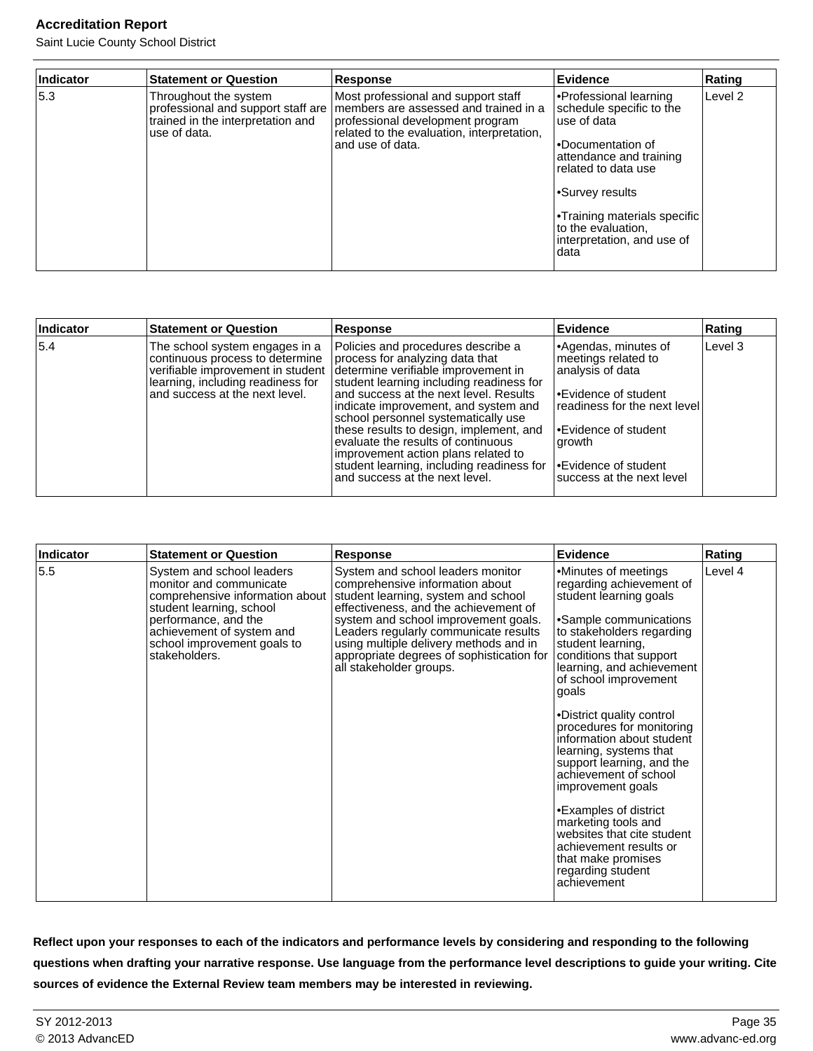| Indicator | Statement or Question | Response | Evidence | Rating |
|---|---|---|---|---|
| 5.3 | Throughout the system professional and support staff are trained in the interpretation and use of data. | Most professional and support staff members are assessed and trained in a professional development program related to the evaluation, interpretation, and use of data. | •Professional learning schedule specific to the use of data<br><br>•Documentation of attendance and training related to data use<br><br>•Survey results<br><br>•Training materials specific to the evaluation, interpretation, and use of data | Level 2 |

| Indicator | Statement or Question | Response | Evidence | Rating |
|---|---|---|---|---|
| 5.4 | The school system engages in a continuous process to determine verifiable improvement in student learning, including readiness for and success at the next level. | Policies and procedures describe a process for analyzing data that determine verifiable improvement in student learning including readiness for and success at the next level. Results indicate improvement, and system and school personnel systematically use these results to design, implement, and evaluate the results of continuous improvement action plans related to student learning, including readiness for and success at the next level. | •Agendas, minutes of meetings related to analysis of data<br><br>•Evidence of student readiness for the next level<br><br>•Evidence of student growth<br><br>•Evidence of student success at the next level | Level 3 |

| Indicator | Statement or Question | Response | Evidence | Rating |
|---|---|---|---|---|
| 5.5 | System and school leaders monitor and communicate comprehensive information about student learning, school performance, and the achievement of system and school improvement goals to stakeholders. | System and school leaders monitor comprehensive information about student learning, system and school effectiveness, and the achievement of system and school improvement goals. Leaders regularly communicate results using multiple delivery methods and in appropriate degrees of sophistication for all stakeholder groups. | •Minutes of meetings regarding achievement of student learning goals<br><br>•Sample communications to stakeholders regarding student learning, conditions that support learning, and achievement of school improvement goals<br><br>•District quality control procedures for monitoring information about student learning, systems that support learning, and the achievement of school improvement goals<br><br>•Examples of district marketing tools and websites that cite student achievement results or that make promises regarding student achievement | Level 4 |

**Reflect upon your responses to each of the indicators and performance levels by considering and responding to the following questions when drafting your narrative response. Use language from the performance level descriptions to guide your writing. Cite sources of evidence the External Review team members may be interested in reviewing.**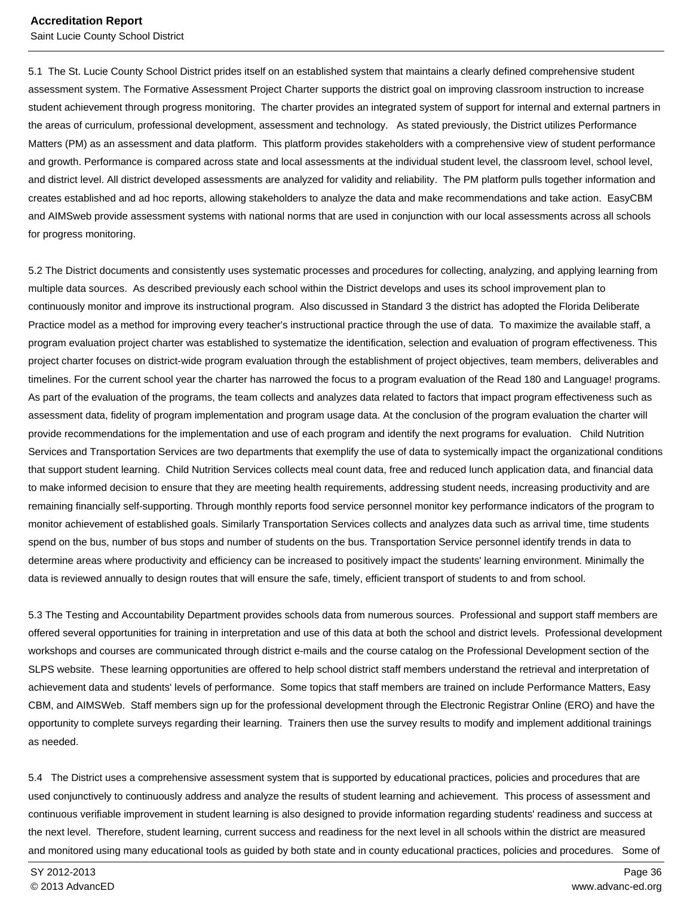5.1 The St. Lucie County School District prides itself on an established system that maintains a clearly defined comprehensive student assessment system. The Formative Assessment Project Charter supports the district goal on improving classroom instruction to increase student achievement through progress monitoring. The charter provides an integrated system of support for internal and external partners in the areas of curriculum, professional development, assessment and technology. As stated previously, the District utilizes Performance Matters (PM) as an assessment and data platform. This platform provides stakeholders with a comprehensive view of student performance and growth. Performance is compared across state and local assessments at the individual student level, the classroom level, school level, and district level. All district developed assessments are analyzed for validity and reliability. The PM platform pulls together information and creates established and ad hoc reports, allowing stakeholders to analyze the data and make recommendations and take action. EasyCBM and AIMSweb provide assessment systems with national norms that are used in conjunction with our local assessments across all schools for progress monitoring.

5.2 The District documents and consistently uses systematic processes and procedures for collecting, analyzing, and applying learning from multiple data sources. As described previously each school within the District develops and uses its school improvement plan to continuously monitor and improve its instructional program. Also discussed in Standard 3 the district has adopted the Florida Deliberate Practice model as a method for improving every teacher's instructional practice through the use of data. To maximize the available staff, a program evaluation project charter was established to systematize the identification, selection and evaluation of program effectiveness. This project charter focuses on district-wide program evaluation through the establishment of project objectives, team members, deliverables and timelines. For the current school year the charter has narrowed the focus to a program evaluation of the Read 180 and Language! programs. As part of the evaluation of the programs, the team collects and analyzes data related to factors that impact program effectiveness such as assessment data, fidelity of program implementation and program usage data. At the conclusion of the program evaluation the charter will provide recommendations for the implementation and use of each program and identify the next programs for evaluation. Child Nutrition Services and Transportation Services are two departments that exemplify the use of data to systemically impact the organizational conditions that support student learning. Child Nutrition Services collects meal count data, free and reduced lunch application data, and financial data to make informed decision to ensure that they are meeting health requirements, addressing student needs, increasing productivity and are remaining financially self-supporting. Through monthly reports food service personnel monitor key performance indicators of the program to monitor achievement of established goals. Similarly Transportation Services collects and analyzes data such as arrival time, time students spend on the bus, number of bus stops and number of students on the bus. Transportation Service personnel identify trends in data to determine areas where productivity and efficiency can be increased to positively impact the students' learning environment. Minimally the data is reviewed annually to design routes that will ensure the safe, timely, efficient transport of students to and from school.

5.3 The Testing and Accountability Department provides schools data from numerous sources. Professional and support staff members are offered several opportunities for training in interpretation and use of this data at both the school and district levels. Professional development workshops and courses are communicated through district e-mails and the course catalog on the Professional Development section of the SLPS website. These learning opportunities are offered to help school district staff members understand the retrieval and interpretation of achievement data and students' levels of performance. Some topics that staff members are trained on include Performance Matters, Easy CBM, and AIMSWeb. Staff members sign up for the professional development through the Electronic Registrar Online (ERO) and have the opportunity to complete surveys regarding their learning. Trainers then use the survey results to modify and implement additional trainings as needed.

5.4 The District uses a comprehensive assessment system that is supported by educational practices, policies and procedures that are used conjunctively to continuously address and analyze the results of student learning and achievement. This process of assessment and continuous verifiable improvement in student learning is also designed to provide information regarding students' readiness and success at the next level. Therefore, student learning, current success and readiness for the next level in all schools within the district are measured and monitored using many educational tools as guided by both state and in county educational practices, policies and procedures. Some of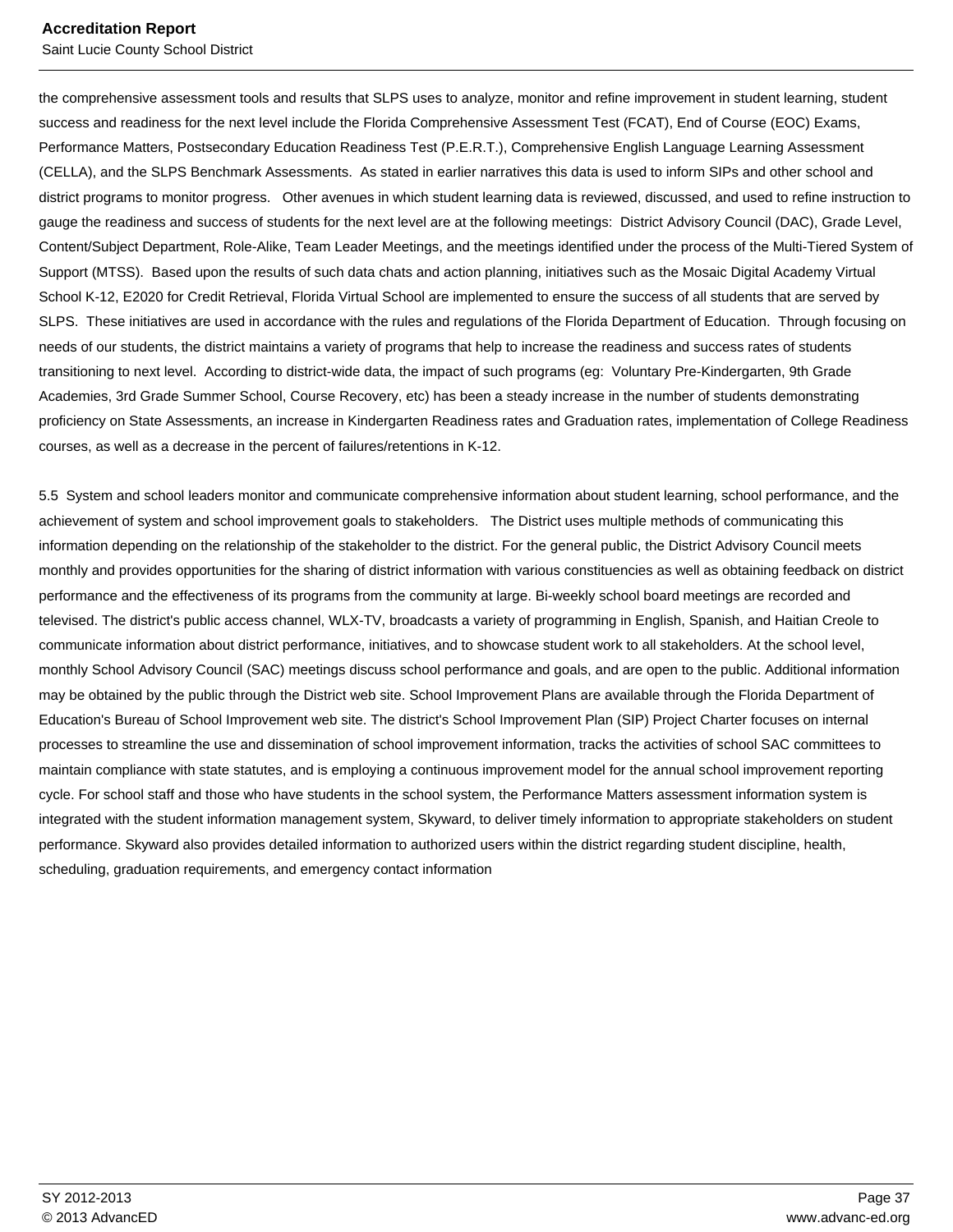the comprehensive assessment tools and results that SLPS uses to analyze, monitor and refine improvement in student learning, student success and readiness for the next level include the Florida Comprehensive Assessment Test (FCAT), End of Course (EOC) Exams, Performance Matters, Postsecondary Education Readiness Test (P.E.R.T.), Comprehensive English Language Learning Assessment (CELLA), and the SLPS Benchmark Assessments. As stated in earlier narratives this data is used to inform SIPs and other school and district programs to monitor progress. Other avenues in which student learning data is reviewed, discussed, and used to refine instruction to gauge the readiness and success of students for the next level are at the following meetings: District Advisory Council (DAC), Grade Level, Content/Subject Department, Role-Alike, Team Leader Meetings, and the meetings identified under the process of the Multi-Tiered System of Support (MTSS). Based upon the results of such data chats and action planning, initiatives such as the Mosaic Digital Academy Virtual School K-12, E2020 for Credit Retrieval, Florida Virtual School are implemented to ensure the success of all students that are served by SLPS. These initiatives are used in accordance with the rules and regulations of the Florida Department of Education. Through focusing on needs of our students, the district maintains a variety of programs that help to increase the readiness and success rates of students transitioning to next level. According to district-wide data, the impact of such programs (eg: Voluntary Pre-Kindergarten, 9th Grade Academies, 3rd Grade Summer School, Course Recovery, etc) has been a steady increase in the number of students demonstrating proficiency on State Assessments, an increase in Kindergarten Readiness rates and Graduation rates, implementation of College Readiness courses, as well as a decrease in the percent of failures/retentions in K-12.

5.5 System and school leaders monitor and communicate comprehensive information about student learning, school performance, and the achievement of system and school improvement goals to stakeholders. The District uses multiple methods of communicating this information depending on the relationship of the stakeholder to the district. For the general public, the District Advisory Council meets monthly and provides opportunities for the sharing of district information with various constituencies as well as obtaining feedback on district performance and the effectiveness of its programs from the community at large. Bi-weekly school board meetings are recorded and televised. The district's public access channel, WLX-TV, broadcasts a variety of programming in English, Spanish, and Haitian Creole to communicate information about district performance, initiatives, and to showcase student work to all stakeholders. At the school level, monthly School Advisory Council (SAC) meetings discuss school performance and goals, and are open to the public. Additional information may be obtained by the public through the District web site. School Improvement Plans are available through the Florida Department of Education's Bureau of School Improvement web site. The district's School Improvement Plan (SIP) Project Charter focuses on internal processes to streamline the use and dissemination of school improvement information, tracks the activities of school SAC committees to maintain compliance with state statutes, and is employing a continuous improvement model for the annual school improvement reporting cycle. For school staff and those who have students in the school system, the Performance Matters assessment information system is integrated with the student information management system, Skyward, to deliver timely information to appropriate stakeholders on student performance. Skyward also provides detailed information to authorized users within the district regarding student discipline, health, scheduling, graduation requirements, and emergency contact information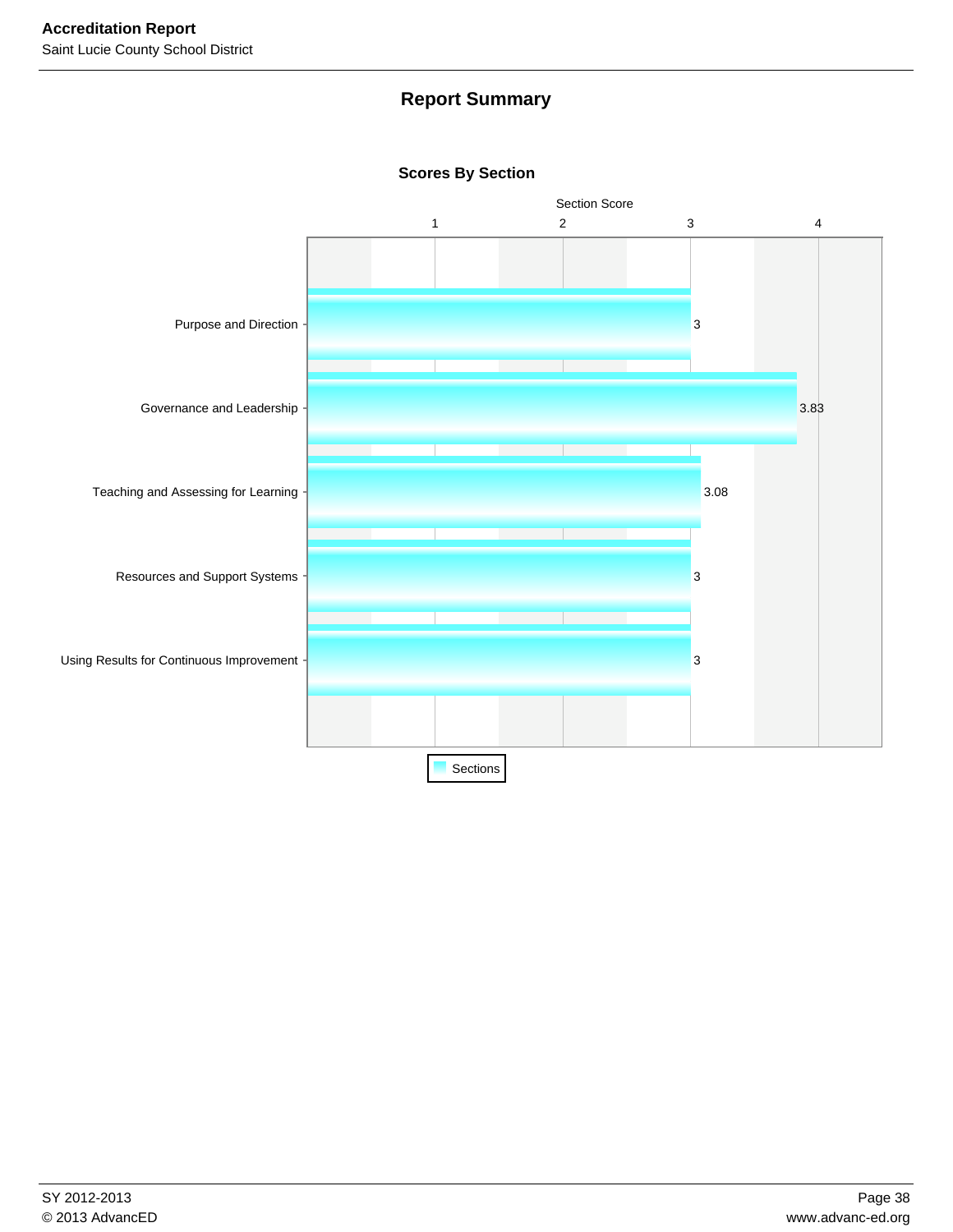## Report Summary

### Scores By Section

Section Score

1 2 3 4

Purpose and Direction 3

Governance and Leadership 3.83

Teaching and Assessing for Learning 3.08

Resources and Support Systems 3

Using Results for Continuous Improvement 3

Sections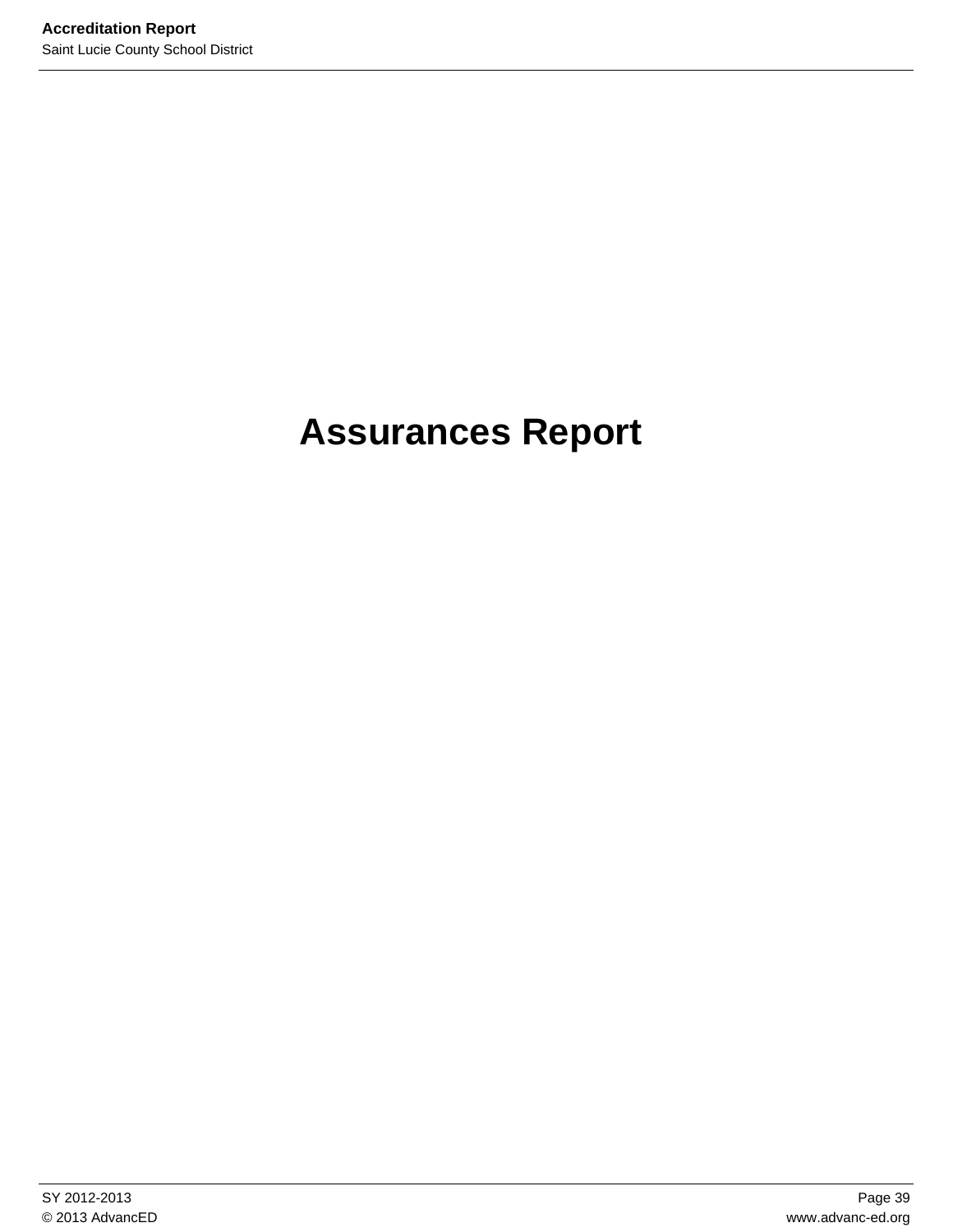# Assurances Report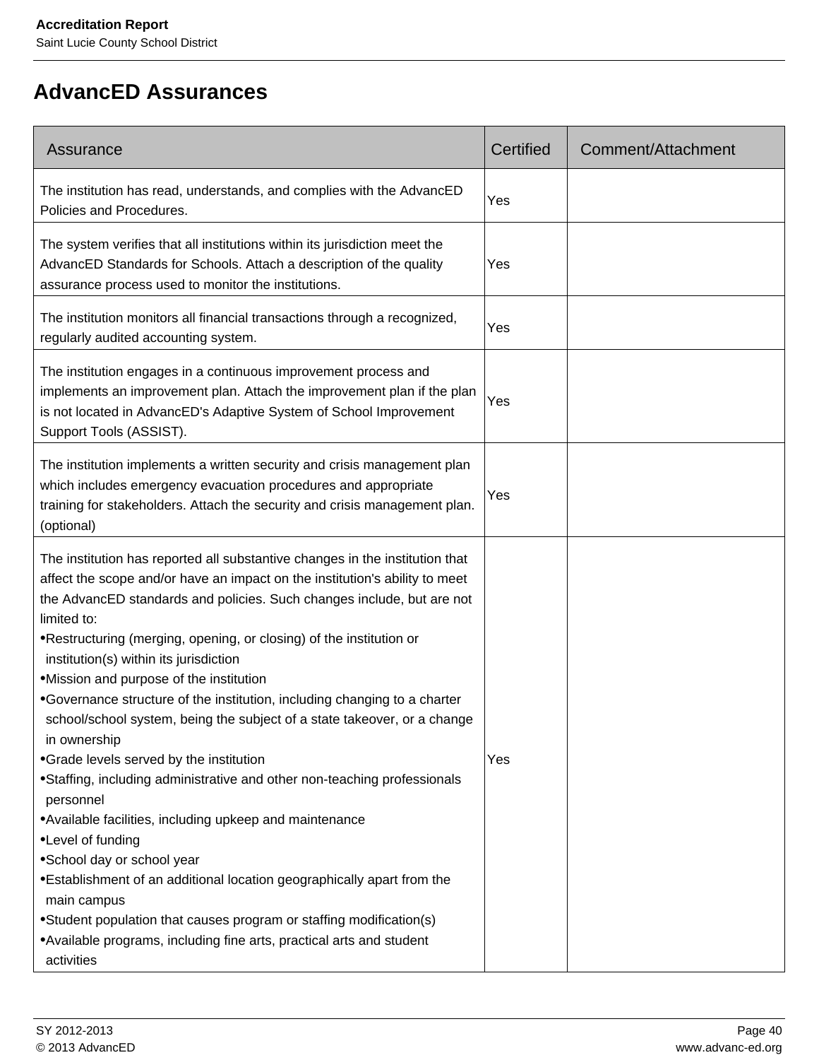# AdvancED Assurances

| Assurance | Certified | Comment/Attachment |
|---|---|---|
| The institution has read, understands, and complies with the AdvancED Policies and Procedures. | Yes | |
| The system verifies that all institutions within its jurisdiction meet the AdvancED Standards for Schools. Attach a description of the quality assurance process used to monitor the institutions. | Yes | |
| The institution monitors all financial transactions through a recognized, regularly audited accounting system. | Yes | |
| The institution engages in a continuous improvement process and implements an improvement plan. Attach the improvement plan if the plan is not located in AdvancED's Adaptive System of School Improvement Support Tools (ASSIST). | Yes | |
| The institution implements a written security and crisis management plan which includes emergency evacuation procedures and appropriate training for stakeholders. Attach the security and crisis management plan. (optional) | Yes | |
| The institution has reported all substantive changes in the institution that affect the scope and/or have an impact on the institution's ability to meet the AdvancED standards and policies. Such changes include, but are not limited to:<br>•Restructuring (merging, opening, or closing) of the institution or institution(s) within its jurisdiction<br>•Mission and purpose of the institution<br>•Governance structure of the institution, including changing to a charter school/school system, being the subject of a state takeover, or a change in ownership<br>•Grade levels served by the institution<br>•Staffing, including administrative and other non-teaching professionals personnel<br>•Available facilities, including upkeep and maintenance<br>•Level of funding<br>•School day or school year<br>•Establishment of an additional location geographically apart from the main campus<br>•Student population that causes program or staffing modification(s)<br>•Available programs, including fine arts, practical arts and student activities | Yes | |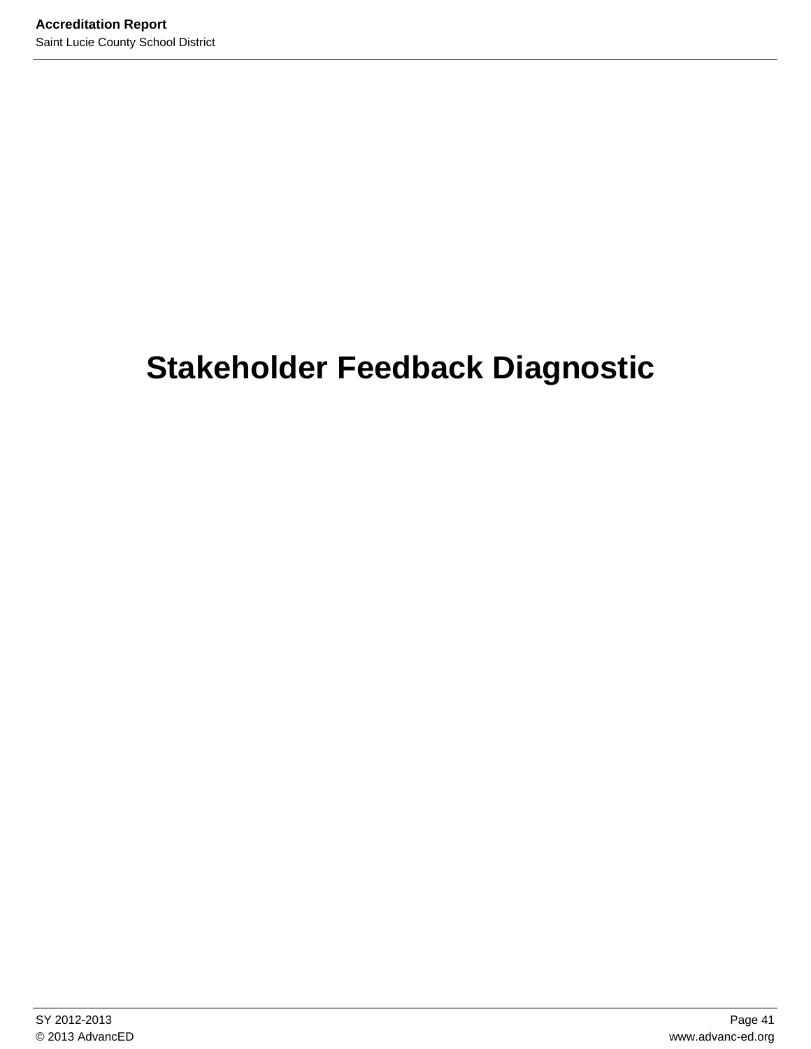# Stakeholder Feedback Diagnostic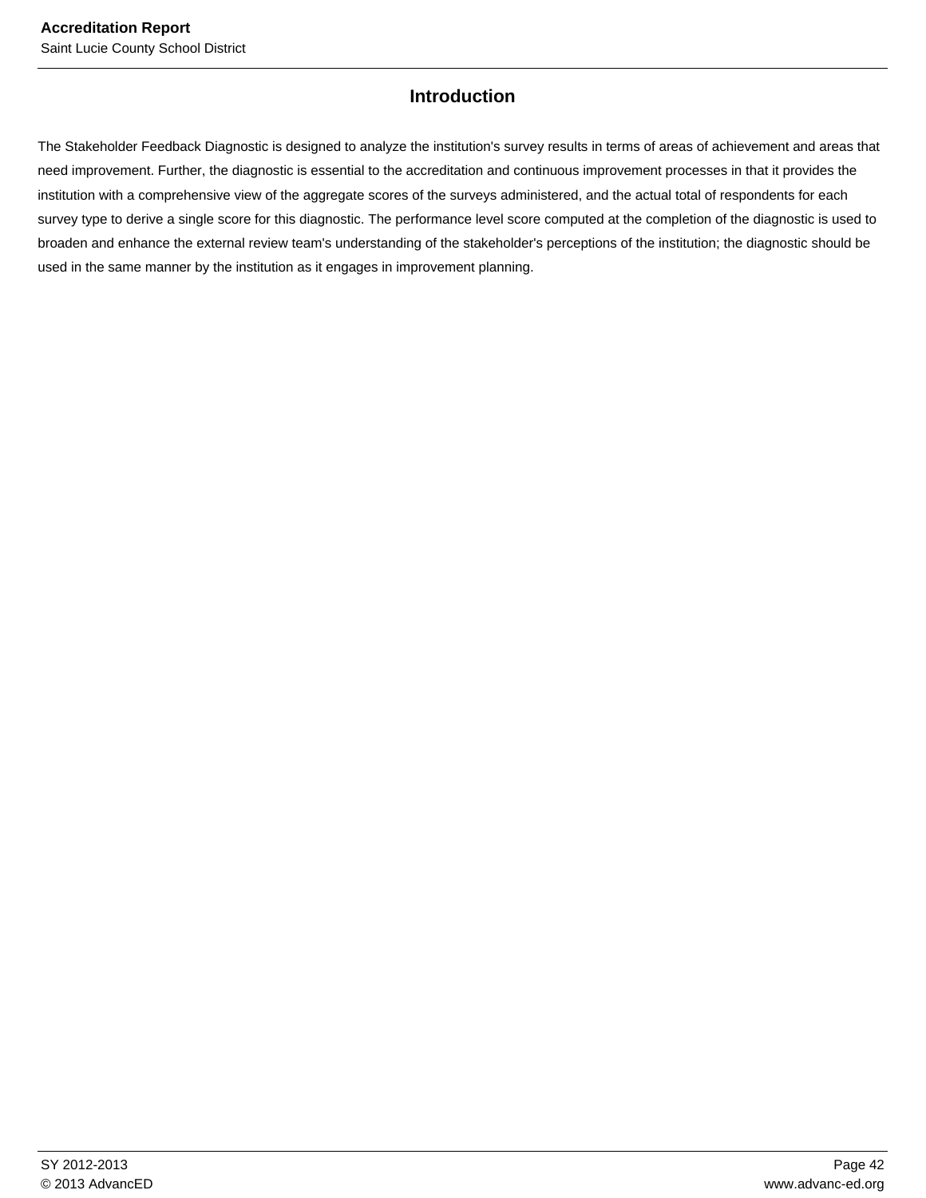## Introduction

The Stakeholder Feedback Diagnostic is designed to analyze the institution's survey results in terms of areas of achievement and areas that need improvement. Further, the diagnostic is essential to the accreditation and continuous improvement processes in that it provides the institution with a comprehensive view of the aggregate scores of the surveys administered, and the actual total of respondents for each survey type to derive a single score for this diagnostic. The performance level score computed at the completion of the diagnostic is used to broaden and enhance the external review team's understanding of the stakeholder's perceptions of the institution; the diagnostic should be used in the same manner by the institution as it engages in improvement planning.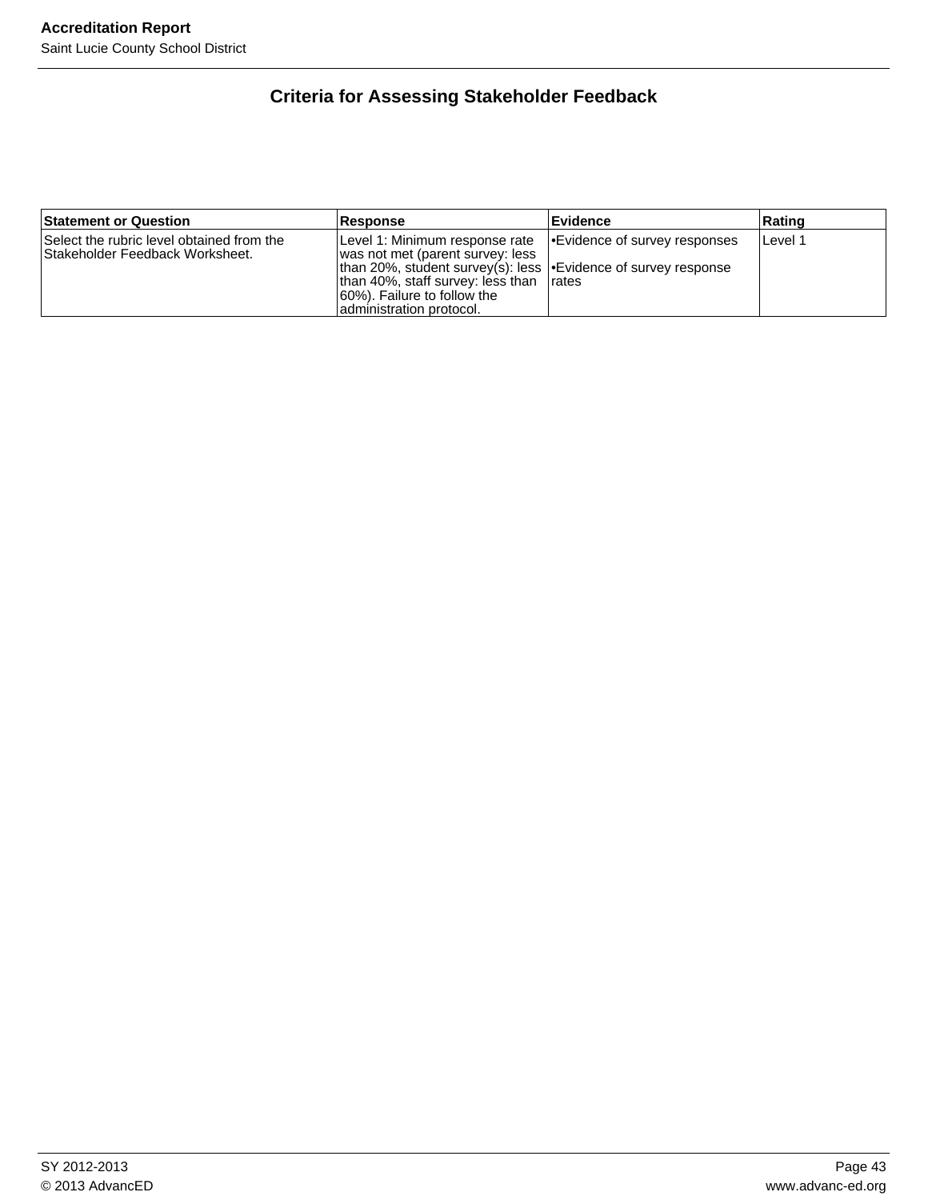## Criteria for Assessing Stakeholder Feedback

| Statement or Question | Response | Evidence | Rating |
| --- | --- | --- | --- |
| Select the rubric level obtained from the Stakeholder Feedback Worksheet. | Level 1: Minimum response rate was not met (parent survey: less than 20%, student survey(s): less than 40%, staff survey: less than 60%). Failure to follow the administration protocol. | •Evidence of survey responses<br><br>•Evidence of survey response rates | Level 1 |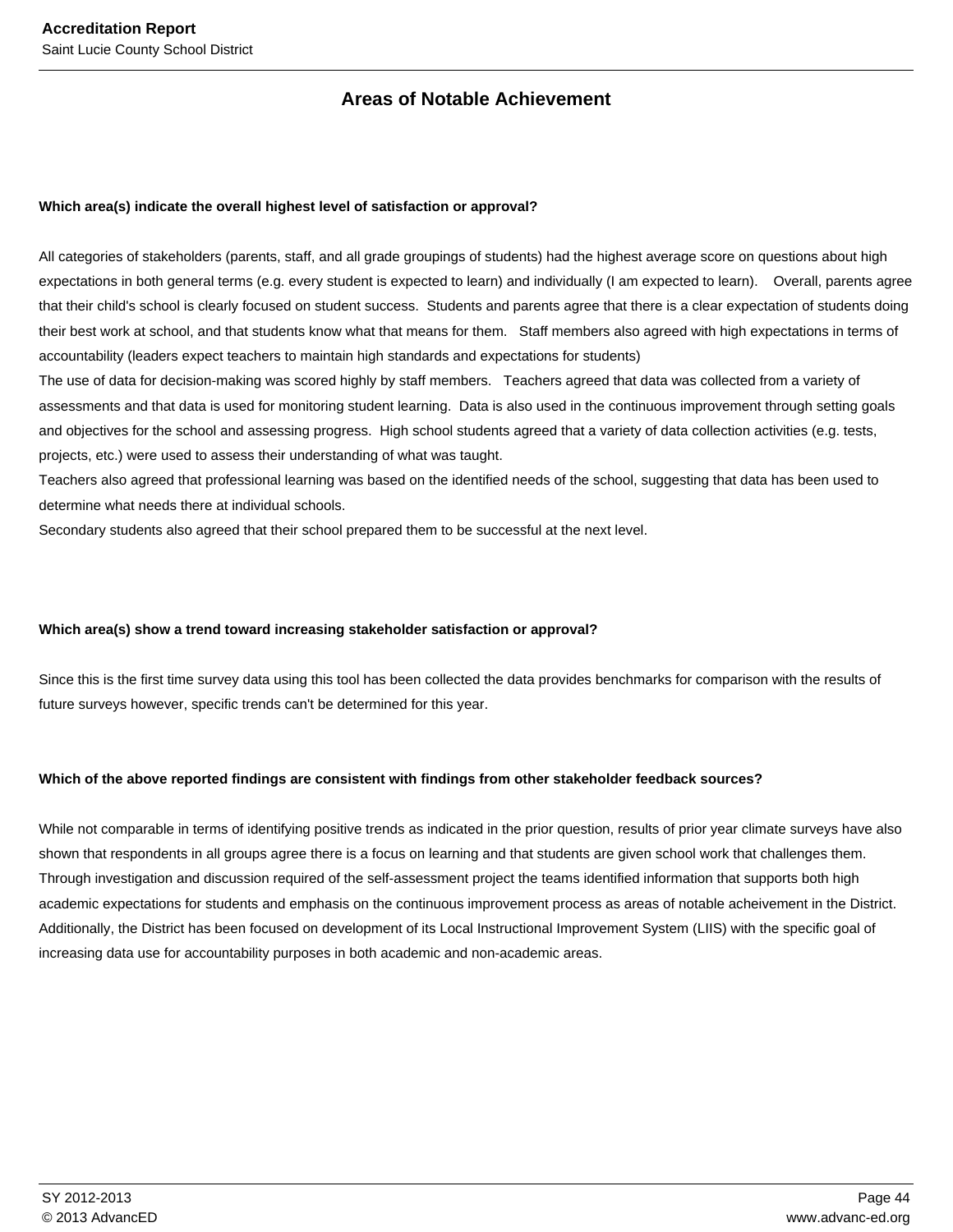## Areas of Notable Achievement

**Which area(s) indicate the overall highest level of satisfaction or approval?**

All categories of stakeholders (parents, staff, and all grade groupings of students) had the highest average score on questions about high expectations in both general terms (e.g. every student is expected to learn) and individually (I am expected to learn). Overall, parents agree that their child's school is clearly focused on student success. Students and parents agree that there is a clear expectation of students doing their best work at school, and that students know what that means for them. Staff members also agreed with high expectations in terms of accountability (leaders expect teachers to maintain high standards and expectations for students)
The use of data for decision-making was scored highly by staff members. Teachers agreed that data was collected from a variety of assessments and that data is used for monitoring student learning. Data is also used in the continuous improvement through setting goals and objectives for the school and assessing progress. High school students agreed that a variety of data collection activities (e.g. tests, projects, etc.) were used to assess their understanding of what was taught.
Teachers also agreed that professional learning was based on the identified needs of the school, suggesting that data has been used to determine what needs there at individual schools.
Secondary students also agreed that their school prepared them to be successful at the next level.

**Which area(s) show a trend toward increasing stakeholder satisfaction or approval?**

Since this is the first time survey data using this tool has been collected the data provides benchmarks for comparison with the results of future surveys however, specific trends can't be determined for this year.

**Which of the above reported findings are consistent with findings from other stakeholder feedback sources?**

While not comparable in terms of identifying positive trends as indicated in the prior question, results of prior year climate surveys have also shown that respondents in all groups agree there is a focus on learning and that students are given school work that challenges them. Through investigation and discussion required of the self-assessment project the teams identified information that supports both high academic expectations for students and emphasis on the continuous improvement process as areas of notable acheivement in the District. Additionally, the District has been focused on development of its Local Instructional Improvement System (LIIS) with the specific goal of increasing data use for accountability purposes in both academic and non-academic areas.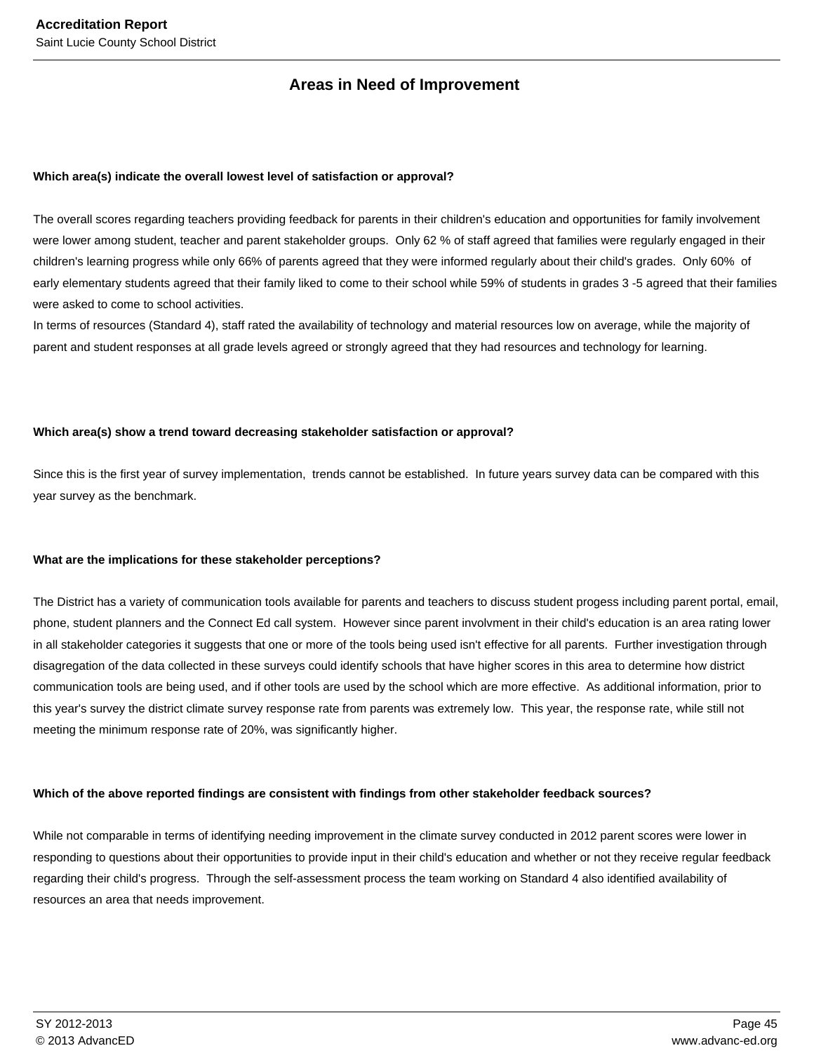## Areas in Need of Improvement

**Which area(s) indicate the overall lowest level of satisfaction or approval?**

The overall scores regarding teachers providing feedback for parents in their children's education and opportunities for family involvement were lower among student, teacher and parent stakeholder groups. Only 62 % of staff agreed that families were regularly engaged in their children's learning progress while only 66% of parents agreed that they were informed regularly about their child's grades. Only 60% of early elementary students agreed that their family liked to come to their school while 59% of students in grades 3 -5 agreed that their families were asked to come to school activities.
In terms of resources (Standard 4), staff rated the availability of technology and material resources low on average, while the majority of parent and student responses at all grade levels agreed or strongly agreed that they had resources and technology for learning.

**Which area(s) show a trend toward decreasing stakeholder satisfaction or approval?**

Since this is the first year of survey implementation, trends cannot be established. In future years survey data can be compared with this year survey as the benchmark.

**What are the implications for these stakeholder perceptions?**

The District has a variety of communication tools available for parents and teachers to discuss student progess including parent portal, email, phone, student planners and the Connect Ed call system. However since parent involvment in their child's education is an area rating lower in all stakeholder categories it suggests that one or more of the tools being used isn't effective for all parents. Further investigation through disagregation of the data collected in these surveys could identify schools that have higher scores in this area to determine how district communication tools are being used, and if other tools are used by the school which are more effective. As additional information, prior to this year's survey the district climate survey response rate from parents was extremely low. This year, the response rate, while still not meeting the minimum response rate of 20%, was significantly higher.

**Which of the above reported findings are consistent with findings from other stakeholder feedback sources?**

While not comparable in terms of identifying needing improvement in the climate survey conducted in 2012 parent scores were lower in responding to questions about their opportunities to provide input in their child's education and whether or not they receive regular feedback regarding their child's progress. Through the self-assessment process the team working on Standard 4 also identified availability of resources an area that needs improvement.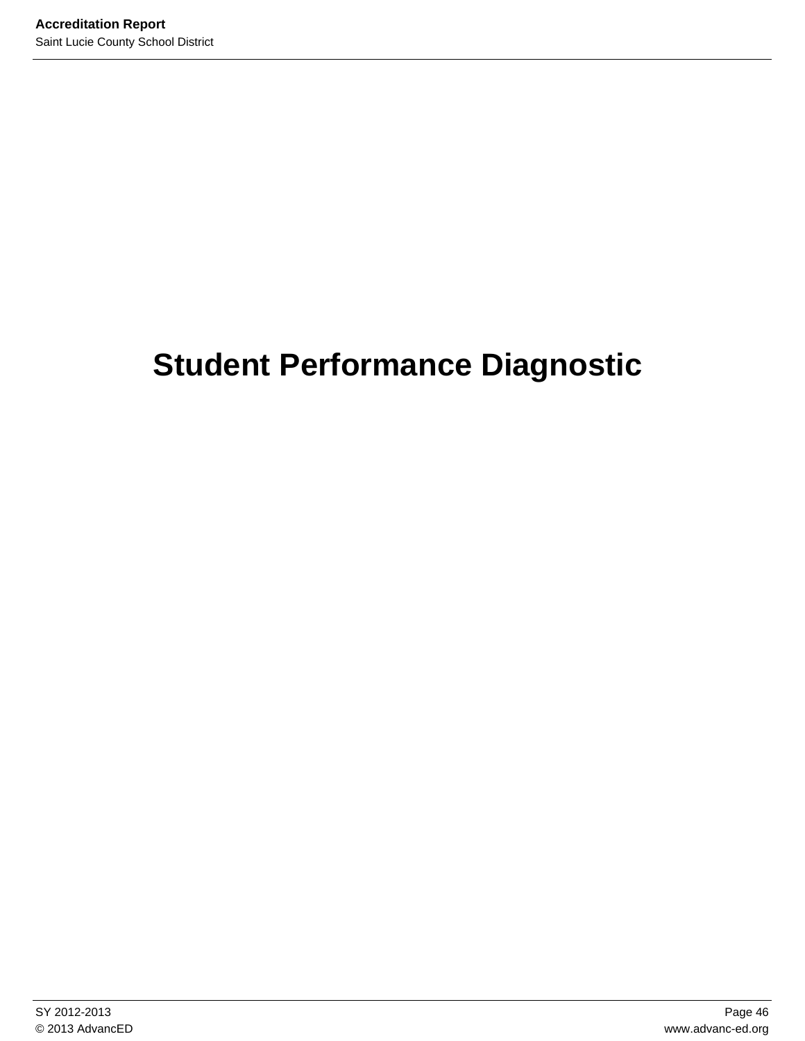# Student Performance Diagnostic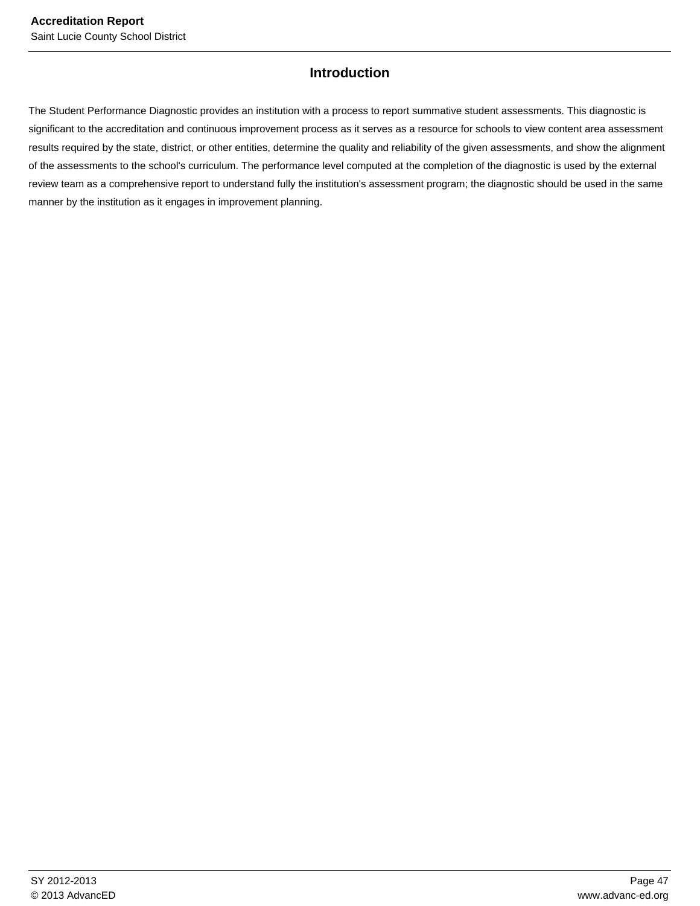## Introduction

The Student Performance Diagnostic provides an institution with a process to report summative student assessments. This diagnostic is significant to the accreditation and continuous improvement process as it serves as a resource for schools to view content area assessment results required by the state, district, or other entities, determine the quality and reliability of the given assessments, and show the alignment of the assessments to the school's curriculum. The performance level computed at the completion of the diagnostic is used by the external review team as a comprehensive report to understand fully the institution's assessment program; the diagnostic should be used in the same manner by the institution as it engages in improvement planning.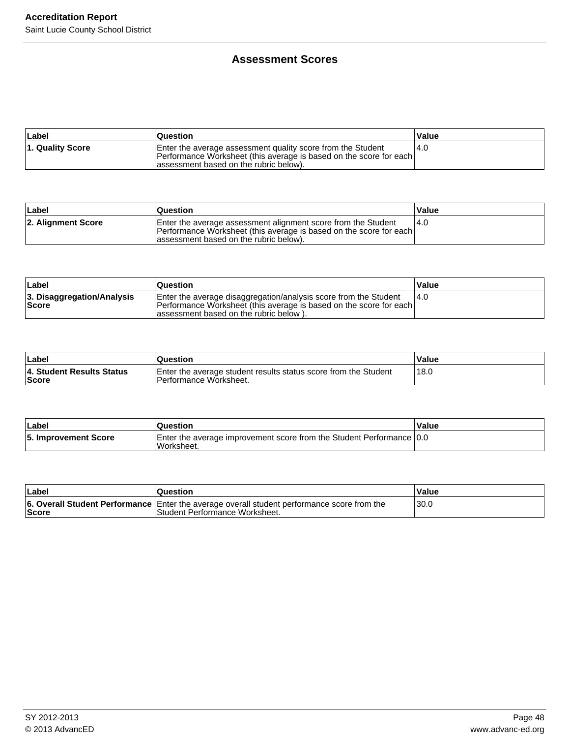## Assessment Scores

| Label | Question | Value |
| --- | --- | --- |
| **1. Quality Score** | Enter the average assessment quality score from the Student Performance Worksheet (this average is based on the score for each assessment based on the rubric below). | 4.0 |

| Label | Question | Value |
| --- | --- | --- |
| **2. Alignment Score** | Enter the average assessment alignment score from the Student Performance Worksheet (this average is based on the score for each assessment based on the rubric below). | 4.0 |

| Label | Question | Value |
| --- | --- | --- |
| **3. Disaggregation/Analysis Score** | Enter the average disaggregation/analysis score from the Student Performance Worksheet (this average is based on the score for each assessment based on the rubric below ). | 4.0 |

| Label | Question | Value |
| --- | --- | --- |
| **4. Student Results Status Score** | Enter the average student results status score from the Student Performance Worksheet. | 18.0 |

| Label | Question | Value |
| --- | --- | --- |
| **5. Improvement Score** | Enter the average improvement score from the Student Performance Worksheet. | 0.0 |

| Label | Question | Value |
| --- | --- | --- |
| **6. Overall Student Performance Score** | Enter the average overall student performance score from the Student Performance Worksheet. | 30.0 |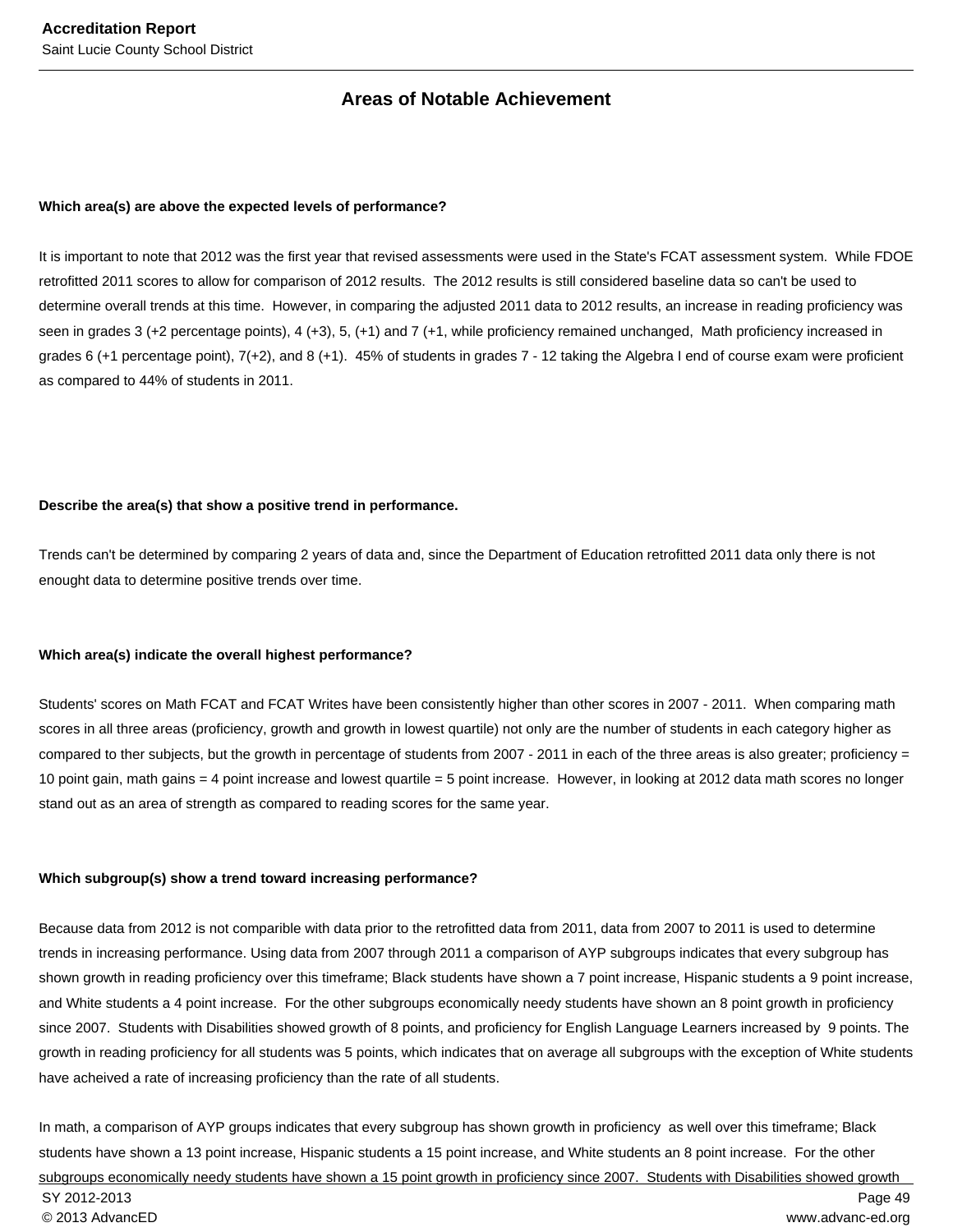## Areas of Notable Achievement

**Which area(s) are above the expected levels of performance?**

It is important to note that 2012 was the first year that revised assessments were used in the State's FCAT assessment system. While FDOE retrofitted 2011 scores to allow for comparison of 2012 results. The 2012 results is still considered baseline data so can't be used to determine overall trends at this time. However, in comparing the adjusted 2011 data to 2012 results, an increase in reading proficiency was seen in grades 3 (+2 percentage points), 4 (+3), 5, (+1) and 7 (+1, while proficiency remained unchanged, Math proficiency increased in grades 6 (+1 percentage point), 7(+2), and 8 (+1). 45% of students in grades 7 - 12 taking the Algebra I end of course exam were proficient as compared to 44% of students in 2011.

**Describe the area(s) that show a positive trend in performance.**

Trends can't be determined by comparing 2 years of data and, since the Department of Education retrofitted 2011 data only there is not enought data to determine positive trends over time.

**Which area(s) indicate the overall highest performance?**

Students' scores on Math FCAT and FCAT Writes have been consistently higher than other scores in 2007 - 2011. When comparing math scores in all three areas (proficiency, growth and growth in lowest quartile) not only are the number of students in each category higher as compared to ther subjects, but the growth in percentage of students from 2007 - 2011 in each of the three areas is also greater; proficiency = 10 point gain, math gains = 4 point increase and lowest quartile = 5 point increase. However, in looking at 2012 data math scores no longer stand out as an area of strength as compared to reading scores for the same year.

**Which subgroup(s) show a trend toward increasing performance?**

Because data from 2012 is not comparible with data prior to the retrofitted data from 2011, data from 2007 to 2011 is used to determine trends in increasing performance. Using data from 2007 through 2011 a comparison of AYP subgroups indicates that every subgroup has shown growth in reading proficiency over this timeframe; Black students have shown a 7 point increase, Hispanic students a 9 point increase, and White students a 4 point increase. For the other subgroups economically needy students have shown an 8 point growth in proficiency since 2007. Students with Disabilities showed growth of 8 points, and proficiency for English Language Learners increased by 9 points. The growth in reading proficiency for all students was 5 points, which indicates that on average all subgroups with the exception of White students have acheived a rate of increasing proficiency than the rate of all students.

In math, a comparison of AYP groups indicates that every subgroup has shown growth in proficiency as well over this timeframe; Black students have shown a 13 point increase, Hispanic students a 15 point increase, and White students an 8 point increase. For the other subgroups economically needy students have shown a 15 point growth in proficiency since 2007. Students with Disabilities showed growth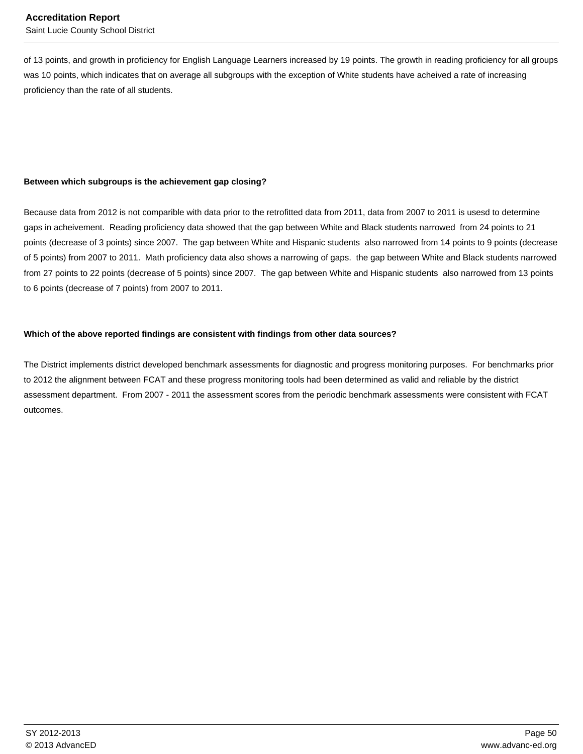of 13 points, and growth in proficiency for English Language Learners increased by 19 points. The growth in reading proficiency for all groups was 10 points, which indicates that on average all subgroups with the exception of White students have acheived a rate of increasing proficiency than the rate of all students.

**Between which subgroups is the achievement gap closing?**

Because data from 2012 is not comparible with data prior to the retrofitted data from 2011, data from 2007 to 2011 is usesd to determine gaps in acheivement.  Reading proficiency data showed that the gap between White and Black students narrowed  from 24 points to 21 points (decrease of 3 points) since 2007.  The gap between White and Hispanic students  also narrowed from 14 points to 9 points (decrease of 5 points) from 2007 to 2011.  Math proficiency data also shows a narrowing of gaps.  the gap between White and Black students narrowed from 27 points to 22 points (decrease of 5 points) since 2007.  The gap between White and Hispanic students  also narrowed from 13 points to 6 points (decrease of 7 points) from 2007 to 2011.

**Which of the above reported findings are consistent with findings from other data sources?**

The District implements district developed benchmark assessments for diagnostic and progress monitoring purposes.  For benchmarks prior to 2012 the alignment between FCAT and these progress monitoring tools had been determined as valid and reliable by the district assessment department.  From 2007 - 2011 the assessment scores from the periodic benchmark assessments were consistent with FCAT outcomes.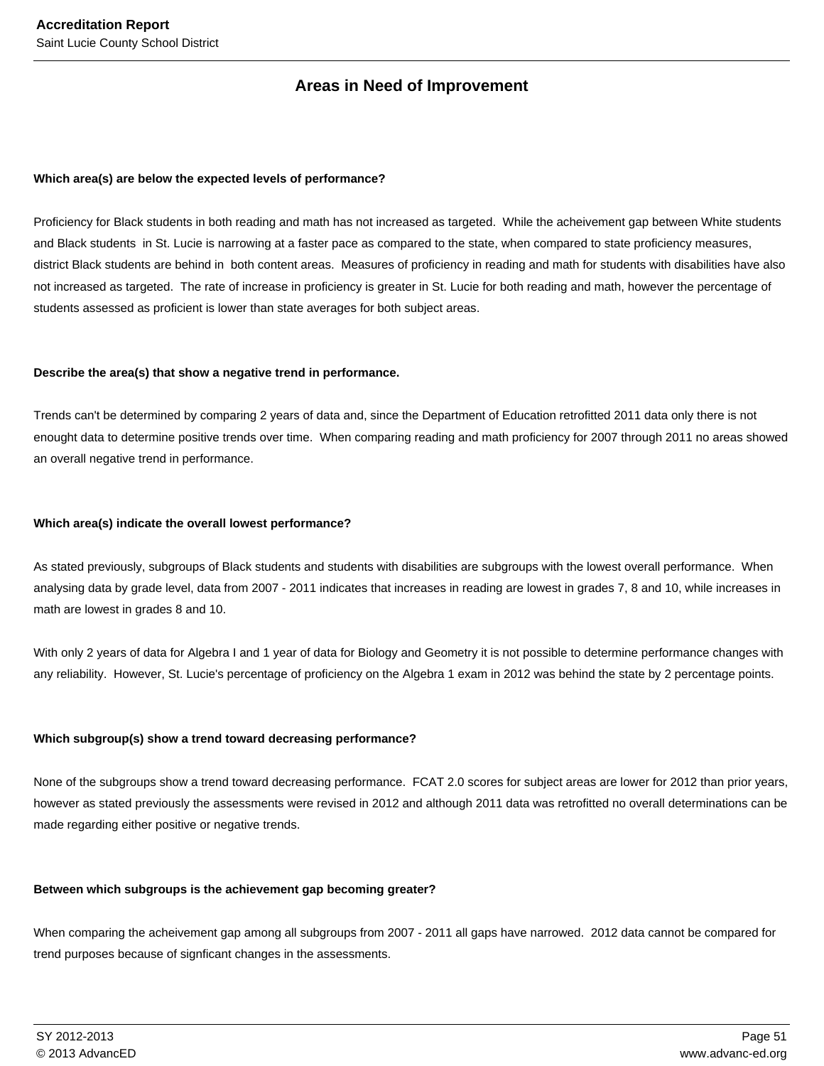## Areas in Need of Improvement

**Which area(s) are below the expected levels of performance?**

Proficiency for Black students in both reading and math has not increased as targeted. While the acheivement gap between White students and Black students in St. Lucie is narrowing at a faster pace as compared to the state, when compared to state proficiency measures, district Black students are behind in both content areas. Measures of proficiency in reading and math for students with disabilities have also not increased as targeted. The rate of increase in proficiency is greater in St. Lucie for both reading and math, however the percentage of students assessed as proficient is lower than state averages for both subject areas.

**Describe the area(s) that show a negative trend in performance.**

Trends can't be determined by comparing 2 years of data and, since the Department of Education retrofitted 2011 data only there is not enought data to determine positive trends over time. When comparing reading and math proficiency for 2007 through 2011 no areas showed an overall negative trend in performance.

**Which area(s) indicate the overall lowest performance?**

As stated previously, subgroups of Black students and students with disabilities are subgroups with the lowest overall performance. When analysing data by grade level, data from 2007 - 2011 indicates that increases in reading are lowest in grades 7, 8 and 10, while increases in math are lowest in grades 8 and 10.

With only 2 years of data for Algebra I and 1 year of data for Biology and Geometry it is not possible to determine performance changes with any reliability. However, St. Lucie's percentage of proficiency on the Algebra 1 exam in 2012 was behind the state by 2 percentage points.

**Which subgroup(s) show a trend toward decreasing performance?**

None of the subgroups show a trend toward decreasing performance. FCAT 2.0 scores for subject areas are lower for 2012 than prior years, however as stated previously the assessments were revised in 2012 and although 2011 data was retrofitted no overall determinations can be made regarding either positive or negative trends.

**Between which subgroups is the achievement gap becoming greater?**

When comparing the acheivement gap among all subgroups from 2007 - 2011 all gaps have narrowed. 2012 data cannot be compared for trend purposes because of signficant changes in the assessments.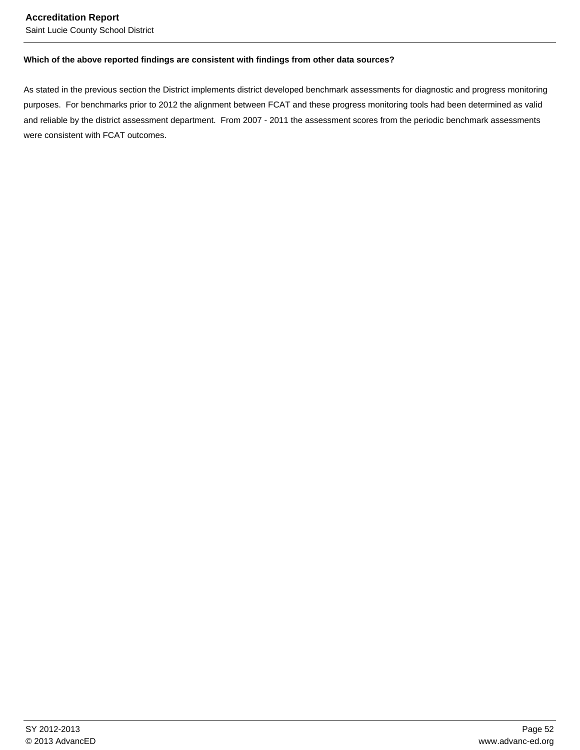**Which of the above reported findings are consistent with findings from other data sources?**

As stated in the previous section the District implements district developed benchmark assessments for diagnostic and progress monitoring purposes. For benchmarks prior to 2012 the alignment between FCAT and these progress monitoring tools had been determined as valid and reliable by the district assessment department. From 2007 - 2011 the assessment scores from the periodic benchmark assessments were consistent with FCAT outcomes.